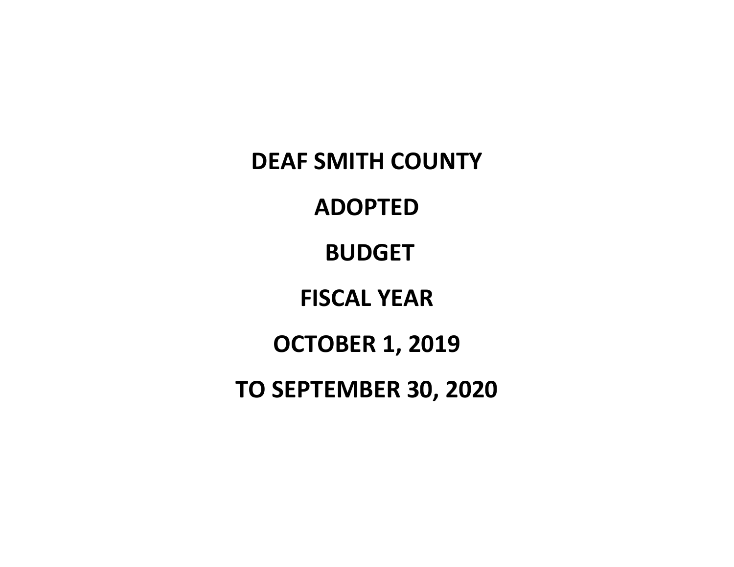# DEAF SMITH COUNTY

# ADOPTED

# BUDGET

# FISCAL YEAR

# OCTOBER 1, 2019

# TO SEPTEMBER 30, 2020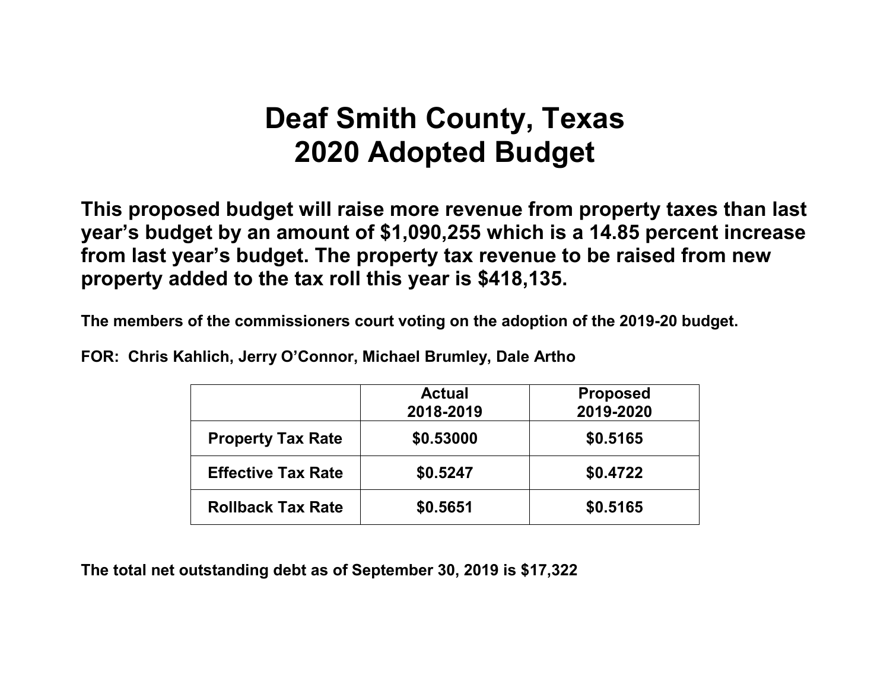# Deaf Smith County, Texas
# 2020 Adopted Budget

**This proposed budget will raise more revenue from property taxes than last year's budget by an amount of $1,090,255 which is a 14.85 percent increase from last year's budget. The property tax revenue to be raised from new property added to the tax roll this year is $418,135.**

**The members of the commissioners court voting on the adoption of the 2019-20 budget.**

**FOR: Chris Kahlich, Jerry O'Connor, Michael Brumley, Dale Artho**

| | Actual 2018-2019 | Proposed 2019-2020 |
|---|---|---|
| Property Tax Rate | $0.53000 | $0.5165 |
| Effective Tax Rate | $0.5247 | $0.4722 |
| Rollback Tax Rate | $0.5651 | $0.5165 |

**The total net outstanding debt as of September 30, 2019 is $17,322**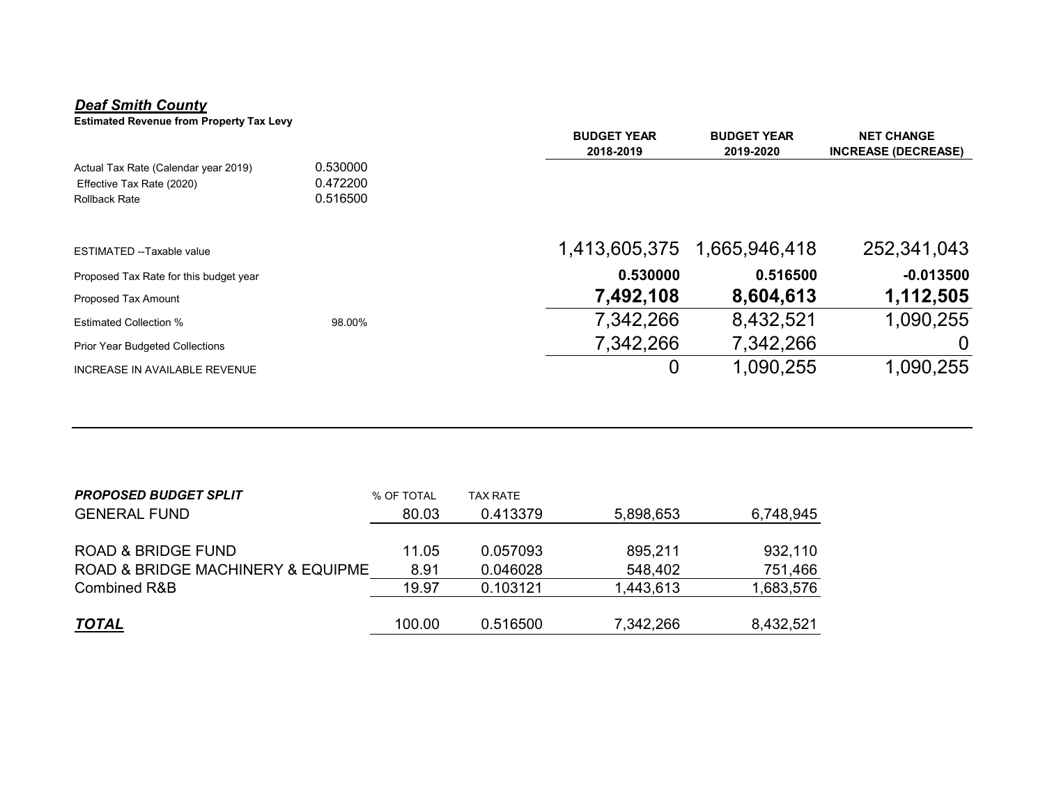***Deaf Smith County***

**Estimated Revenue from Property Tax Levy**

| | | BUDGET YEAR 2018-2019 | BUDGET YEAR 2019-2020 | NET CHANGE INCREASE (DECREASE) |
|---|---|---|---|---|
| Actual Tax Rate (Calendar year 2019) | 0.530000 | | | |
| Effective Tax Rate (2020) | 0.472200 | | | |
| Rollback Rate | 0.516500 | | | |
| ESTIMATED --Taxable value | | 1,413,605,375 | 1,665,946,418 | 252,341,043 |
| Proposed Tax Rate for this budget year | | **0.530000** | **0.516500** | **-0.013500** |
| Proposed Tax Amount | | **7,492,108** | **8,604,613** | **1,112,505** |
| Estimated Collection % | 98.00% | 7,342,266 | 8,432,521 | 1,090,255 |
| Prior Year Budgeted Collections | | 7,342,266 | 7,342,266 | 0 |
| INCREASE IN AVAILABLE REVENUE | | 0 | 1,090,255 | 1,090,255 |

| ***PROPOSED BUDGET SPLIT*** | % OF TOTAL | TAX RATE | | |
|---|---|---|---|---|
| GENERAL FUND | 80.03 | 0.413379 | 5,898,653 | 6,748,945 |
| ROAD & BRIDGE FUND | 11.05 | 0.057093 | 895,211 | 932,110 |
| ROAD & BRIDGE MACHINERY & EQUIPME | 8.91 | 0.046028 | 548,402 | 751,466 |
| Combined R&B | 19.97 | 0.103121 | 1,443,613 | 1,683,576 |
| ***TOTAL*** | 100.00 | 0.516500 | 7,342,266 | 8,432,521 |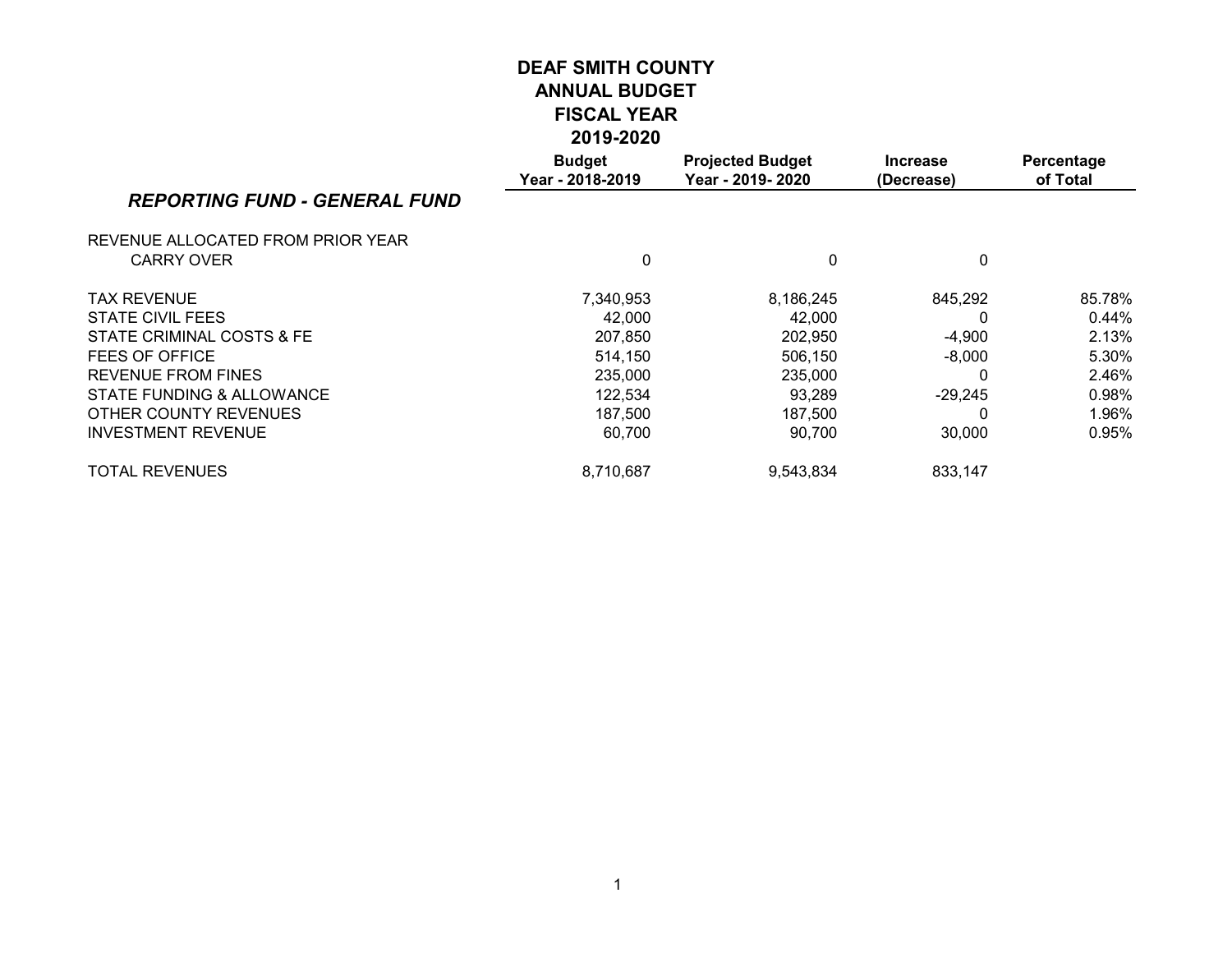# DEAF SMITH COUNTY
## ANNUAL BUDGET
## FISCAL YEAR
## 2019-2020

| *REPORTING FUND - GENERAL FUND* | Budget Year - 2018-2019 | Projected Budget Year - 2019- 2020 | Increase (Decrease) | Percentage of Total |
|---|---|---|---|---|
| REVENUE ALLOCATED FROM PRIOR YEAR CARRY OVER | 0 | 0 | 0 | |
| TAX REVENUE | 7,340,953 | 8,186,245 | 845,292 | 85.78% |
| STATE CIVIL FEES | 42,000 | 42,000 | 0 | 0.44% |
| STATE CRIMINAL COSTS & FE | 207,850 | 202,950 | -4,900 | 2.13% |
| FEES OF OFFICE | 514,150 | 506,150 | -8,000 | 5.30% |
| REVENUE FROM FINES | 235,000 | 235,000 | 0 | 2.46% |
| STATE FUNDING & ALLOWANCE | 122,534 | 93,289 | -29,245 | 0.98% |
| OTHER COUNTY REVENUES | 187,500 | 187,500 | 0 | 1.96% |
| INVESTMENT REVENUE | 60,700 | 90,700 | 30,000 | 0.95% |
| TOTAL REVENUES | 8,710,687 | 9,543,834 | 833,147 | |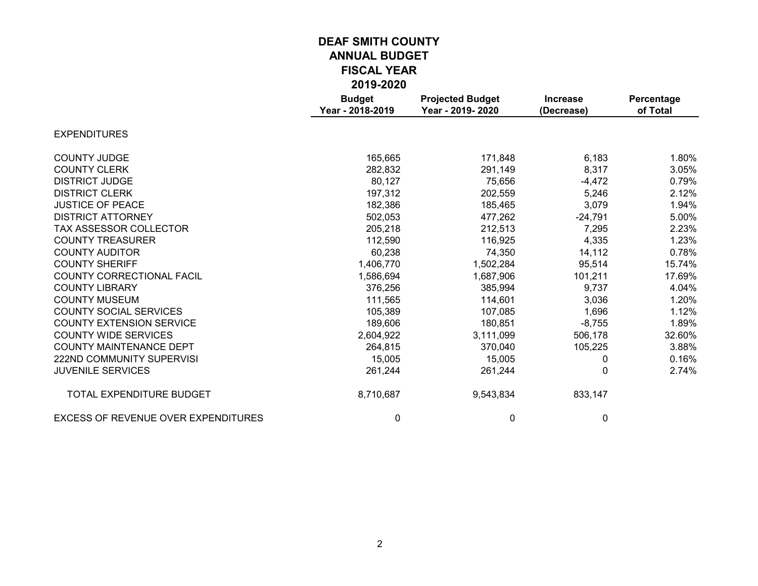# DEAF SMITH COUNTY
## ANNUAL BUDGET
## FISCAL YEAR
## 2019-2020

| | Budget Year - 2018-2019 | Projected Budget Year - 2019- 2020 | Increase (Decrease) | Percentage of Total |
|---|---|---|---|---|
| EXPENDITURES | | | | |
| COUNTY JUDGE | 165,665 | 171,848 | 6,183 | 1.80% |
| COUNTY CLERK | 282,832 | 291,149 | 8,317 | 3.05% |
| DISTRICT JUDGE | 80,127 | 75,656 | -4,472 | 0.79% |
| DISTRICT CLERK | 197,312 | 202,559 | 5,246 | 2.12% |
| JUSTICE OF PEACE | 182,386 | 185,465 | 3,079 | 1.94% |
| DISTRICT ATTORNEY | 502,053 | 477,262 | -24,791 | 5.00% |
| TAX ASSESSOR COLLECTOR | 205,218 | 212,513 | 7,295 | 2.23% |
| COUNTY TREASURER | 112,590 | 116,925 | 4,335 | 1.23% |
| COUNTY AUDITOR | 60,238 | 74,350 | 14,112 | 0.78% |
| COUNTY SHERIFF | 1,406,770 | 1,502,284 | 95,514 | 15.74% |
| COUNTY CORRECTIONAL FACIL | 1,586,694 | 1,687,906 | 101,211 | 17.69% |
| COUNTY LIBRARY | 376,256 | 385,994 | 9,737 | 4.04% |
| COUNTY MUSEUM | 111,565 | 114,601 | 3,036 | 1.20% |
| COUNTY SOCIAL SERVICES | 105,389 | 107,085 | 1,696 | 1.12% |
| COUNTY EXTENSION SERVICE | 189,606 | 180,851 | -8,755 | 1.89% |
| COUNTY WIDE SERVICES | 2,604,922 | 3,111,099 | 506,178 | 32.60% |
| COUNTY MAINTENANCE DEPT | 264,815 | 370,040 | 105,225 | 3.88% |
| 222ND COMMUNITY SUPERVISI | 15,005 | 15,005 | 0 | 0.16% |
| JUVENILE SERVICES | 261,244 | 261,244 | 0 | 2.74% |
| TOTAL EXPENDITURE BUDGET | 8,710,687 | 9,543,834 | 833,147 | |
| EXCESS OF REVENUE OVER EXPENDITURES | 0 | 0 | 0 | |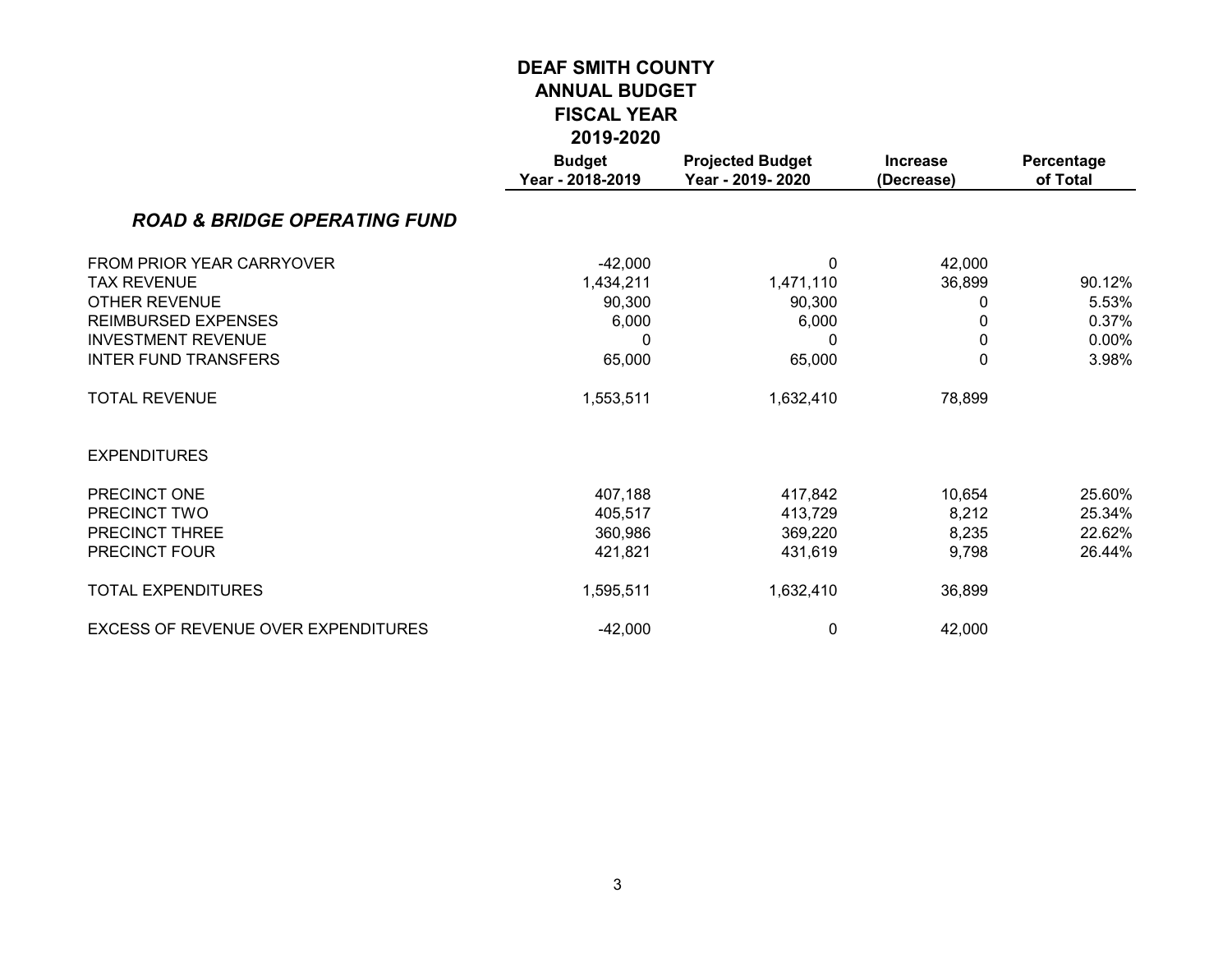# DEAF SMITH COUNTY
## ANNUAL BUDGET
## FISCAL YEAR
## 2019-2020

| | Budget Year - 2018-2019 | Projected Budget Year - 2019- 2020 | Increase (Decrease) | Percentage of Total |
|---|---|---|---|---|
| ***ROAD & BRIDGE OPERATING FUND*** | | | | |
| FROM PRIOR YEAR CARRYOVER | -42,000 | 0 | 42,000 | |
| TAX REVENUE | 1,434,211 | 1,471,110 | 36,899 | 90.12% |
| OTHER REVENUE | 90,300 | 90,300 | 0 | 5.53% |
| REIMBURSED EXPENSES | 6,000 | 6,000 | 0 | 0.37% |
| INVESTMENT REVENUE | 0 | 0 | 0 | 0.00% |
| INTER FUND TRANSFERS | 65,000 | 65,000 | 0 | 3.98% |
| TOTAL REVENUE | 1,553,511 | 1,632,410 | 78,899 | |
| EXPENDITURES | | | | |
| PRECINCT ONE | 407,188 | 417,842 | 10,654 | 25.60% |
| PRECINCT TWO | 405,517 | 413,729 | 8,212 | 25.34% |
| PRECINCT THREE | 360,986 | 369,220 | 8,235 | 22.62% |
| PRECINCT FOUR | 421,821 | 431,619 | 9,798 | 26.44% |
| TOTAL EXPENDITURES | 1,595,511 | 1,632,410 | 36,899 | |
| EXCESS OF REVENUE OVER EXPENDITURES | -42,000 | 0 | 42,000 | |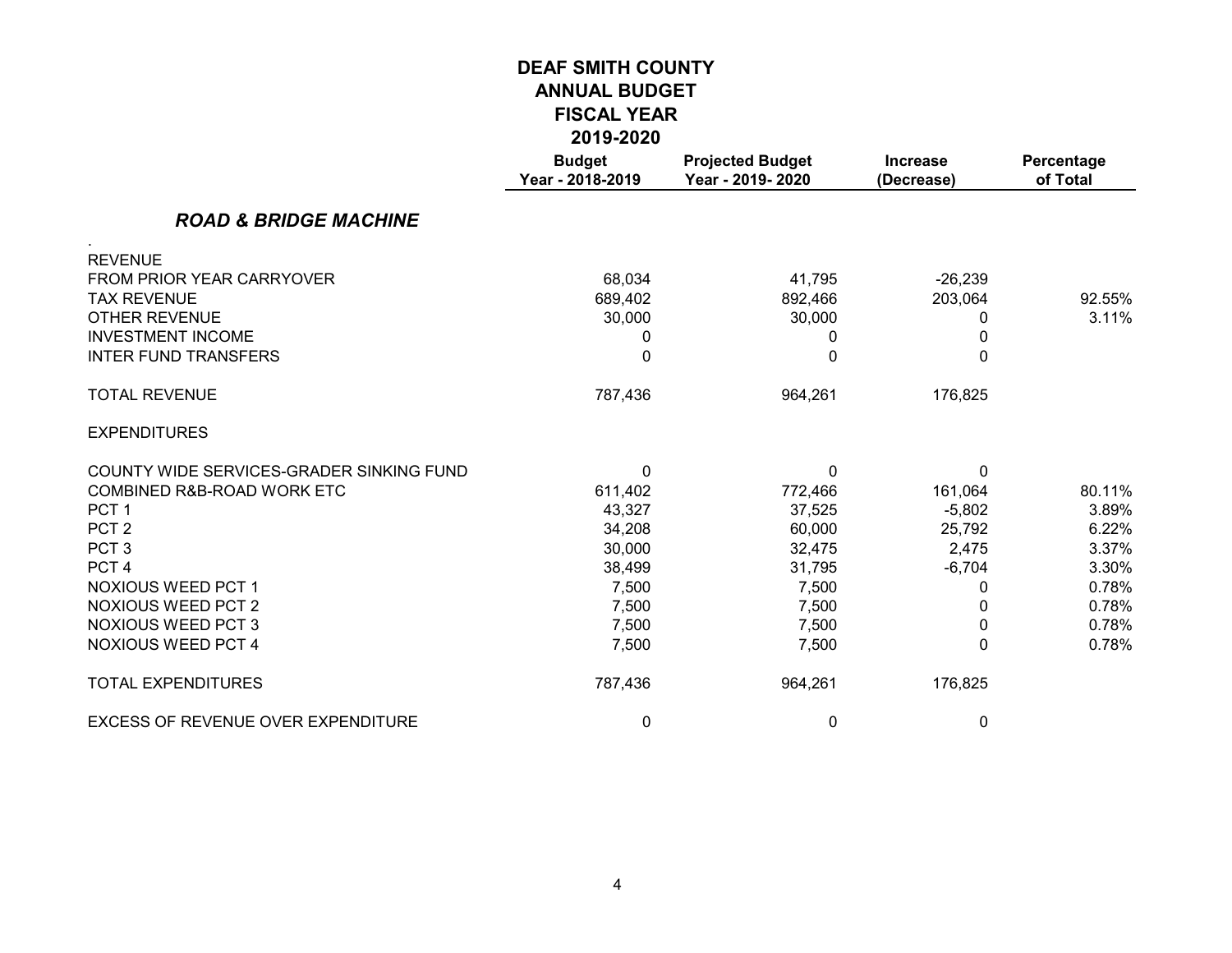# DEAF SMITH COUNTY
## ANNUAL BUDGET
## FISCAL YEAR
## 2019-2020

| | Budget Year - 2018-2019 | Projected Budget Year - 2019- 2020 | Increase (Decrease) | Percentage of Total |
|---|---|---|---|---|
| ***ROAD & BRIDGE MACHINE*** | | | | |
| . | | | | |
| REVENUE | | | | |
| FROM PRIOR YEAR CARRYOVER | 68,034 | 41,795 | -26,239 | |
| TAX REVENUE | 689,402 | 892,466 | 203,064 | 92.55% |
| OTHER REVENUE | 30,000 | 30,000 | 0 | 3.11% |
| INVESTMENT INCOME | 0 | 0 | 0 | |
| INTER FUND TRANSFERS | 0 | 0 | 0 | |
| TOTAL REVENUE | 787,436 | 964,261 | 176,825 | |
| EXPENDITURES | | | | |
| COUNTY WIDE SERVICES-GRADER SINKING FUND | 0 | 0 | 0 | |
| COMBINED R&B-ROAD WORK ETC | 611,402 | 772,466 | 161,064 | 80.11% |
| PCT 1 | 43,327 | 37,525 | -5,802 | 3.89% |
| PCT 2 | 34,208 | 60,000 | 25,792 | 6.22% |
| PCT 3 | 30,000 | 32,475 | 2,475 | 3.37% |
| PCT 4 | 38,499 | 31,795 | -6,704 | 3.30% |
| NOXIOUS WEED PCT 1 | 7,500 | 7,500 | 0 | 0.78% |
| NOXIOUS WEED PCT 2 | 7,500 | 7,500 | 0 | 0.78% |
| NOXIOUS WEED PCT 3 | 7,500 | 7,500 | 0 | 0.78% |
| NOXIOUS WEED PCT 4 | 7,500 | 7,500 | 0 | 0.78% |
| TOTAL EXPENDITURES | 787,436 | 964,261 | 176,825 | |
| EXCESS OF REVENUE OVER EXPENDITURE | 0 | 0 | 0 | |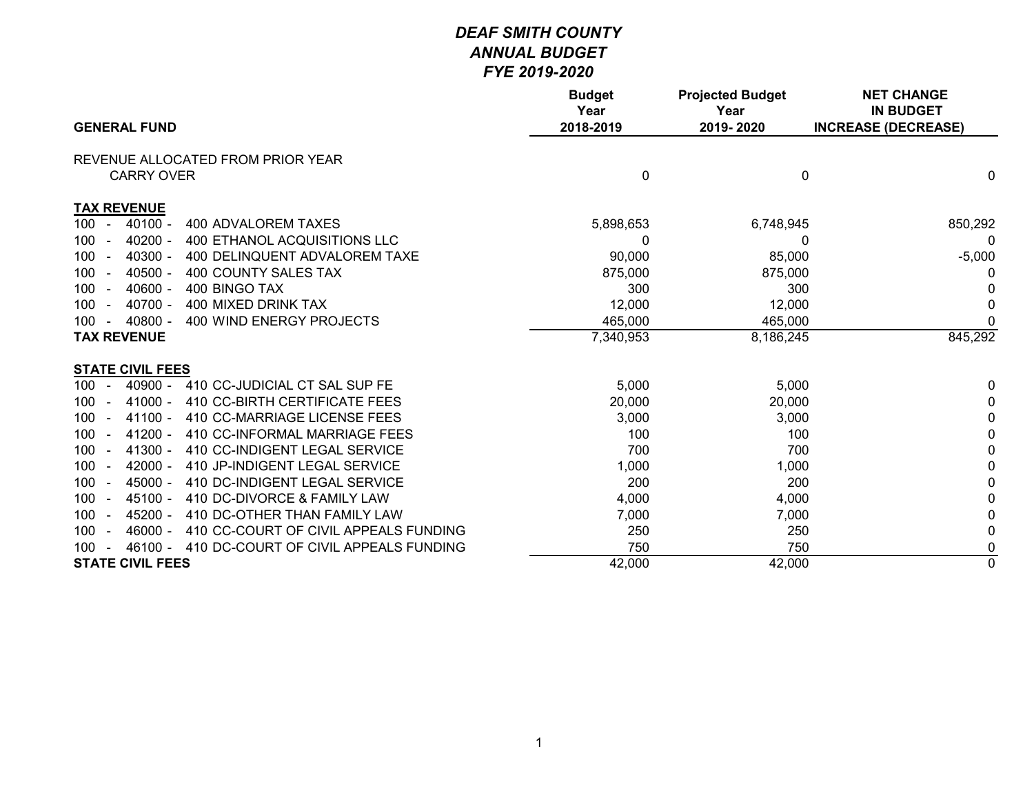# *DEAF SMITH COUNTY*
## *ANNUAL BUDGET*
### *FYE 2019-2020*

| GENERAL FUND | Budget Year 2018-2019 | Projected Budget Year 2019- 2020 | NET CHANGE IN BUDGET INCREASE (DECREASE) |
|---|---|---|---|
| REVENUE ALLOCATED FROM PRIOR YEAR | | | |
| CARRY OVER | 0 | 0 | 0 |
| **TAX REVENUE** | | | |
| 100 - 40100 - 400 ADVALOREM TAXES | 5,898,653 | 6,748,945 | 850,292 |
| 100 - 40200 - 400 ETHANOL ACQUISITIONS LLC | 0 | 0 | 0 |
| 100 - 40300 - 400 DELINQUENT ADVALOREM TAXE | 90,000 | 85,000 | -5,000 |
| 100 - 40500 - 400 COUNTY SALES TAX | 875,000 | 875,000 | 0 |
| 100 - 40600 - 400 BINGO TAX | 300 | 300 | 0 |
| 100 - 40700 - 400 MIXED DRINK TAX | 12,000 | 12,000 | 0 |
| 100 - 40800 - 400 WIND ENERGY PROJECTS | 465,000 | 465,000 | 0 |
| **TAX REVENUE** | 7,340,953 | 8,186,245 | 845,292 |
| **STATE CIVIL FEES** | | | |
| 100 - 40900 - 410 CC-JUDICIAL CT SAL SUP FE | 5,000 | 5,000 | 0 |
| 100 - 41000 - 410 CC-BIRTH CERTIFICATE FEES | 20,000 | 20,000 | 0 |
| 100 - 41100 - 410 CC-MARRIAGE LICENSE FEES | 3,000 | 3,000 | 0 |
| 100 - 41200 - 410 CC-INFORMAL MARRIAGE FEES | 100 | 100 | 0 |
| 100 - 41300 - 410 CC-INDIGENT LEGAL SERVICE | 700 | 700 | 0 |
| 100 - 42000 - 410 JP-INDIGENT LEGAL SERVICE | 1,000 | 1,000 | 0 |
| 100 - 45000 - 410 DC-INDIGENT LEGAL SERVICE | 200 | 200 | 0 |
| 100 - 45100 - 410 DC-DIVORCE & FAMILY LAW | 4,000 | 4,000 | 0 |
| 100 - 45200 - 410 DC-OTHER THAN FAMILY LAW | 7,000 | 7,000 | 0 |
| 100 - 46000 - 410 CC-COURT OF CIVIL APPEALS FUNDING | 250 | 250 | 0 |
| 100 - 46100 - 410 DC-COURT OF CIVIL APPEALS FUNDING | 750 | 750 | 0 |
| **STATE CIVIL FEES** | 42,000 | 42,000 | 0 |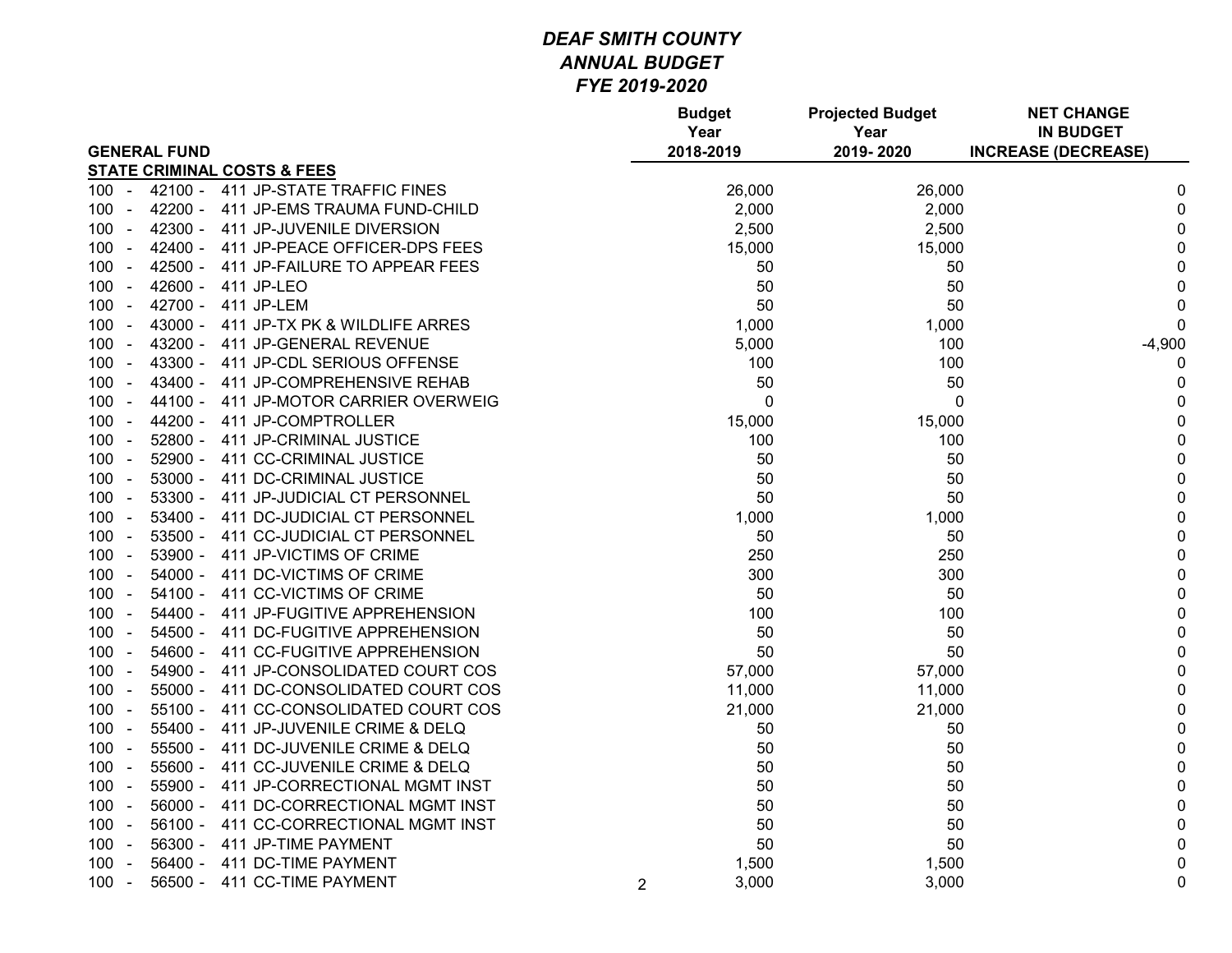# *DEAF SMITH COUNTY*
## *ANNUAL BUDGET*
## *FYE 2019-2020*

| GENERAL FUND | Budget Year 2018-2019 | Projected Budget Year 2019- 2020 | NET CHANGE IN BUDGET INCREASE (DECREASE) |
|---|---|---|---|
| **STATE CRIMINAL COSTS & FEES** | | | |
| 100 - 42100 - 411 JP-STATE TRAFFIC FINES | 26,000 | 26,000 | 0 |
| 100 - 42200 - 411 JP-EMS TRAUMA FUND-CHILD | 2,000 | 2,000 | 0 |
| 100 - 42300 - 411 JP-JUVENILE DIVERSION | 2,500 | 2,500 | 0 |
| 100 - 42400 - 411 JP-PEACE OFFICER-DPS FEES | 15,000 | 15,000 | 0 |
| 100 - 42500 - 411 JP-FAILURE TO APPEAR FEES | 50 | 50 | 0 |
| 100 - 42600 - 411 JP-LEO | 50 | 50 | 0 |
| 100 - 42700 - 411 JP-LEM | 50 | 50 | 0 |
| 100 - 43000 - 411 JP-TX PK & WILDLIFE ARRES | 1,000 | 1,000 | 0 |
| 100 - 43200 - 411 JP-GENERAL REVENUE | 5,000 | 100 | -4,900 |
| 100 - 43300 - 411 JP-CDL SERIOUS OFFENSE | 100 | 100 | 0 |
| 100 - 43400 - 411 JP-COMPREHENSIVE REHAB | 50 | 50 | 0 |
| 100 - 44100 - 411 JP-MOTOR CARRIER OVERWEIG | 0 | 0 | 0 |
| 100 - 44200 - 411 JP-COMPTROLLER | 15,000 | 15,000 | 0 |
| 100 - 52800 - 411 JP-CRIMINAL JUSTICE | 100 | 100 | 0 |
| 100 - 52900 - 411 CC-CRIMINAL JUSTICE | 50 | 50 | 0 |
| 100 - 53000 - 411 DC-CRIMINAL JUSTICE | 50 | 50 | 0 |
| 100 - 53300 - 411 JP-JUDICIAL CT PERSONNEL | 50 | 50 | 0 |
| 100 - 53400 - 411 DC-JUDICIAL CT PERSONNEL | 1,000 | 1,000 | 0 |
| 100 - 53500 - 411 CC-JUDICIAL CT PERSONNEL | 50 | 50 | 0 |
| 100 - 53900 - 411 JP-VICTIMS OF CRIME | 250 | 250 | 0 |
| 100 - 54000 - 411 DC-VICTIMS OF CRIME | 300 | 300 | 0 |
| 100 - 54100 - 411 CC-VICTIMS OF CRIME | 50 | 50 | 0 |
| 100 - 54400 - 411 JP-FUGITIVE APPREHENSION | 100 | 100 | 0 |
| 100 - 54500 - 411 DC-FUGITIVE APPREHENSION | 50 | 50 | 0 |
| 100 - 54600 - 411 CC-FUGITIVE APPREHENSION | 50 | 50 | 0 |
| 100 - 54900 - 411 JP-CONSOLIDATED COURT COS | 57,000 | 57,000 | 0 |
| 100 - 55000 - 411 DC-CONSOLIDATED COURT COS | 11,000 | 11,000 | 0 |
| 100 - 55100 - 411 CC-CONSOLIDATED COURT COS | 21,000 | 21,000 | 0 |
| 100 - 55400 - 411 JP-JUVENILE CRIME & DELQ | 50 | 50 | 0 |
| 100 - 55500 - 411 DC-JUVENILE CRIME & DELQ | 50 | 50 | 0 |
| 100 - 55600 - 411 CC-JUVENILE CRIME & DELQ | 50 | 50 | 0 |
| 100 - 55900 - 411 JP-CORRECTIONAL MGMT INST | 50 | 50 | 0 |
| 100 - 56000 - 411 DC-CORRECTIONAL MGMT INST | 50 | 50 | 0 |
| 100 - 56100 - 411 CC-CORRECTIONAL MGMT INST | 50 | 50 | 0 |
| 100 - 56300 - 411 JP-TIME PAYMENT | 50 | 50 | 0 |
| 100 - 56400 - 411 DC-TIME PAYMENT | 1,500 | 1,500 | 0 |
| 100 - 56500 - 411 CC-TIME PAYMENT | 3,000 | 3,000 | 0 |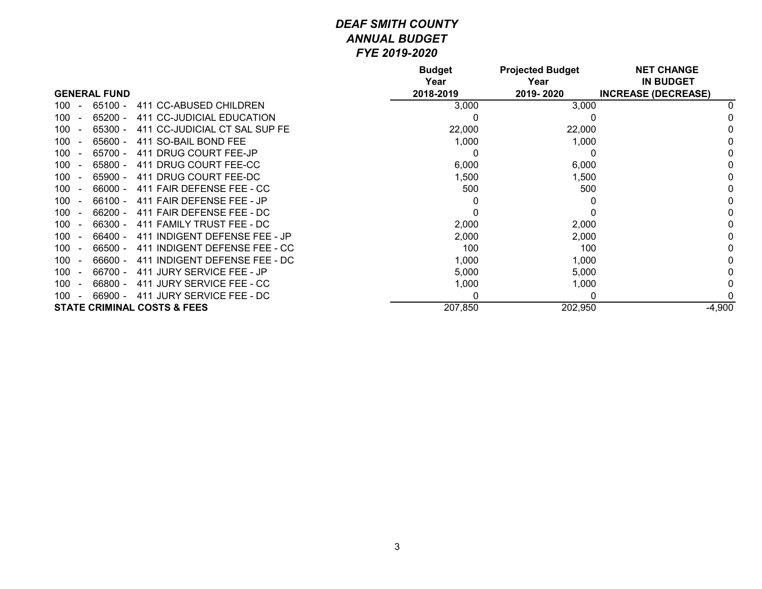# *DEAF SMITH COUNTY*
## *ANNUAL BUDGET*
## *FYE 2019-2020*

| GENERAL FUND | Budget Year 2018-2019 | Projected Budget Year 2019- 2020 | NET CHANGE IN BUDGET INCREASE (DECREASE) |
|---|---|---|---|
| 100 - 65100 - 411 CC-ABUSED CHILDREN | 3,000 | 3,000 | 0 |
| 100 - 65200 - 411 CC-JUDICIAL EDUCATION | 0 | 0 | 0 |
| 100 - 65300 - 411 CC-JUDICIAL CT SAL SUP FE | 22,000 | 22,000 | 0 |
| 100 - 65600 - 411 SO-BAIL BOND FEE | 1,000 | 1,000 | 0 |
| 100 - 65700 - 411 DRUG COURT FEE-JP | 0 | 0 | 0 |
| 100 - 65800 - 411 DRUG COURT FEE-CC | 6,000 | 6,000 | 0 |
| 100 - 65900 - 411 DRUG COURT FEE-DC | 1,500 | 1,500 | 0 |
| 100 - 66000 - 411 FAIR DEFENSE FEE - CC | 500 | 500 | 0 |
| 100 - 66100 - 411 FAIR DEFENSE FEE - JP | 0 | 0 | 0 |
| 100 - 66200 - 411 FAIR DEFENSE FEE - DC | 0 | 0 | 0 |
| 100 - 66300 - 411 FAMILY TRUST FEE - DC | 2,000 | 2,000 | 0 |
| 100 - 66400 - 411 INDIGENT DEFENSE FEE - JP | 2,000 | 2,000 | 0 |
| 100 - 66500 - 411 INDIGENT DEFENSE FEE - CC | 100 | 100 | 0 |
| 100 - 66600 - 411 INDIGENT DEFENSE FEE - DC | 1,000 | 1,000 | 0 |
| 100 - 66700 - 411 JURY SERVICE FEE - JP | 5,000 | 5,000 | 0 |
| 100 - 66800 - 411 JURY SERVICE FEE - CC | 1,000 | 1,000 | 0 |
| 100 - 66900 - 411 JURY SERVICE FEE - DC | 0 | 0 | 0 |
| **STATE CRIMINAL COSTS & FEES** | 207,850 | 202,950 | -4,900 |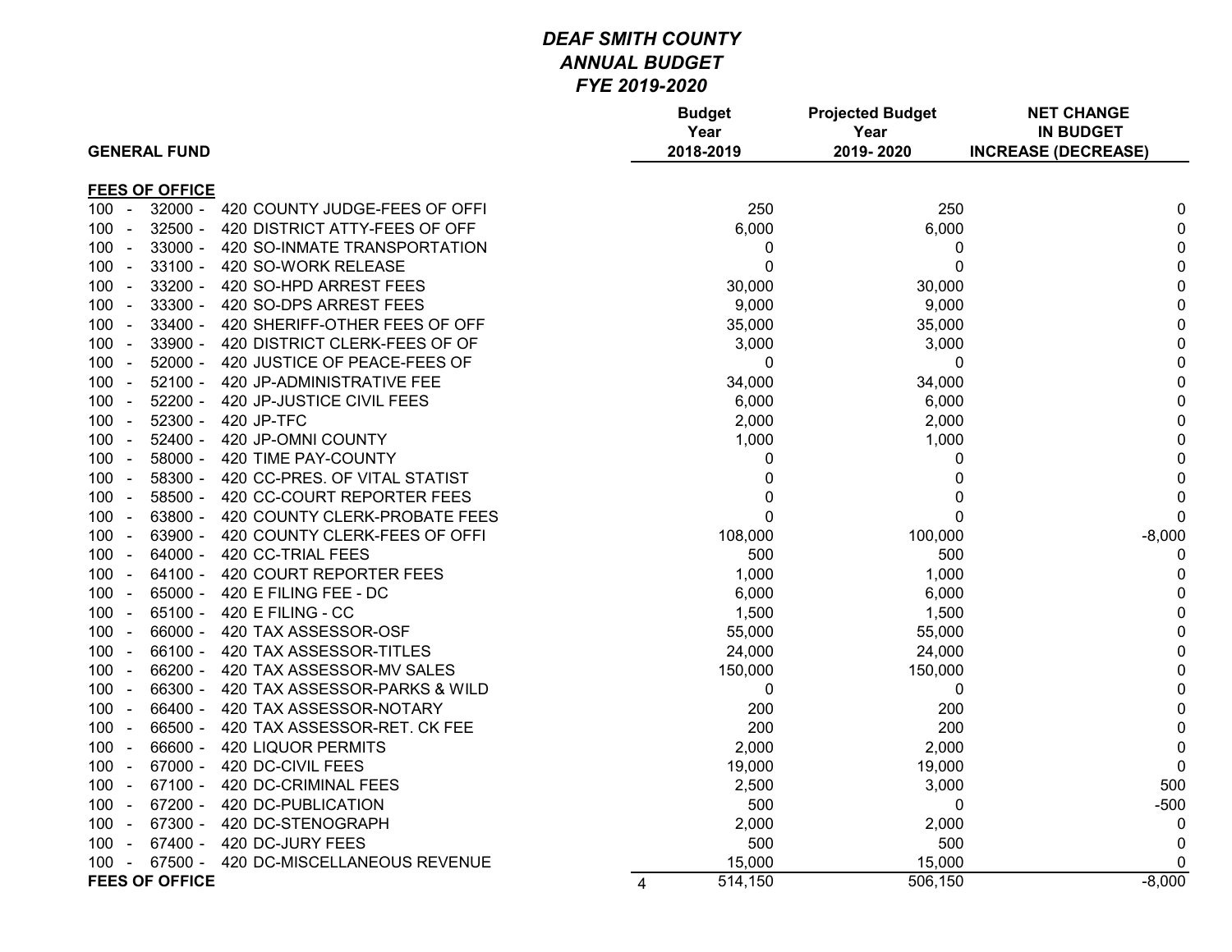# *DEAF SMITH COUNTY*
## *ANNUAL BUDGET*
## *FYE 2019-2020*

| GENERAL FUND | Budget Year 2018-2019 | Projected Budget Year 2019- 2020 | NET CHANGE IN BUDGET INCREASE (DECREASE) |
|---|---|---|---|
| **FEES OF OFFICE** | | | |
| 100 - 32000 - 420 COUNTY JUDGE-FEES OF OFFI | 250 | 250 | 0 |
| 100 - 32500 - 420 DISTRICT ATTY-FEES OF OFF | 6,000 | 6,000 | 0 |
| 100 - 33000 - 420 SO-INMATE TRANSPORTATION | 0 | 0 | 0 |
| 100 - 33100 - 420 SO-WORK RELEASE | 0 | 0 | 0 |
| 100 - 33200 - 420 SO-HPD ARREST FEES | 30,000 | 30,000 | 0 |
| 100 - 33300 - 420 SO-DPS ARREST FEES | 9,000 | 9,000 | 0 |
| 100 - 33400 - 420 SHERIFF-OTHER FEES OF OFF | 35,000 | 35,000 | 0 |
| 100 - 33900 - 420 DISTRICT CLERK-FEES OF OF | 3,000 | 3,000 | 0 |
| 100 - 52000 - 420 JUSTICE OF PEACE-FEES OF | 0 | 0 | 0 |
| 100 - 52100 - 420 JP-ADMINISTRATIVE FEE | 34,000 | 34,000 | 0 |
| 100 - 52200 - 420 JP-JUSTICE CIVIL FEES | 6,000 | 6,000 | 0 |
| 100 - 52300 - 420 JP-TFC | 2,000 | 2,000 | 0 |
| 100 - 52400 - 420 JP-OMNI COUNTY | 1,000 | 1,000 | 0 |
| 100 - 58000 - 420 TIME PAY-COUNTY | 0 | 0 | 0 |
| 100 - 58300 - 420 CC-PRES. OF VITAL STATIST | 0 | 0 | 0 |
| 100 - 58500 - 420 CC-COURT REPORTER FEES | 0 | 0 | 0 |
| 100 - 63800 - 420 COUNTY CLERK-PROBATE FEES | 0 | 0 | 0 |
| 100 - 63900 - 420 COUNTY CLERK-FEES OF OFFI | 108,000 | 100,000 | -8,000 |
| 100 - 64000 - 420 CC-TRIAL FEES | 500 | 500 | 0 |
| 100 - 64100 - 420 COURT REPORTER FEES | 1,000 | 1,000 | 0 |
| 100 - 65000 - 420 E FILING FEE - DC | 6,000 | 6,000 | 0 |
| 100 - 65100 - 420 E FILING - CC | 1,500 | 1,500 | 0 |
| 100 - 66000 - 420 TAX ASSESSOR-OSF | 55,000 | 55,000 | 0 |
| 100 - 66100 - 420 TAX ASSESSOR-TITLES | 24,000 | 24,000 | 0 |
| 100 - 66200 - 420 TAX ASSESSOR-MV SALES | 150,000 | 150,000 | 0 |
| 100 - 66300 - 420 TAX ASSESSOR-PARKS & WILD | 0 | 0 | 0 |
| 100 - 66400 - 420 TAX ASSESSOR-NOTARY | 200 | 200 | 0 |
| 100 - 66500 - 420 TAX ASSESSOR-RET. CK FEE | 200 | 200 | 0 |
| 100 - 66600 - 420 LIQUOR PERMITS | 2,000 | 2,000 | 0 |
| 100 - 67000 - 420 DC-CIVIL FEES | 19,000 | 19,000 | 0 |
| 100 - 67100 - 420 DC-CRIMINAL FEES | 2,500 | 3,000 | 500 |
| 100 - 67200 - 420 DC-PUBLICATION | 500 | 0 | -500 |
| 100 - 67300 - 420 DC-STENOGRAPH | 2,000 | 2,000 | 0 |
| 100 - 67400 - 420 DC-JURY FEES | 500 | 500 | 0 |
| 100 - 67500 - 420 DC-MISCELLANEOUS REVENUE | 15,000 | 15,000 | 0 |
| **FEES OF OFFICE** | 514,150 | 506,150 | -8,000 |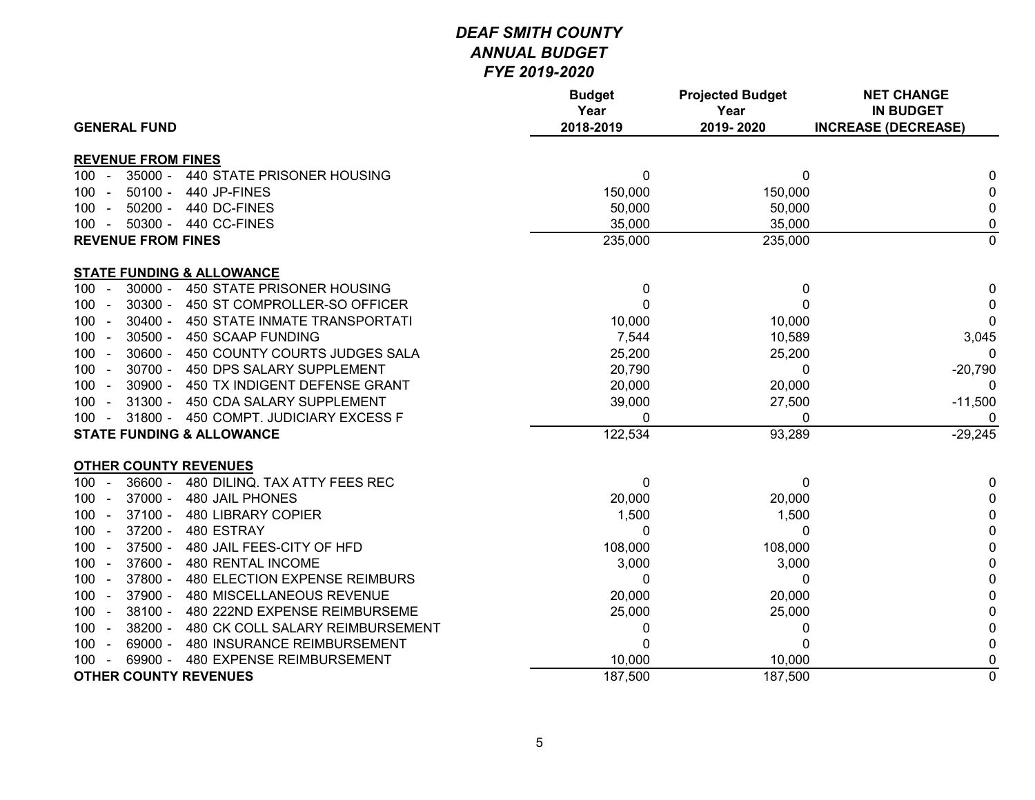# *DEAF SMITH COUNTY*
## *ANNUAL BUDGET*
## *FYE 2019-2020*

| GENERAL FUND | Budget Year 2018-2019 | Projected Budget Year 2019- 2020 | NET CHANGE IN BUDGET INCREASE (DECREASE) |
|---|---|---|---|
| **REVENUE FROM FINES** | | | |
| 100 - 35000 - 440 STATE PRISONER HOUSING | 0 | 0 | 0 |
| 100 - 50100 - 440 JP-FINES | 150,000 | 150,000 | 0 |
| 100 - 50200 - 440 DC-FINES | 50,000 | 50,000 | 0 |
| 100 - 50300 - 440 CC-FINES | 35,000 | 35,000 | 0 |
| **REVENUE FROM FINES** | 235,000 | 235,000 | 0 |
| **STATE FUNDING & ALLOWANCE** | | | |
| 100 - 30000 - 450 STATE PRISONER HOUSING | 0 | 0 | 0 |
| 100 - 30300 - 450 ST COMPROLLER-SO OFFICER | 0 | 0 | 0 |
| 100 - 30400 - 450 STATE INMATE TRANSPORTATI | 10,000 | 10,000 | 0 |
| 100 - 30500 - 450 SCAAP FUNDING | 7,544 | 10,589 | 3,045 |
| 100 - 30600 - 450 COUNTY COURTS JUDGES SALA | 25,200 | 25,200 | 0 |
| 100 - 30700 - 450 DPS SALARY SUPPLEMENT | 20,790 | 0 | -20,790 |
| 100 - 30900 - 450 TX INDIGENT DEFENSE GRANT | 20,000 | 20,000 | 0 |
| 100 - 31300 - 450 CDA SALARY SUPPLEMENT | 39,000 | 27,500 | -11,500 |
| 100 - 31800 - 450 COMPT. JUDICIARY EXCESS F | 0 | 0 | 0 |
| **STATE FUNDING & ALLOWANCE** | 122,534 | 93,289 | -29,245 |
| **OTHER COUNTY REVENUES** | | | |
| 100 - 36600 - 480 DILINQ. TAX ATTY FEES REC | 0 | 0 | 0 |
| 100 - 37000 - 480 JAIL PHONES | 20,000 | 20,000 | 0 |
| 100 - 37100 - 480 LIBRARY COPIER | 1,500 | 1,500 | 0 |
| 100 - 37200 - 480 ESTRAY | 0 | 0 | 0 |
| 100 - 37500 - 480 JAIL FEES-CITY OF HFD | 108,000 | 108,000 | 0 |
| 100 - 37600 - 480 RENTAL INCOME | 3,000 | 3,000 | 0 |
| 100 - 37800 - 480 ELECTION EXPENSE REIMBURS | 0 | 0 | 0 |
| 100 - 37900 - 480 MISCELLANEOUS REVENUE | 20,000 | 20,000 | 0 |
| 100 - 38100 - 480 222ND EXPENSE REIMBURSEME | 25,000 | 25,000 | 0 |
| 100 - 38200 - 480 CK COLL SALARY REIMBURSEMENT | 0 | 0 | 0 |
| 100 - 69000 - 480 INSURANCE REIMBURSEMENT | 0 | 0 | 0 |
| 100 - 69900 - 480 EXPENSE REIMBURSEMENT | 10,000 | 10,000 | 0 |
| **OTHER COUNTY REVENUES** | 187,500 | 187,500 | 0 |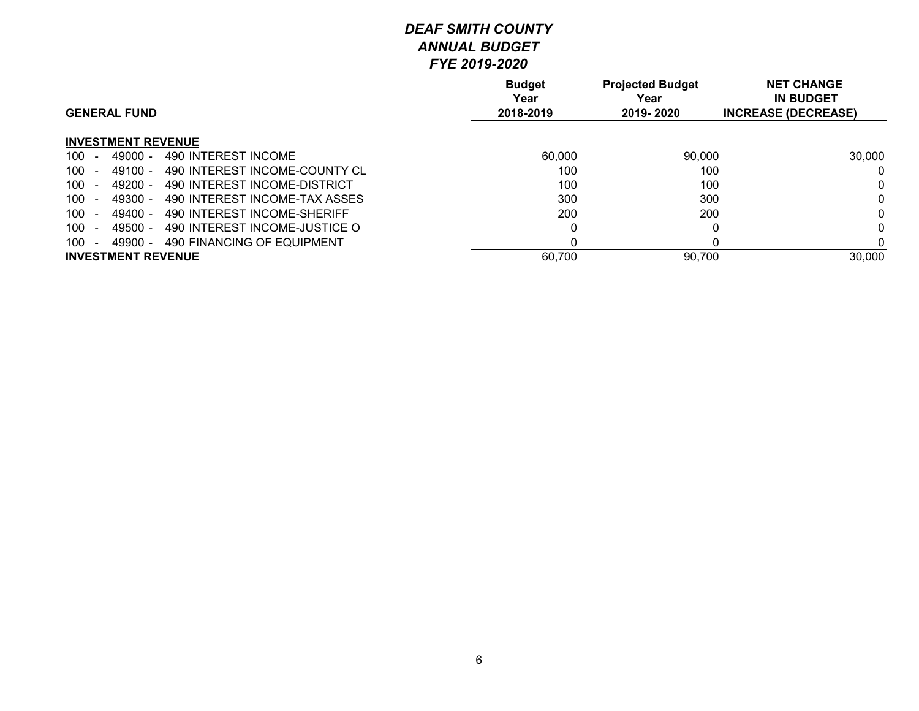# *DEAF SMITH COUNTY*
## *ANNUAL BUDGET*
## *FYE 2019-2020*

| GENERAL FUND | Budget Year 2018-2019 | Projected Budget Year 2019- 2020 | NET CHANGE IN BUDGET INCREASE (DECREASE) |
|---|---|---|---|
| **INVESTMENT REVENUE** | | | |
| 100 - 49000 - 490 INTEREST INCOME | 60,000 | 90,000 | 30,000 |
| 100 - 49100 - 490 INTEREST INCOME-COUNTY CL | 100 | 100 | 0 |
| 100 - 49200 - 490 INTEREST INCOME-DISTRICT | 100 | 100 | 0 |
| 100 - 49300 - 490 INTEREST INCOME-TAX ASSES | 300 | 300 | 0 |
| 100 - 49400 - 490 INTEREST INCOME-SHERIFF | 200 | 200 | 0 |
| 100 - 49500 - 490 INTEREST INCOME-JUSTICE O | 0 | 0 | 0 |
| 100 - 49900 - 490 FINANCING OF EQUIPMENT | 0 | 0 | 0 |
| **INVESTMENT REVENUE** | 60,700 | 90,700 | 30,000 |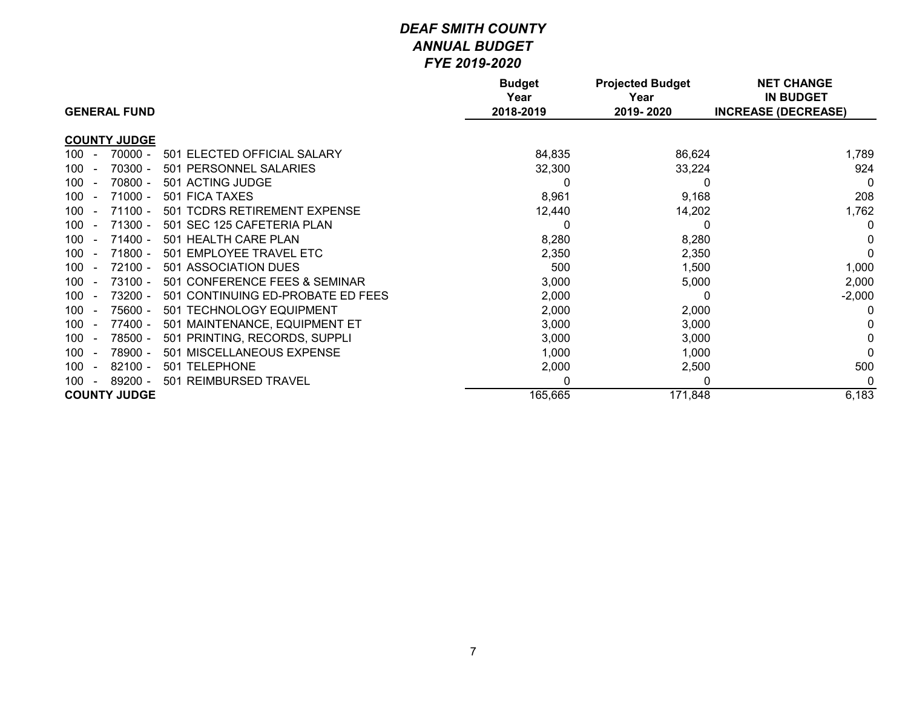# *DEAF SMITH COUNTY*
# *ANNUAL BUDGET*
# *FYE 2019-2020*

| GENERAL FUND | Budget Year 2018-2019 | Projected Budget Year 2019- 2020 | NET CHANGE IN BUDGET INCREASE (DECREASE) |
|---|---|---|---|
| **COUNTY JUDGE** | | | |
| 100 - 70000 - 501 ELECTED OFFICIAL SALARY | 84,835 | 86,624 | 1,789 |
| 100 - 70300 - 501 PERSONNEL SALARIES | 32,300 | 33,224 | 924 |
| 100 - 70800 - 501 ACTING JUDGE | 0 | 0 | 0 |
| 100 - 71000 - 501 FICA TAXES | 8,961 | 9,168 | 208 |
| 100 - 71100 - 501 TCDRS RETIREMENT EXPENSE | 12,440 | 14,202 | 1,762 |
| 100 - 71300 - 501 SEC 125 CAFETERIA PLAN | 0 | 0 | 0 |
| 100 - 71400 - 501 HEALTH CARE PLAN | 8,280 | 8,280 | 0 |
| 100 - 71800 - 501 EMPLOYEE TRAVEL ETC | 2,350 | 2,350 | 0 |
| 100 - 72100 - 501 ASSOCIATION DUES | 500 | 1,500 | 1,000 |
| 100 - 73100 - 501 CONFERENCE FEES & SEMINAR | 3,000 | 5,000 | 2,000 |
| 100 - 73200 - 501 CONTINUING ED-PROBATE ED FEES | 2,000 | 0 | -2,000 |
| 100 - 75600 - 501 TECHNOLOGY EQUIPMENT | 2,000 | 2,000 | 0 |
| 100 - 77400 - 501 MAINTENANCE, EQUIPMENT ET | 3,000 | 3,000 | 0 |
| 100 - 78500 - 501 PRINTING, RECORDS, SUPPLI | 3,000 | 3,000 | 0 |
| 100 - 78900 - 501 MISCELLANEOUS EXPENSE | 1,000 | 1,000 | 0 |
| 100 - 82100 - 501 TELEPHONE | 2,000 | 2,500 | 500 |
| 100 - 89200 - 501 REIMBURSED TRAVEL | 0 | 0 | 0 |
| **COUNTY JUDGE** | 165,665 | 171,848 | 6,183 |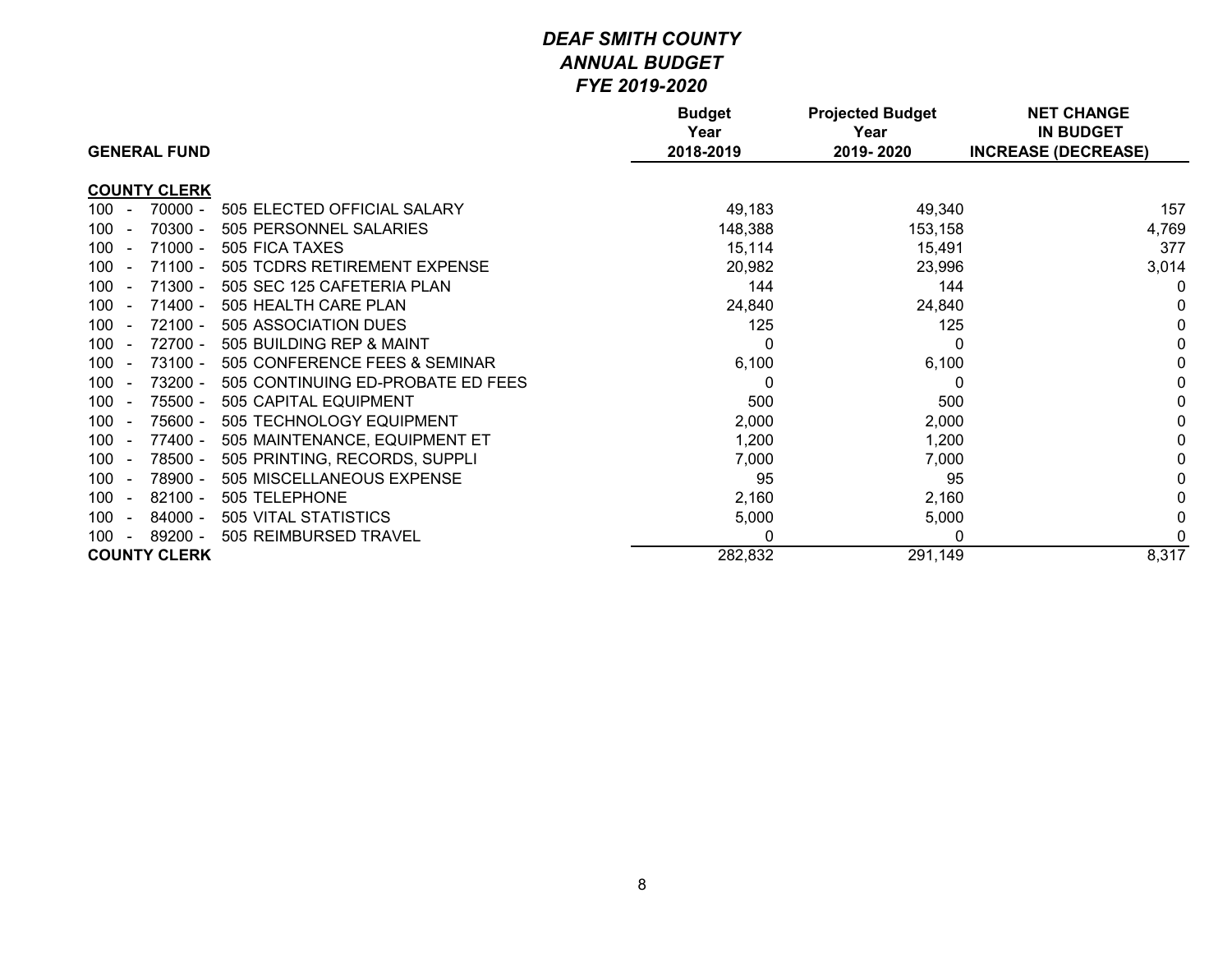# *DEAF SMITH COUNTY*
## *ANNUAL BUDGET*
## *FYE 2019-2020*

| GENERAL FUND | Budget Year 2018-2019 | Projected Budget Year 2019- 2020 | NET CHANGE IN BUDGET INCREASE (DECREASE) |
|---|---|---|---|
| **COUNTY CLERK** | | | |
| 100 - 70000 - 505 ELECTED OFFICIAL SALARY | 49,183 | 49,340 | 157 |
| 100 - 70300 - 505 PERSONNEL SALARIES | 148,388 | 153,158 | 4,769 |
| 100 - 71000 - 505 FICA TAXES | 15,114 | 15,491 | 377 |
| 100 - 71100 - 505 TCDRS RETIREMENT EXPENSE | 20,982 | 23,996 | 3,014 |
| 100 - 71300 - 505 SEC 125 CAFETERIA PLAN | 144 | 144 | 0 |
| 100 - 71400 - 505 HEALTH CARE PLAN | 24,840 | 24,840 | 0 |
| 100 - 72100 - 505 ASSOCIATION DUES | 125 | 125 | 0 |
| 100 - 72700 - 505 BUILDING REP & MAINT | 0 | 0 | 0 |
| 100 - 73100 - 505 CONFERENCE FEES & SEMINAR | 6,100 | 6,100 | 0 |
| 100 - 73200 - 505 CONTINUING ED-PROBATE ED FEES | 0 | 0 | 0 |
| 100 - 75500 - 505 CAPITAL EQUIPMENT | 500 | 500 | 0 |
| 100 - 75600 - 505 TECHNOLOGY EQUIPMENT | 2,000 | 2,000 | 0 |
| 100 - 77400 - 505 MAINTENANCE, EQUIPMENT ET | 1,200 | 1,200 | 0 |
| 100 - 78500 - 505 PRINTING, RECORDS, SUPPLI | 7,000 | 7,000 | 0 |
| 100 - 78900 - 505 MISCELLANEOUS EXPENSE | 95 | 95 | 0 |
| 100 - 82100 - 505 TELEPHONE | 2,160 | 2,160 | 0 |
| 100 - 84000 - 505 VITAL STATISTICS | 5,000 | 5,000 | 0 |
| 100 - 89200 - 505 REIMBURSED TRAVEL | 0 | 0 | 0 |
| **COUNTY CLERK** | 282,832 | 291,149 | 8,317 |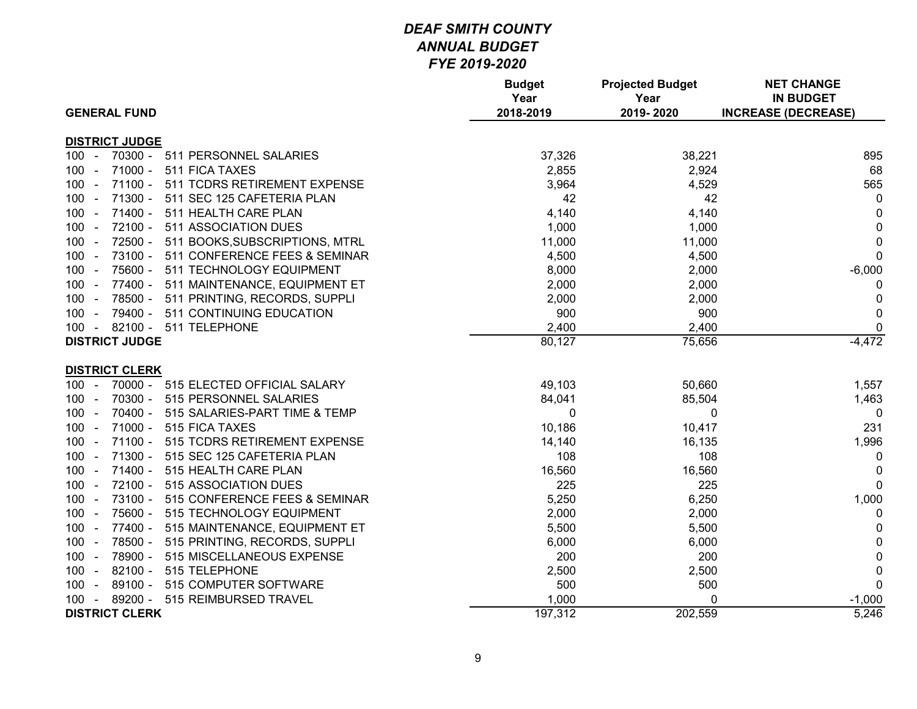# *DEAF SMITH COUNTY*
## *ANNUAL BUDGET*
## *FYE 2019-2020*

| GENERAL FUND | Budget Year 2018-2019 | Projected Budget Year 2019- 2020 | NET CHANGE IN BUDGET INCREASE (DECREASE) |
|---|---|---|---|
| **DISTRICT JUDGE** | | | |
| 100 - 70300 - 511 PERSONNEL SALARIES | 37,326 | 38,221 | 895 |
| 100 - 71000 - 511 FICA TAXES | 2,855 | 2,924 | 68 |
| 100 - 71100 - 511 TCDRS RETIREMENT EXPENSE | 3,964 | 4,529 | 565 |
| 100 - 71300 - 511 SEC 125 CAFETERIA PLAN | 42 | 42 | 0 |
| 100 - 71400 - 511 HEALTH CARE PLAN | 4,140 | 4,140 | 0 |
| 100 - 72100 - 511 ASSOCIATION DUES | 1,000 | 1,000 | 0 |
| 100 - 72500 - 511 BOOKS,SUBSCRIPTIONS, MTRL | 11,000 | 11,000 | 0 |
| 100 - 73100 - 511 CONFERENCE FEES & SEMINAR | 4,500 | 4,500 | 0 |
| 100 - 75600 - 511 TECHNOLOGY EQUIPMENT | 8,000 | 2,000 | -6,000 |
| 100 - 77400 - 511 MAINTENANCE, EQUIPMENT ET | 2,000 | 2,000 | 0 |
| 100 - 78500 - 511 PRINTING, RECORDS, SUPPLI | 2,000 | 2,000 | 0 |
| 100 - 79400 - 511 CONTINUING EDUCATION | 900 | 900 | 0 |
| 100 - 82100 - 511 TELEPHONE | 2,400 | 2,400 | 0 |
| **DISTRICT JUDGE** | 80,127 | 75,656 | -4,472 |
| **DISTRICT CLERK** | | | |
| 100 - 70000 - 515 ELECTED OFFICIAL SALARY | 49,103 | 50,660 | 1,557 |
| 100 - 70300 - 515 PERSONNEL SALARIES | 84,041 | 85,504 | 1,463 |
| 100 - 70400 - 515 SALARIES-PART TIME & TEMP | 0 | 0 | 0 |
| 100 - 71000 - 515 FICA TAXES | 10,186 | 10,417 | 231 |
| 100 - 71100 - 515 TCDRS RETIREMENT EXPENSE | 14,140 | 16,135 | 1,996 |
| 100 - 71300 - 515 SEC 125 CAFETERIA PLAN | 108 | 108 | 0 |
| 100 - 71400 - 515 HEALTH CARE PLAN | 16,560 | 16,560 | 0 |
| 100 - 72100 - 515 ASSOCIATION DUES | 225 | 225 | 0 |
| 100 - 73100 - 515 CONFERENCE FEES & SEMINAR | 5,250 | 6,250 | 1,000 |
| 100 - 75600 - 515 TECHNOLOGY EQUIPMENT | 2,000 | 2,000 | 0 |
| 100 - 77400 - 515 MAINTENANCE, EQUIPMENT ET | 5,500 | 5,500 | 0 |
| 100 - 78500 - 515 PRINTING, RECORDS, SUPPLI | 6,000 | 6,000 | 0 |
| 100 - 78900 - 515 MISCELLANEOUS EXPENSE | 200 | 200 | 0 |
| 100 - 82100 - 515 TELEPHONE | 2,500 | 2,500 | 0 |
| 100 - 89100 - 515 COMPUTER SOFTWARE | 500 | 500 | 0 |
| 100 - 89200 - 515 REIMBURSED TRAVEL | 1,000 | 0 | -1,000 |
| **DISTRICT CLERK** | 197,312 | 202,559 | 5,246 |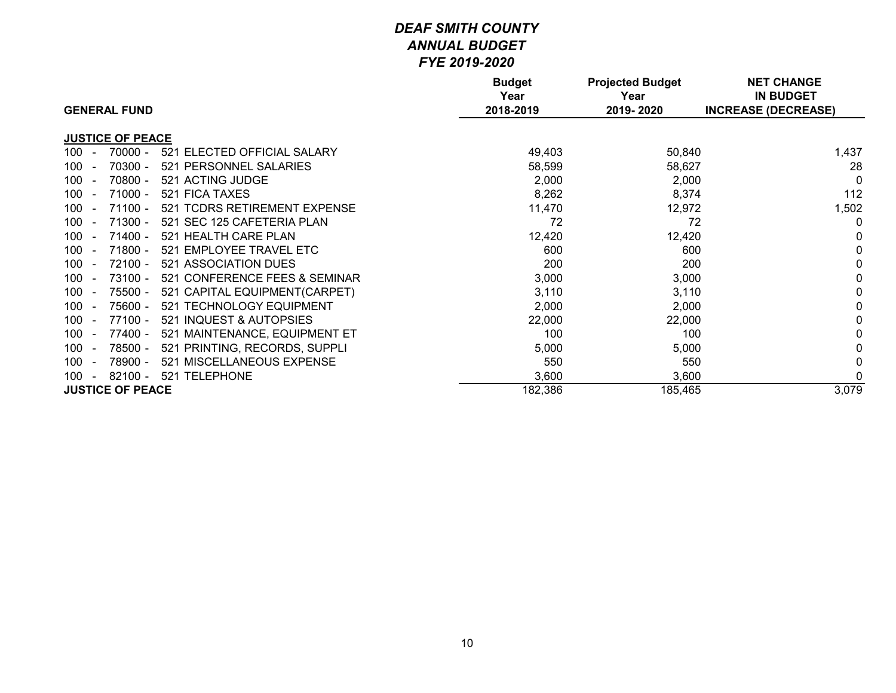# *DEAF SMITH COUNTY*
## *ANNUAL BUDGET*
## *FYE 2019-2020*

| GENERAL FUND | Budget Year 2018-2019 | Projected Budget Year 2019- 2020 | NET CHANGE IN BUDGET INCREASE (DECREASE) |
|---|---|---|---|
| **JUSTICE OF PEACE** | | | |
| 100 - 70000 - 521 ELECTED OFFICIAL SALARY | 49,403 | 50,840 | 1,437 |
| 100 - 70300 - 521 PERSONNEL SALARIES | 58,599 | 58,627 | 28 |
| 100 - 70800 - 521 ACTING JUDGE | 2,000 | 2,000 | 0 |
| 100 - 71000 - 521 FICA TAXES | 8,262 | 8,374 | 112 |
| 100 - 71100 - 521 TCDRS RETIREMENT EXPENSE | 11,470 | 12,972 | 1,502 |
| 100 - 71300 - 521 SEC 125 CAFETERIA PLAN | 72 | 72 | 0 |
| 100 - 71400 - 521 HEALTH CARE PLAN | 12,420 | 12,420 | 0 |
| 100 - 71800 - 521 EMPLOYEE TRAVEL ETC | 600 | 600 | 0 |
| 100 - 72100 - 521 ASSOCIATION DUES | 200 | 200 | 0 |
| 100 - 73100 - 521 CONFERENCE FEES & SEMINAR | 3,000 | 3,000 | 0 |
| 100 - 75500 - 521 CAPITAL EQUIPMENT(CARPET) | 3,110 | 3,110 | 0 |
| 100 - 75600 - 521 TECHNOLOGY EQUIPMENT | 2,000 | 2,000 | 0 |
| 100 - 77100 - 521 INQUEST & AUTOPSIES | 22,000 | 22,000 | 0 |
| 100 - 77400 - 521 MAINTENANCE, EQUIPMENT ET | 100 | 100 | 0 |
| 100 - 78500 - 521 PRINTING, RECORDS, SUPPLI | 5,000 | 5,000 | 0 |
| 100 - 78900 - 521 MISCELLANEOUS EXPENSE | 550 | 550 | 0 |
| 100 - 82100 - 521 TELEPHONE | 3,600 | 3,600 | 0 |
| **JUSTICE OF PEACE** | 182,386 | 185,465 | 3,079 |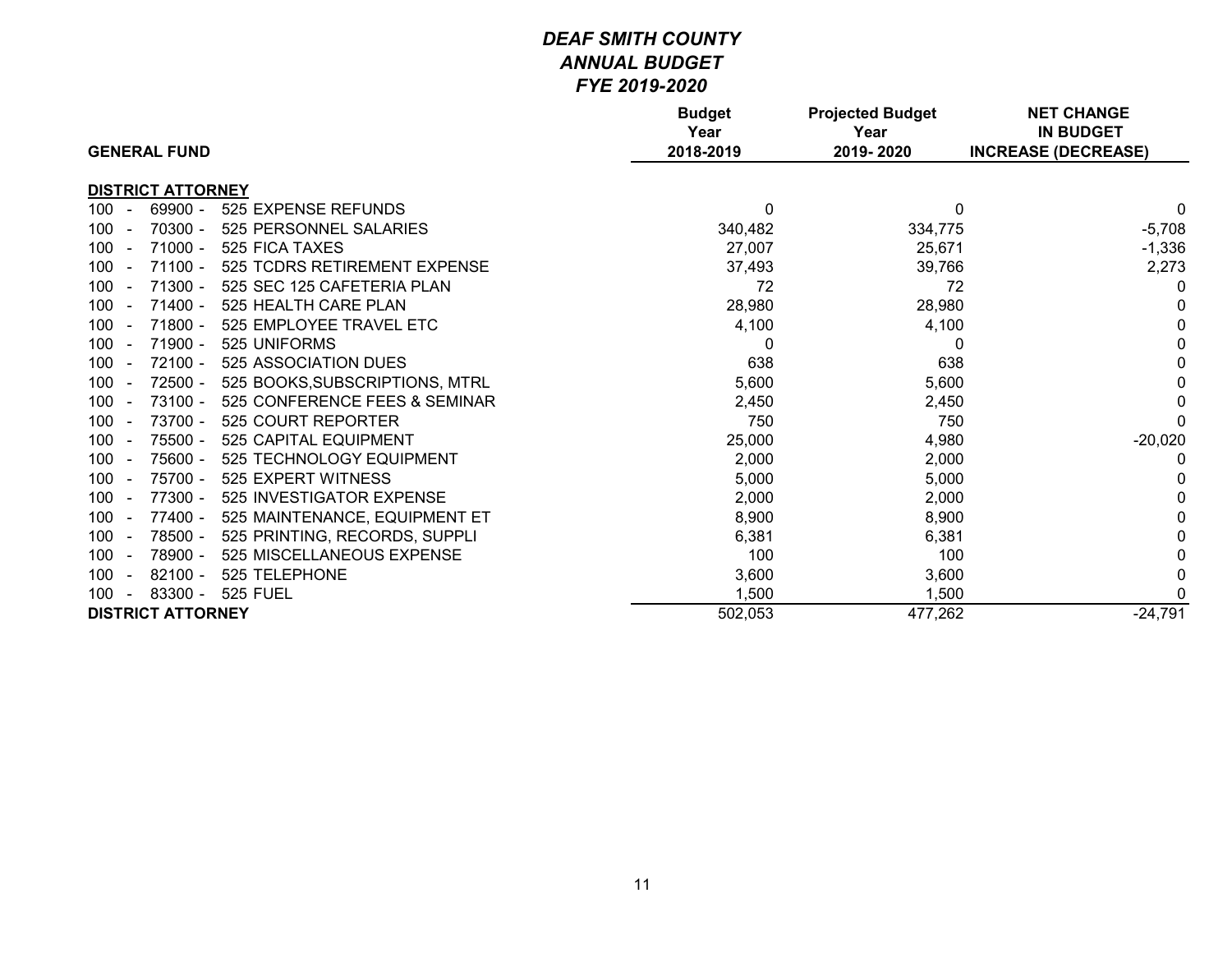# *DEAF SMITH COUNTY*
## *ANNUAL BUDGET*
## *FYE 2019-2020*

| GENERAL FUND | Budget Year 2018-2019 | Projected Budget Year 2019- 2020 | NET CHANGE IN BUDGET INCREASE (DECREASE) |
|---|---|---|---|
| **DISTRICT ATTORNEY** | | | |
| 100 - 69900 - 525 EXPENSE REFUNDS | 0 | 0 | 0 |
| 100 - 70300 - 525 PERSONNEL SALARIES | 340,482 | 334,775 | -5,708 |
| 100 - 71000 - 525 FICA TAXES | 27,007 | 25,671 | -1,336 |
| 100 - 71100 - 525 TCDRS RETIREMENT EXPENSE | 37,493 | 39,766 | 2,273 |
| 100 - 71300 - 525 SEC 125 CAFETERIA PLAN | 72 | 72 | 0 |
| 100 - 71400 - 525 HEALTH CARE PLAN | 28,980 | 28,980 | 0 |
| 100 - 71800 - 525 EMPLOYEE TRAVEL ETC | 4,100 | 4,100 | 0 |
| 100 - 71900 - 525 UNIFORMS | 0 | 0 | 0 |
| 100 - 72100 - 525 ASSOCIATION DUES | 638 | 638 | 0 |
| 100 - 72500 - 525 BOOKS,SUBSCRIPTIONS, MTRL | 5,600 | 5,600 | 0 |
| 100 - 73100 - 525 CONFERENCE FEES & SEMINAR | 2,450 | 2,450 | 0 |
| 100 - 73700 - 525 COURT REPORTER | 750 | 750 | 0 |
| 100 - 75500 - 525 CAPITAL EQUIPMENT | 25,000 | 4,980 | -20,020 |
| 100 - 75600 - 525 TECHNOLOGY EQUIPMENT | 2,000 | 2,000 | 0 |
| 100 - 75700 - 525 EXPERT WITNESS | 5,000 | 5,000 | 0 |
| 100 - 77300 - 525 INVESTIGATOR EXPENSE | 2,000 | 2,000 | 0 |
| 100 - 77400 - 525 MAINTENANCE, EQUIPMENT ET | 8,900 | 8,900 | 0 |
| 100 - 78500 - 525 PRINTING, RECORDS, SUPPLI | 6,381 | 6,381 | 0 |
| 100 - 78900 - 525 MISCELLANEOUS EXPENSE | 100 | 100 | 0 |
| 100 - 82100 - 525 TELEPHONE | 3,600 | 3,600 | 0 |
| 100 - 83300 - 525 FUEL | 1,500 | 1,500 | 0 |
| **DISTRICT ATTORNEY** | 502,053 | 477,262 | -24,791 |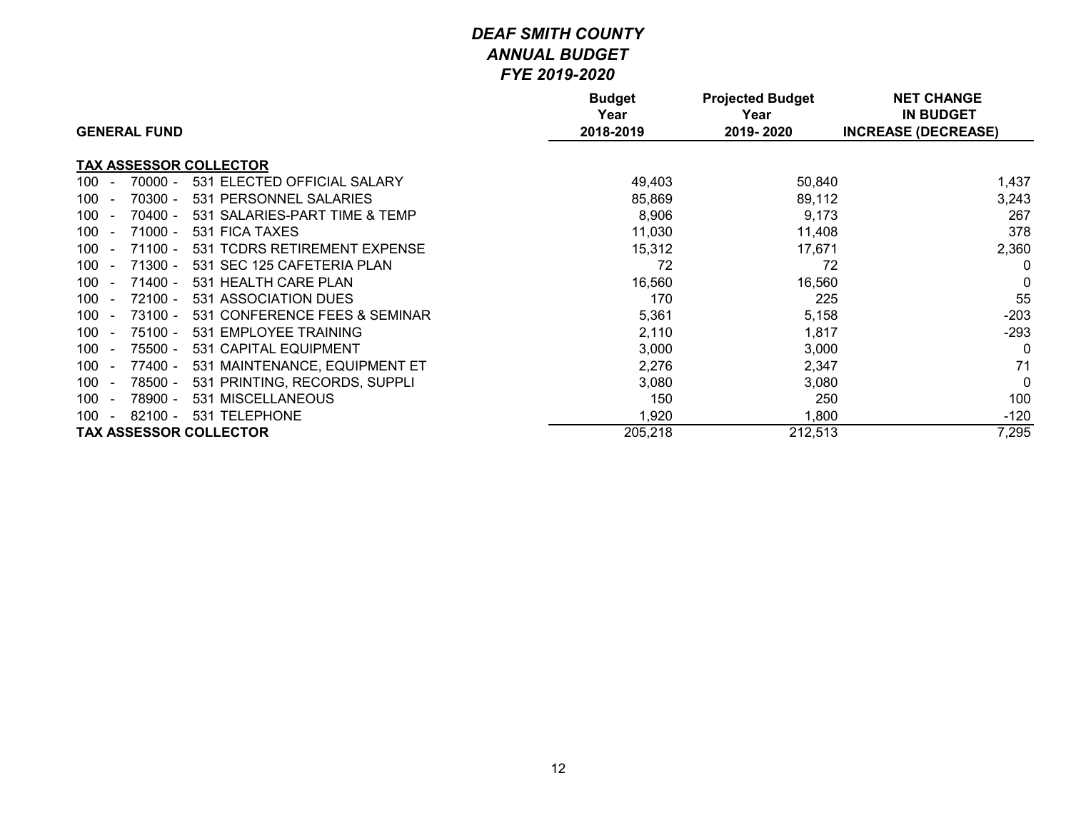# *DEAF SMITH COUNTY*
## *ANNUAL BUDGET*
## *FYE 2019-2020*

| GENERAL FUND | Budget Year 2018-2019 | Projected Budget Year 2019- 2020 | NET CHANGE IN BUDGET INCREASE (DECREASE) |
|---|---|---|---|
| **TAX ASSESSOR COLLECTOR** | | | |
| 100 - 70000 - 531 ELECTED OFFICIAL SALARY | 49,403 | 50,840 | 1,437 |
| 100 - 70300 - 531 PERSONNEL SALARIES | 85,869 | 89,112 | 3,243 |
| 100 - 70400 - 531 SALARIES-PART TIME & TEMP | 8,906 | 9,173 | 267 |
| 100 - 71000 - 531 FICA TAXES | 11,030 | 11,408 | 378 |
| 100 - 71100 - 531 TCDRS RETIREMENT EXPENSE | 15,312 | 17,671 | 2,360 |
| 100 - 71300 - 531 SEC 125 CAFETERIA PLAN | 72 | 72 | 0 |
| 100 - 71400 - 531 HEALTH CARE PLAN | 16,560 | 16,560 | 0 |
| 100 - 72100 - 531 ASSOCIATION DUES | 170 | 225 | 55 |
| 100 - 73100 - 531 CONFERENCE FEES & SEMINAR | 5,361 | 5,158 | -203 |
| 100 - 75100 - 531 EMPLOYEE TRAINING | 2,110 | 1,817 | -293 |
| 100 - 75500 - 531 CAPITAL EQUIPMENT | 3,000 | 3,000 | 0 |
| 100 - 77400 - 531 MAINTENANCE, EQUIPMENT ET | 2,276 | 2,347 | 71 |
| 100 - 78500 - 531 PRINTING, RECORDS, SUPPLI | 3,080 | 3,080 | 0 |
| 100 - 78900 - 531 MISCELLANEOUS | 150 | 250 | 100 |
| 100 - 82100 - 531 TELEPHONE | 1,920 | 1,800 | -120 |
| **TAX ASSESSOR COLLECTOR** | 205,218 | 212,513 | 7,295 |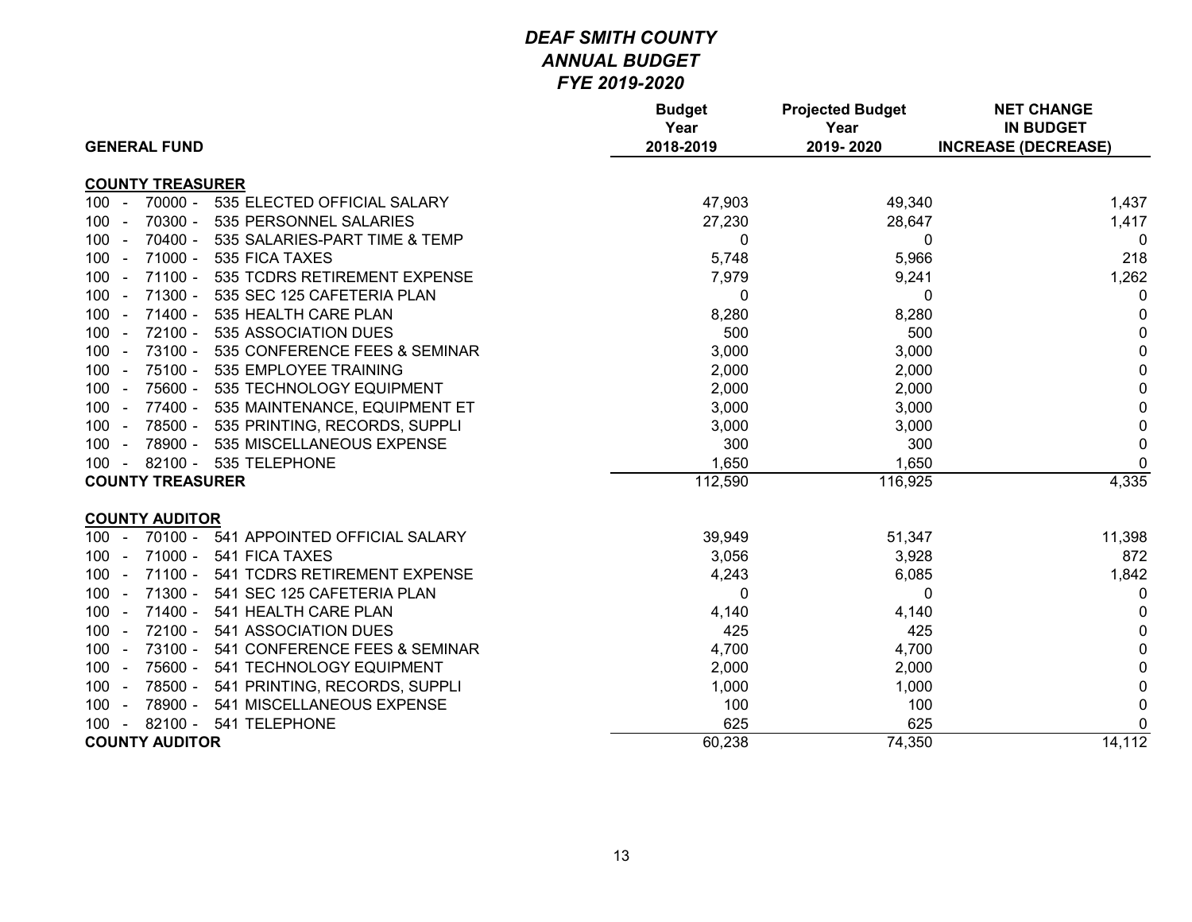# *DEAF SMITH COUNTY*
## *ANNUAL BUDGET*
## *FYE 2019-2020*

| GENERAL FUND | Budget Year 2018-2019 | Projected Budget Year 2019- 2020 | NET CHANGE IN BUDGET INCREASE (DECREASE) |
|---|---|---|---|
| **COUNTY TREASURER** | | | |
| 100 - 70000 - 535 ELECTED OFFICIAL SALARY | 47,903 | 49,340 | 1,437 |
| 100 - 70300 - 535 PERSONNEL SALARIES | 27,230 | 28,647 | 1,417 |
| 100 - 70400 - 535 SALARIES-PART TIME & TEMP | 0 | 0 | 0 |
| 100 - 71000 - 535 FICA TAXES | 5,748 | 5,966 | 218 |
| 100 - 71100 - 535 TCDRS RETIREMENT EXPENSE | 7,979 | 9,241 | 1,262 |
| 100 - 71300 - 535 SEC 125 CAFETERIA PLAN | 0 | 0 | 0 |
| 100 - 71400 - 535 HEALTH CARE PLAN | 8,280 | 8,280 | 0 |
| 100 - 72100 - 535 ASSOCIATION DUES | 500 | 500 | 0 |
| 100 - 73100 - 535 CONFERENCE FEES & SEMINAR | 3,000 | 3,000 | 0 |
| 100 - 75100 - 535 EMPLOYEE TRAINING | 2,000 | 2,000 | 0 |
| 100 - 75600 - 535 TECHNOLOGY EQUIPMENT | 2,000 | 2,000 | 0 |
| 100 - 77400 - 535 MAINTENANCE, EQUIPMENT ET | 3,000 | 3,000 | 0 |
| 100 - 78500 - 535 PRINTING, RECORDS, SUPPLI | 3,000 | 3,000 | 0 |
| 100 - 78900 - 535 MISCELLANEOUS EXPENSE | 300 | 300 | 0 |
| 100 - 82100 - 535 TELEPHONE | 1,650 | 1,650 | 0 |
| **COUNTY TREASURER** | 112,590 | 116,925 | 4,335 |
| | | | |
| **COUNTY AUDITOR** | | | |
| 100 - 70100 - 541 APPOINTED OFFICIAL SALARY | 39,949 | 51,347 | 11,398 |
| 100 - 71000 - 541 FICA TAXES | 3,056 | 3,928 | 872 |
| 100 - 71100 - 541 TCDRS RETIREMENT EXPENSE | 4,243 | 6,085 | 1,842 |
| 100 - 71300 - 541 SEC 125 CAFETERIA PLAN | 0 | 0 | 0 |
| 100 - 71400 - 541 HEALTH CARE PLAN | 4,140 | 4,140 | 0 |
| 100 - 72100 - 541 ASSOCIATION DUES | 425 | 425 | 0 |
| 100 - 73100 - 541 CONFERENCE FEES & SEMINAR | 4,700 | 4,700 | 0 |
| 100 - 75600 - 541 TECHNOLOGY EQUIPMENT | 2,000 | 2,000 | 0 |
| 100 - 78500 - 541 PRINTING, RECORDS, SUPPLI | 1,000 | 1,000 | 0 |
| 100 - 78900 - 541 MISCELLANEOUS EXPENSE | 100 | 100 | 0 |
| 100 - 82100 - 541 TELEPHONE | 625 | 625 | 0 |
| **COUNTY AUDITOR** | 60,238 | 74,350 | 14,112 |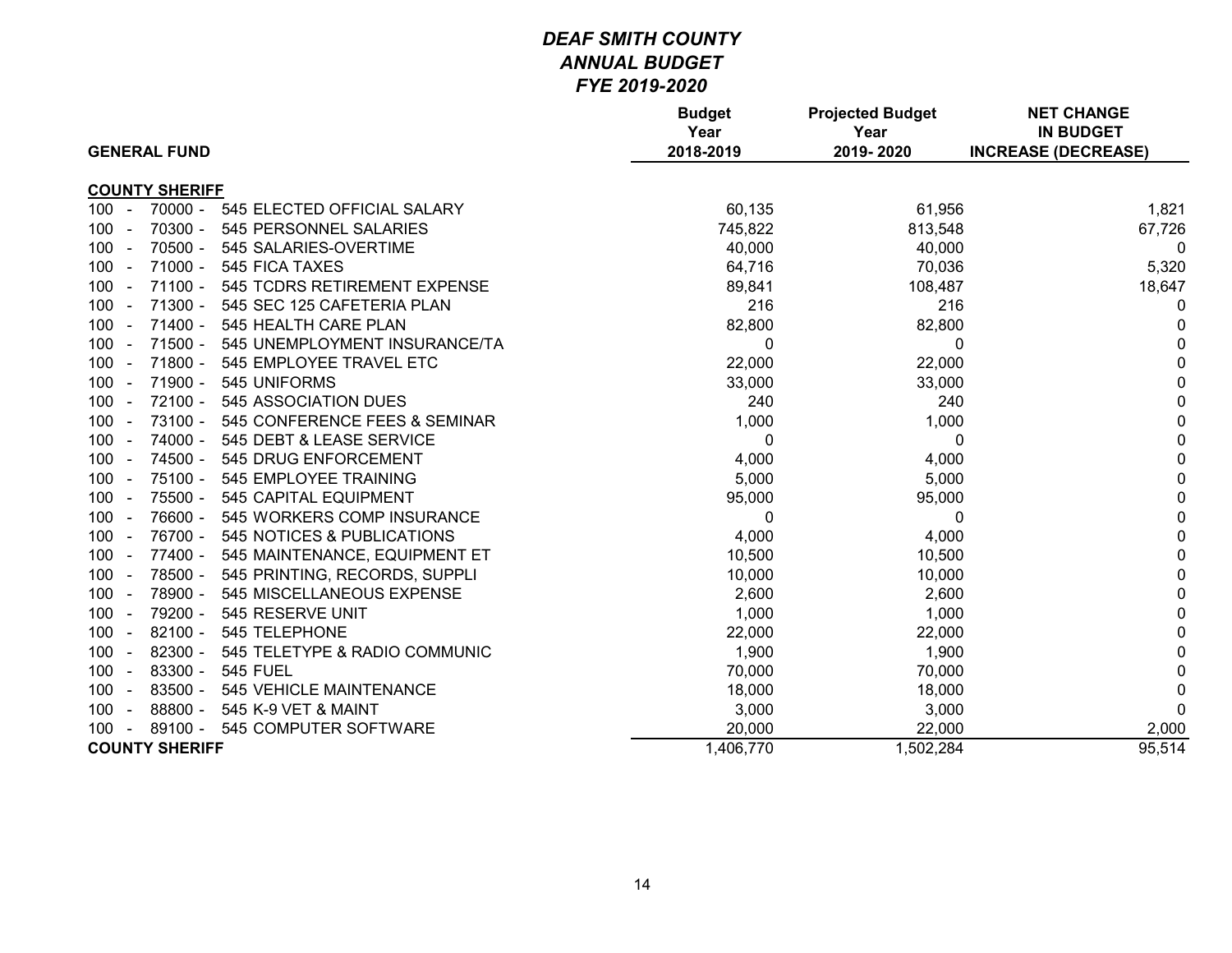# *DEAF SMITH COUNTY*
# *ANNUAL BUDGET*
# *FYE 2019-2020*

| GENERAL FUND | Budget Year 2018-2019 | Projected Budget Year 2019- 2020 | NET CHANGE IN BUDGET INCREASE (DECREASE) |
|---|---|---|---|
| **COUNTY SHERIFF** | | | |
| 100 - 70000 - 545 ELECTED OFFICIAL SALARY | 60,135 | 61,956 | 1,821 |
| 100 - 70300 - 545 PERSONNEL SALARIES | 745,822 | 813,548 | 67,726 |
| 100 - 70500 - 545 SALARIES-OVERTIME | 40,000 | 40,000 | 0 |
| 100 - 71000 - 545 FICA TAXES | 64,716 | 70,036 | 5,320 |
| 100 - 71100 - 545 TCDRS RETIREMENT EXPENSE | 89,841 | 108,487 | 18,647 |
| 100 - 71300 - 545 SEC 125 CAFETERIA PLAN | 216 | 216 | 0 |
| 100 - 71400 - 545 HEALTH CARE PLAN | 82,800 | 82,800 | 0 |
| 100 - 71500 - 545 UNEMPLOYMENT INSURANCE/TA | 0 | 0 | 0 |
| 100 - 71800 - 545 EMPLOYEE TRAVEL ETC | 22,000 | 22,000 | 0 |
| 100 - 71900 - 545 UNIFORMS | 33,000 | 33,000 | 0 |
| 100 - 72100 - 545 ASSOCIATION DUES | 240 | 240 | 0 |
| 100 - 73100 - 545 CONFERENCE FEES & SEMINAR | 1,000 | 1,000 | 0 |
| 100 - 74000 - 545 DEBT & LEASE SERVICE | 0 | 0 | 0 |
| 100 - 74500 - 545 DRUG ENFORCEMENT | 4,000 | 4,000 | 0 |
| 100 - 75100 - 545 EMPLOYEE TRAINING | 5,000 | 5,000 | 0 |
| 100 - 75500 - 545 CAPITAL EQUIPMENT | 95,000 | 95,000 | 0 |
| 100 - 76600 - 545 WORKERS COMP INSURANCE | 0 | 0 | 0 |
| 100 - 76700 - 545 NOTICES & PUBLICATIONS | 4,000 | 4,000 | 0 |
| 100 - 77400 - 545 MAINTENANCE, EQUIPMENT ET | 10,500 | 10,500 | 0 |
| 100 - 78500 - 545 PRINTING, RECORDS, SUPPLI | 10,000 | 10,000 | 0 |
| 100 - 78900 - 545 MISCELLANEOUS EXPENSE | 2,600 | 2,600 | 0 |
| 100 - 79200 - 545 RESERVE UNIT | 1,000 | 1,000 | 0 |
| 100 - 82100 - 545 TELEPHONE | 22,000 | 22,000 | 0 |
| 100 - 82300 - 545 TELETYPE & RADIO COMMUNIC | 1,900 | 1,900 | 0 |
| 100 - 83300 - 545 FUEL | 70,000 | 70,000 | 0 |
| 100 - 83500 - 545 VEHICLE MAINTENANCE | 18,000 | 18,000 | 0 |
| 100 - 88800 - 545 K-9 VET & MAINT | 3,000 | 3,000 | 0 |
| 100 - 89100 - 545 COMPUTER SOFTWARE | 20,000 | 22,000 | 2,000 |
| **COUNTY SHERIFF** | 1,406,770 | 1,502,284 | 95,514 |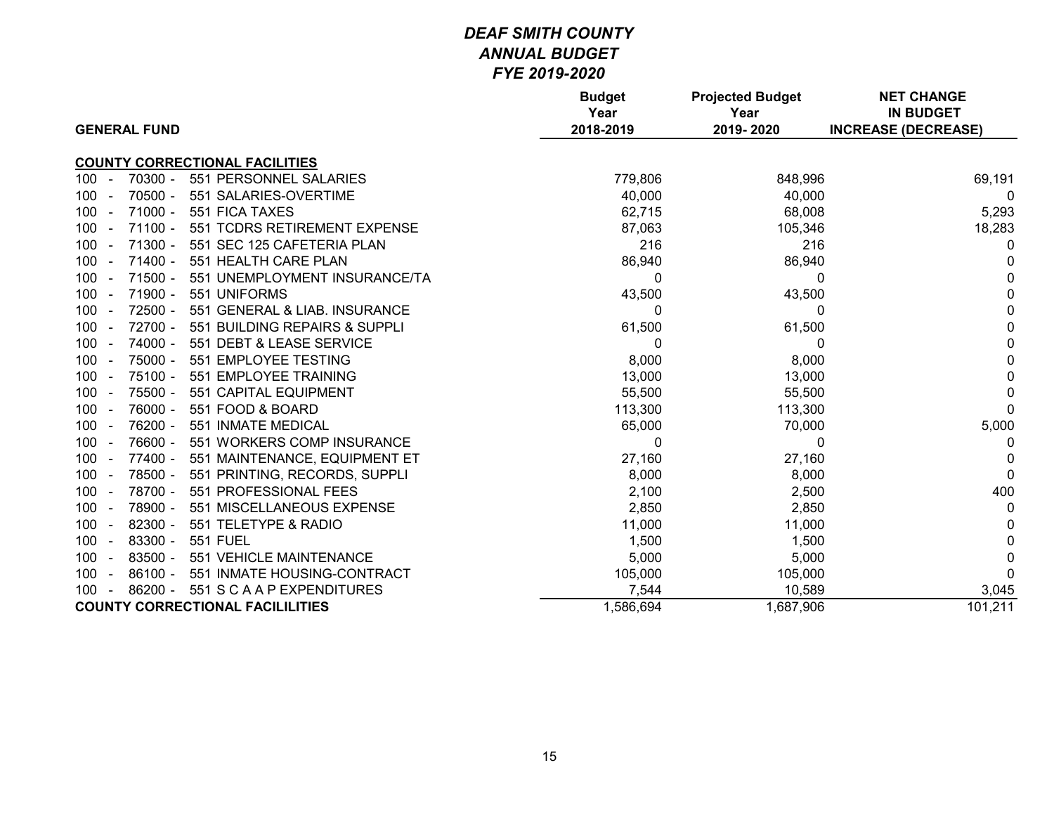# *DEAF SMITH COUNTY*
## *ANNUAL BUDGET*
## *FYE 2019-2020*

| GENERAL FUND | Budget Year 2018-2019 | Projected Budget Year 2019- 2020 | NET CHANGE IN BUDGET INCREASE (DECREASE) |
|---|---|---|---|
| **COUNTY CORRECTIONAL FACILITIES** | | | |
| 100 - 70300 - 551 PERSONNEL SALARIES | 779,806 | 848,996 | 69,191 |
| 100 - 70500 - 551 SALARIES-OVERTIME | 40,000 | 40,000 | 0 |
| 100 - 71000 - 551 FICA TAXES | 62,715 | 68,008 | 5,293 |
| 100 - 71100 - 551 TCDRS RETIREMENT EXPENSE | 87,063 | 105,346 | 18,283 |
| 100 - 71300 - 551 SEC 125 CAFETERIA PLAN | 216 | 216 | 0 |
| 100 - 71400 - 551 HEALTH CARE PLAN | 86,940 | 86,940 | 0 |
| 100 - 71500 - 551 UNEMPLOYMENT INSURANCE/TA | 0 | 0 | 0 |
| 100 - 71900 - 551 UNIFORMS | 43,500 | 43,500 | 0 |
| 100 - 72500 - 551 GENERAL & LIAB. INSURANCE | 0 | 0 | 0 |
| 100 - 72700 - 551 BUILDING REPAIRS & SUPPLI | 61,500 | 61,500 | 0 |
| 100 - 74000 - 551 DEBT & LEASE SERVICE | 0 | 0 | 0 |
| 100 - 75000 - 551 EMPLOYEE TESTING | 8,000 | 8,000 | 0 |
| 100 - 75100 - 551 EMPLOYEE TRAINING | 13,000 | 13,000 | 0 |
| 100 - 75500 - 551 CAPITAL EQUIPMENT | 55,500 | 55,500 | 0 |
| 100 - 76000 - 551 FOOD & BOARD | 113,300 | 113,300 | 0 |
| 100 - 76200 - 551 INMATE MEDICAL | 65,000 | 70,000 | 5,000 |
| 100 - 76600 - 551 WORKERS COMP INSURANCE | 0 | 0 | 0 |
| 100 - 77400 - 551 MAINTENANCE, EQUIPMENT ET | 27,160 | 27,160 | 0 |
| 100 - 78500 - 551 PRINTING, RECORDS, SUPPLI | 8,000 | 8,000 | 0 |
| 100 - 78700 - 551 PROFESSIONAL FEES | 2,100 | 2,500 | 400 |
| 100 - 78900 - 551 MISCELLANEOUS EXPENSE | 2,850 | 2,850 | 0 |
| 100 - 82300 - 551 TELETYPE & RADIO | 11,000 | 11,000 | 0 |
| 100 - 83300 - 551 FUEL | 1,500 | 1,500 | 0 |
| 100 - 83500 - 551 VEHICLE MAINTENANCE | 5,000 | 5,000 | 0 |
| 100 - 86100 - 551 INMATE HOUSING-CONTRACT | 105,000 | 105,000 | 0 |
| 100 - 86200 - 551 S C A A P EXPENDITURES | 7,544 | 10,589 | 3,045 |
| **COUNTY CORRECTIONAL FACILILITIES** | 1,586,694 | 1,687,906 | 101,211 |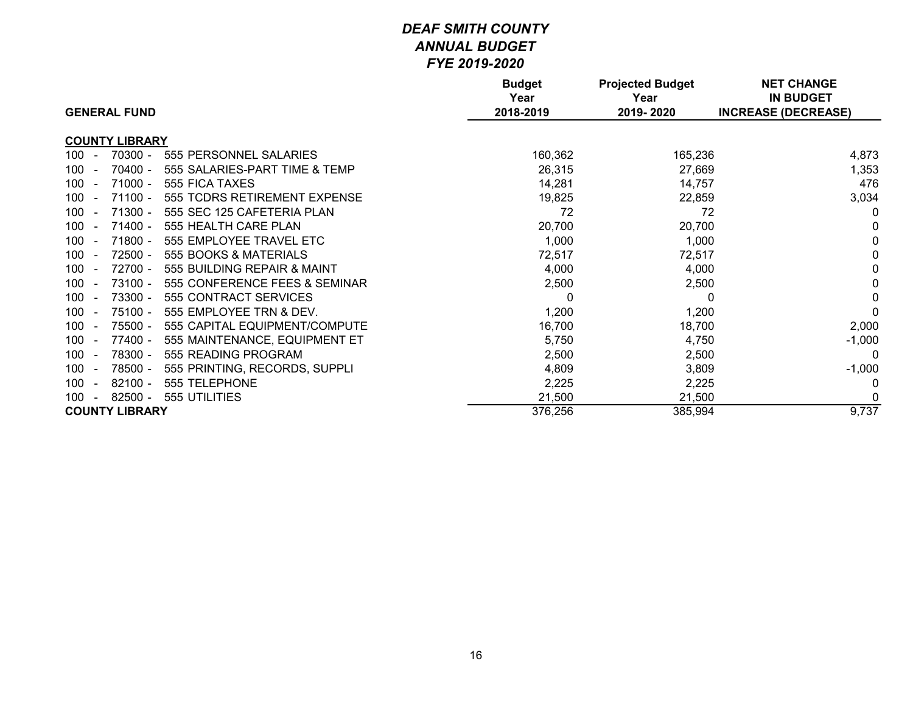# *DEAF SMITH COUNTY*
## *ANNUAL BUDGET*
## *FYE 2019-2020*

| GENERAL FUND | Budget Year 2018-2019 | Projected Budget Year 2019- 2020 | NET CHANGE IN BUDGET INCREASE (DECREASE) |
|---|---|---|---|
| **COUNTY LIBRARY** | | | |
| 100 - 70300 - 555 PERSONNEL SALARIES | 160,362 | 165,236 | 4,873 |
| 100 - 70400 - 555 SALARIES-PART TIME & TEMP | 26,315 | 27,669 | 1,353 |
| 100 - 71000 - 555 FICA TAXES | 14,281 | 14,757 | 476 |
| 100 - 71100 - 555 TCDRS RETIREMENT EXPENSE | 19,825 | 22,859 | 3,034 |
| 100 - 71300 - 555 SEC 125 CAFETERIA PLAN | 72 | 72 | 0 |
| 100 - 71400 - 555 HEALTH CARE PLAN | 20,700 | 20,700 | 0 |
| 100 - 71800 - 555 EMPLOYEE TRAVEL ETC | 1,000 | 1,000 | 0 |
| 100 - 72500 - 555 BOOKS & MATERIALS | 72,517 | 72,517 | 0 |
| 100 - 72700 - 555 BUILDING REPAIR & MAINT | 4,000 | 4,000 | 0 |
| 100 - 73100 - 555 CONFERENCE FEES & SEMINAR | 2,500 | 2,500 | 0 |
| 100 - 73300 - 555 CONTRACT SERVICES | 0 | 0 | 0 |
| 100 - 75100 - 555 EMPLOYEE TRN & DEV. | 1,200 | 1,200 | 0 |
| 100 - 75500 - 555 CAPITAL EQUIPMENT/COMPUTE | 16,700 | 18,700 | 2,000 |
| 100 - 77400 - 555 MAINTENANCE, EQUIPMENT ET | 5,750 | 4,750 | -1,000 |
| 100 - 78300 - 555 READING PROGRAM | 2,500 | 2,500 | 0 |
| 100 - 78500 - 555 PRINTING, RECORDS, SUPPLI | 4,809 | 3,809 | -1,000 |
| 100 - 82100 - 555 TELEPHONE | 2,225 | 2,225 | 0 |
| 100 - 82500 - 555 UTILITIES | 21,500 | 21,500 | 0 |
| **COUNTY LIBRARY** | 376,256 | 385,994 | 9,737 |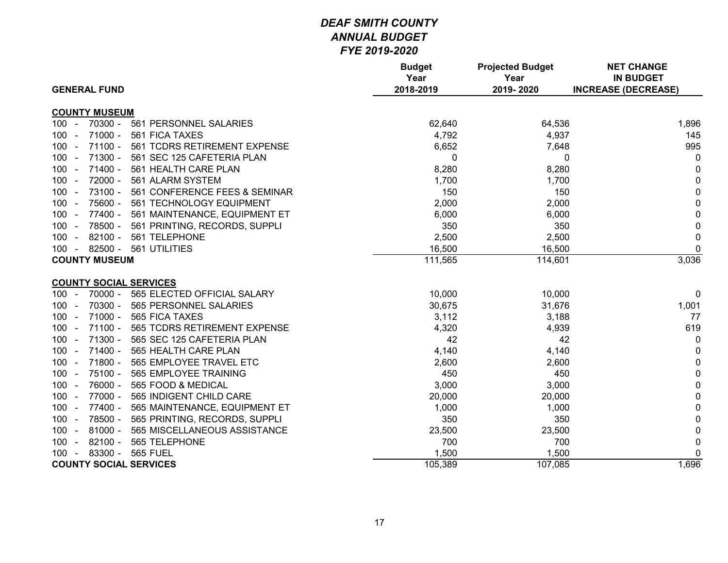# *DEAF SMITH COUNTY*
## *ANNUAL BUDGET*
### *FYE 2019-2020*

| GENERAL FUND | Budget Year 2018-2019 | Projected Budget Year 2019- 2020 | NET CHANGE IN BUDGET INCREASE (DECREASE) |
|---|---|---|---|
| **COUNTY MUSEUM** | | | |
| 100 - 70300 - 561 PERSONNEL SALARIES | 62,640 | 64,536 | 1,896 |
| 100 - 71000 - 561 FICA TAXES | 4,792 | 4,937 | 145 |
| 100 - 71100 - 561 TCDRS RETIREMENT EXPENSE | 6,652 | 7,648 | 995 |
| 100 - 71300 - 561 SEC 125 CAFETERIA PLAN | 0 | 0 | 0 |
| 100 - 71400 - 561 HEALTH CARE PLAN | 8,280 | 8,280 | 0 |
| 100 - 72000 - 561 ALARM SYSTEM | 1,700 | 1,700 | 0 |
| 100 - 73100 - 561 CONFERENCE FEES & SEMINAR | 150 | 150 | 0 |
| 100 - 75600 - 561 TECHNOLOGY EQUIPMENT | 2,000 | 2,000 | 0 |
| 100 - 77400 - 561 MAINTENANCE, EQUIPMENT ET | 6,000 | 6,000 | 0 |
| 100 - 78500 - 561 PRINTING, RECORDS, SUPPLI | 350 | 350 | 0 |
| 100 - 82100 - 561 TELEPHONE | 2,500 | 2,500 | 0 |
| 100 - 82500 - 561 UTILITIES | 16,500 | 16,500 | 0 |
| **COUNTY MUSEUM** | 111,565 | 114,601 | 3,036 |
| **COUNTY SOCIAL SERVICES** | | | |
| 100 - 70000 - 565 ELECTED OFFICIAL SALARY | 10,000 | 10,000 | 0 |
| 100 - 70300 - 565 PERSONNEL SALARIES | 30,675 | 31,676 | 1,001 |
| 100 - 71000 - 565 FICA TAXES | 3,112 | 3,188 | 77 |
| 100 - 71100 - 565 TCDRS RETIREMENT EXPENSE | 4,320 | 4,939 | 619 |
| 100 - 71300 - 565 SEC 125 CAFETERIA PLAN | 42 | 42 | 0 |
| 100 - 71400 - 565 HEALTH CARE PLAN | 4,140 | 4,140 | 0 |
| 100 - 71800 - 565 EMPLOYEE TRAVEL ETC | 2,600 | 2,600 | 0 |
| 100 - 75100 - 565 EMPLOYEE TRAINING | 450 | 450 | 0 |
| 100 - 76000 - 565 FOOD & MEDICAL | 3,000 | 3,000 | 0 |
| 100 - 77000 - 565 INDIGENT CHILD CARE | 20,000 | 20,000 | 0 |
| 100 - 77400 - 565 MAINTENANCE, EQUIPMENT ET | 1,000 | 1,000 | 0 |
| 100 - 78500 - 565 PRINTING, RECORDS, SUPPLI | 350 | 350 | 0 |
| 100 - 81000 - 565 MISCELLANEOUS ASSISTANCE | 23,500 | 23,500 | 0 |
| 100 - 82100 - 565 TELEPHONE | 700 | 700 | 0 |
| 100 - 83300 - 565 FUEL | 1,500 | 1,500 | 0 |
| **COUNTY SOCIAL SERVICES** | 105,389 | 107,085 | 1,696 |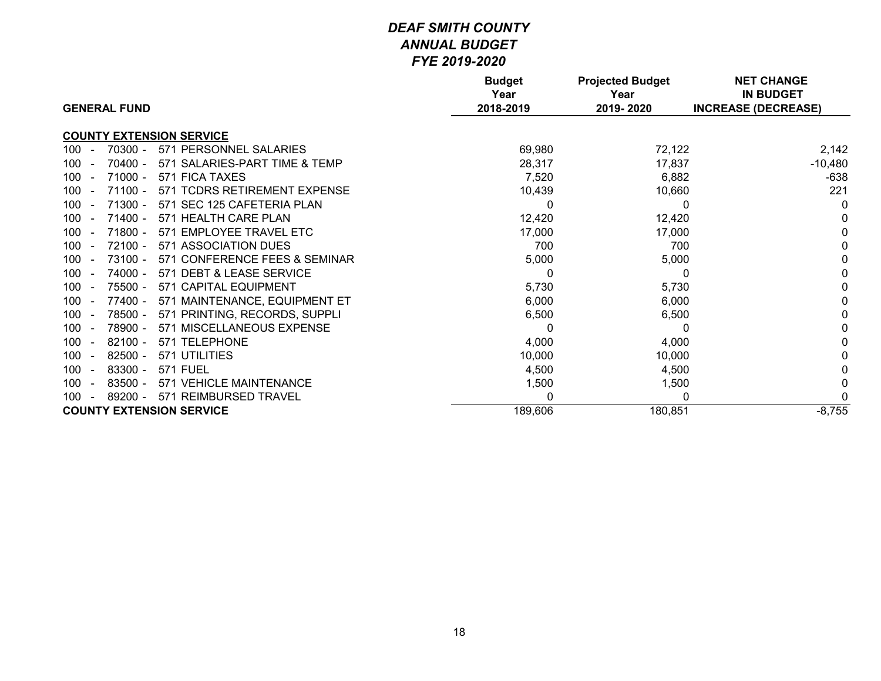# *DEAF SMITH COUNTY*
## *ANNUAL BUDGET*
## *FYE 2019-2020*

| GENERAL FUND | Budget Year 2018-2019 | Projected Budget Year 2019- 2020 | NET CHANGE IN BUDGET INCREASE (DECREASE) |
|---|---|---|---|
| **COUNTY EXTENSION SERVICE** | | | |
| 100 - 70300 - 571 PERSONNEL SALARIES | 69,980 | 72,122 | 2,142 |
| 100 - 70400 - 571 SALARIES-PART TIME & TEMP | 28,317 | 17,837 | -10,480 |
| 100 - 71000 - 571 FICA TAXES | 7,520 | 6,882 | -638 |
| 100 - 71100 - 571 TCDRS RETIREMENT EXPENSE | 10,439 | 10,660 | 221 |
| 100 - 71300 - 571 SEC 125 CAFETERIA PLAN | 0 | 0 | 0 |
| 100 - 71400 - 571 HEALTH CARE PLAN | 12,420 | 12,420 | 0 |
| 100 - 71800 - 571 EMPLOYEE TRAVEL ETC | 17,000 | 17,000 | 0 |
| 100 - 72100 - 571 ASSOCIATION DUES | 700 | 700 | 0 |
| 100 - 73100 - 571 CONFERENCE FEES & SEMINAR | 5,000 | 5,000 | 0 |
| 100 - 74000 - 571 DEBT & LEASE SERVICE | 0 | 0 | 0 |
| 100 - 75500 - 571 CAPITAL EQUIPMENT | 5,730 | 5,730 | 0 |
| 100 - 77400 - 571 MAINTENANCE, EQUIPMENT ET | 6,000 | 6,000 | 0 |
| 100 - 78500 - 571 PRINTING, RECORDS, SUPPLI | 6,500 | 6,500 | 0 |
| 100 - 78900 - 571 MISCELLANEOUS EXPENSE | 0 | 0 | 0 |
| 100 - 82100 - 571 TELEPHONE | 4,000 | 4,000 | 0 |
| 100 - 82500 - 571 UTILITIES | 10,000 | 10,000 | 0 |
| 100 - 83300 - 571 FUEL | 4,500 | 4,500 | 0 |
| 100 - 83500 - 571 VEHICLE MAINTENANCE | 1,500 | 1,500 | 0 |
| 100 - 89200 - 571 REIMBURSED TRAVEL | 0 | 0 | 0 |
| **COUNTY EXTENSION SERVICE** | 189,606 | 180,851 | -8,755 |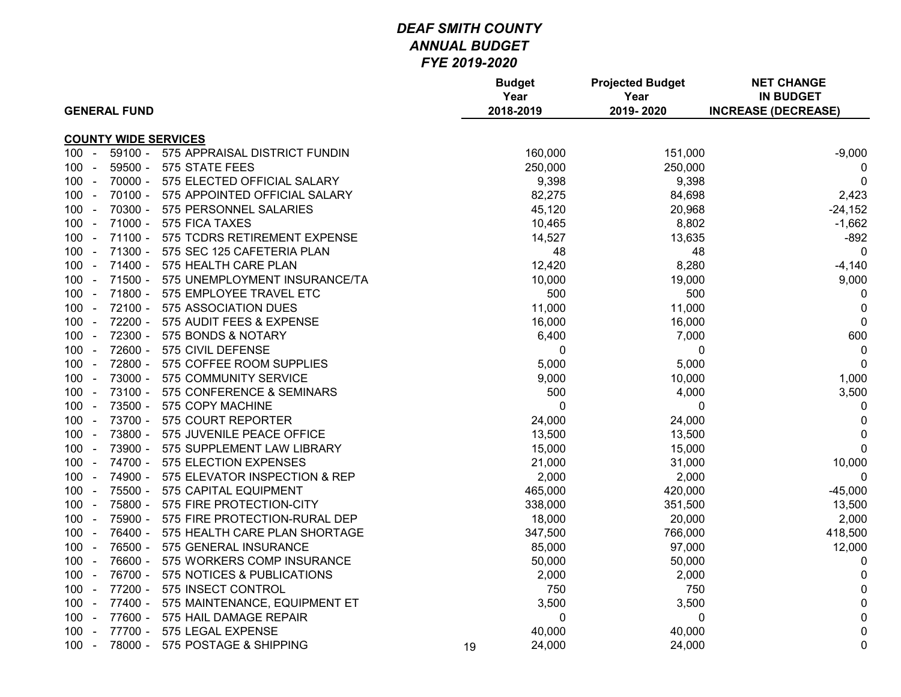# *DEAF SMITH COUNTY*
## *ANNUAL BUDGET*
## *FYE 2019-2020*

| GENERAL FUND | Budget Year 2018-2019 | Projected Budget Year 2019- 2020 | NET CHANGE IN BUDGET INCREASE (DECREASE) |
|---|---|---|---|
| **COUNTY WIDE SERVICES** | | | |
| 100 - 59100 - 575 APPRAISAL DISTRICT FUNDIN | 160,000 | 151,000 | -9,000 |
| 100 - 59500 - 575 STATE FEES | 250,000 | 250,000 | 0 |
| 100 - 70000 - 575 ELECTED OFFICIAL SALARY | 9,398 | 9,398 | 0 |
| 100 - 70100 - 575 APPOINTED OFFICIAL SALARY | 82,275 | 84,698 | 2,423 |
| 100 - 70300 - 575 PERSONNEL SALARIES | 45,120 | 20,968 | -24,152 |
| 100 - 71000 - 575 FICA TAXES | 10,465 | 8,802 | -1,662 |
| 100 - 71100 - 575 TCDRS RETIREMENT EXPENSE | 14,527 | 13,635 | -892 |
| 100 - 71300 - 575 SEC 125 CAFETERIA PLAN | 48 | 48 | 0 |
| 100 - 71400 - 575 HEALTH CARE PLAN | 12,420 | 8,280 | -4,140 |
| 100 - 71500 - 575 UNEMPLOYMENT INSURANCE/TA | 10,000 | 19,000 | 9,000 |
| 100 - 71800 - 575 EMPLOYEE TRAVEL ETC | 500 | 500 | 0 |
| 100 - 72100 - 575 ASSOCIATION DUES | 11,000 | 11,000 | 0 |
| 100 - 72200 - 575 AUDIT FEES & EXPENSE | 16,000 | 16,000 | 0 |
| 100 - 72300 - 575 BONDS & NOTARY | 6,400 | 7,000 | 600 |
| 100 - 72600 - 575 CIVIL DEFENSE | 0 | 0 | 0 |
| 100 - 72800 - 575 COFFEE ROOM SUPPLIES | 5,000 | 5,000 | 0 |
| 100 - 73000 - 575 COMMUNITY SERVICE | 9,000 | 10,000 | 1,000 |
| 100 - 73100 - 575 CONFERENCE & SEMINARS | 500 | 4,000 | 3,500 |
| 100 - 73500 - 575 COPY MACHINE | 0 | 0 | 0 |
| 100 - 73700 - 575 COURT REPORTER | 24,000 | 24,000 | 0 |
| 100 - 73800 - 575 JUVENILE PEACE OFFICE | 13,500 | 13,500 | 0 |
| 100 - 73900 - 575 SUPPLEMENT LAW LIBRARY | 15,000 | 15,000 | 0 |
| 100 - 74700 - 575 ELECTION EXPENSES | 21,000 | 31,000 | 10,000 |
| 100 - 74900 - 575 ELEVATOR INSPECTION & REP | 2,000 | 2,000 | 0 |
| 100 - 75500 - 575 CAPITAL EQUIPMENT | 465,000 | 420,000 | -45,000 |
| 100 - 75800 - 575 FIRE PROTECTION-CITY | 338,000 | 351,500 | 13,500 |
| 100 - 75900 - 575 FIRE PROTECTION-RURAL DEP | 18,000 | 20,000 | 2,000 |
| 100 - 76400 - 575 HEALTH CARE PLAN SHORTAGE | 347,500 | 766,000 | 418,500 |
| 100 - 76500 - 575 GENERAL INSURANCE | 85,000 | 97,000 | 12,000 |
| 100 - 76600 - 575 WORKERS COMP INSURANCE | 50,000 | 50,000 | 0 |
| 100 - 76700 - 575 NOTICES & PUBLICATIONS | 2,000 | 2,000 | 0 |
| 100 - 77200 - 575 INSECT CONTROL | 750 | 750 | 0 |
| 100 - 77400 - 575 MAINTENANCE, EQUIPMENT ET | 3,500 | 3,500 | 0 |
| 100 - 77600 - 575 HAIL DAMAGE REPAIR | 0 | 0 | 0 |
| 100 - 77700 - 575 LEGAL EXPENSE | 40,000 | 40,000 | 0 |
| 100 - 78000 - 575 POSTAGE & SHIPPING | 24,000 | 24,000 | 0 |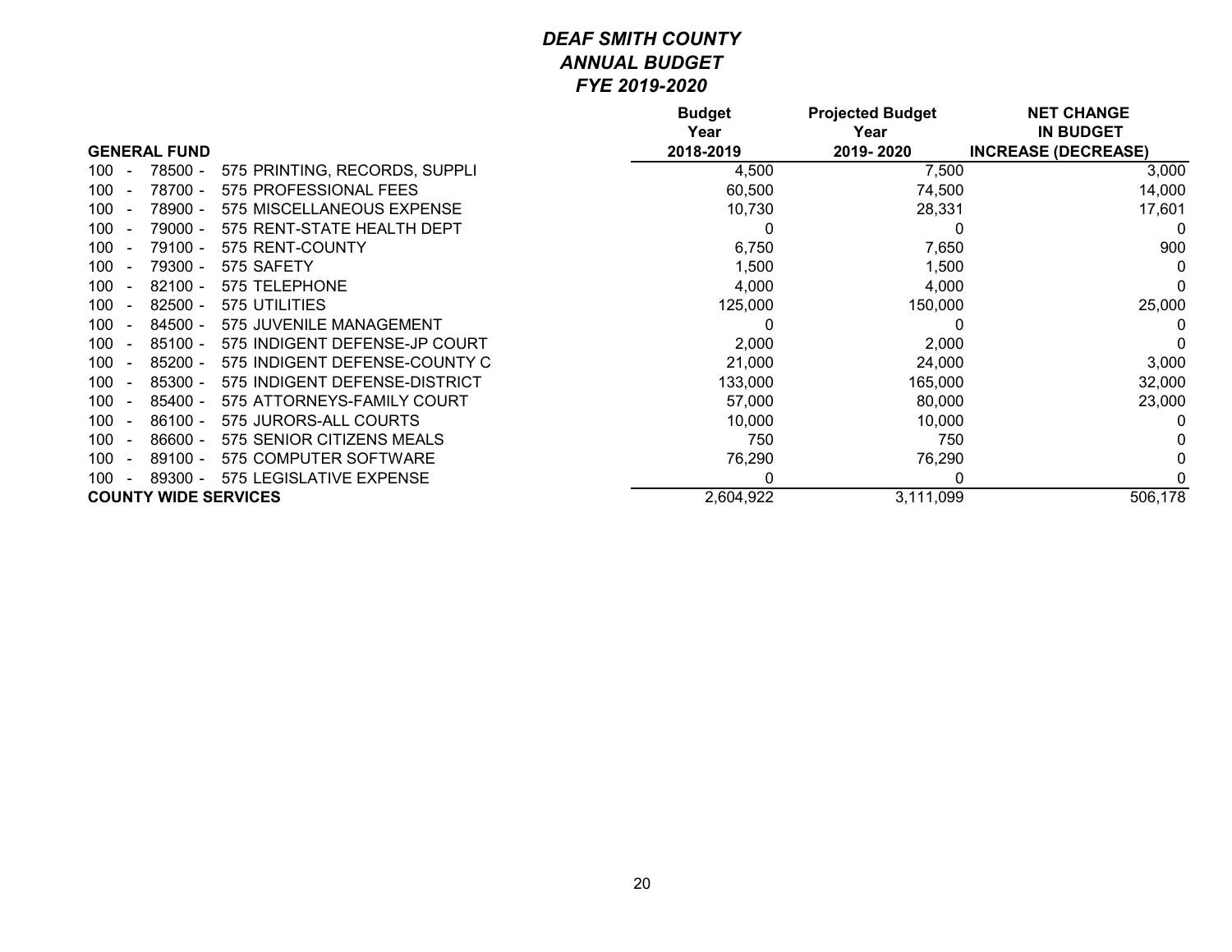# *DEAF SMITH COUNTY*
## *ANNUAL BUDGET*
## *FYE 2019-2020*

| GENERAL FUND | Budget Year 2018-2019 | Projected Budget Year 2019- 2020 | NET CHANGE IN BUDGET INCREASE (DECREASE) |
|---|---|---|---|
| 100 - 78500 - 575 PRINTING, RECORDS, SUPPLI | 4,500 | 7,500 | 3,000 |
| 100 - 78700 - 575 PROFESSIONAL FEES | 60,500 | 74,500 | 14,000 |
| 100 - 78900 - 575 MISCELLANEOUS EXPENSE | 10,730 | 28,331 | 17,601 |
| 100 - 79000 - 575 RENT-STATE HEALTH DEPT | 0 | 0 | 0 |
| 100 - 79100 - 575 RENT-COUNTY | 6,750 | 7,650 | 900 |
| 100 - 79300 - 575 SAFETY | 1,500 | 1,500 | 0 |
| 100 - 82100 - 575 TELEPHONE | 4,000 | 4,000 | 0 |
| 100 - 82500 - 575 UTILITIES | 125,000 | 150,000 | 25,000 |
| 100 - 84500 - 575 JUVENILE MANAGEMENT | 0 | 0 | 0 |
| 100 - 85100 - 575 INDIGENT DEFENSE-JP COURT | 2,000 | 2,000 | 0 |
| 100 - 85200 - 575 INDIGENT DEFENSE-COUNTY C | 21,000 | 24,000 | 3,000 |
| 100 - 85300 - 575 INDIGENT DEFENSE-DISTRICT | 133,000 | 165,000 | 32,000 |
| 100 - 85400 - 575 ATTORNEYS-FAMILY COURT | 57,000 | 80,000 | 23,000 |
| 100 - 86100 - 575 JURORS-ALL COURTS | 10,000 | 10,000 | 0 |
| 100 - 86600 - 575 SENIOR CITIZENS MEALS | 750 | 750 | 0 |
| 100 - 89100 - 575 COMPUTER SOFTWARE | 76,290 | 76,290 | 0 |
| 100 - 89300 - 575 LEGISLATIVE EXPENSE | 0 | 0 | 0 |
| **COUNTY WIDE SERVICES** | 2,604,922 | 3,111,099 | 506,178 |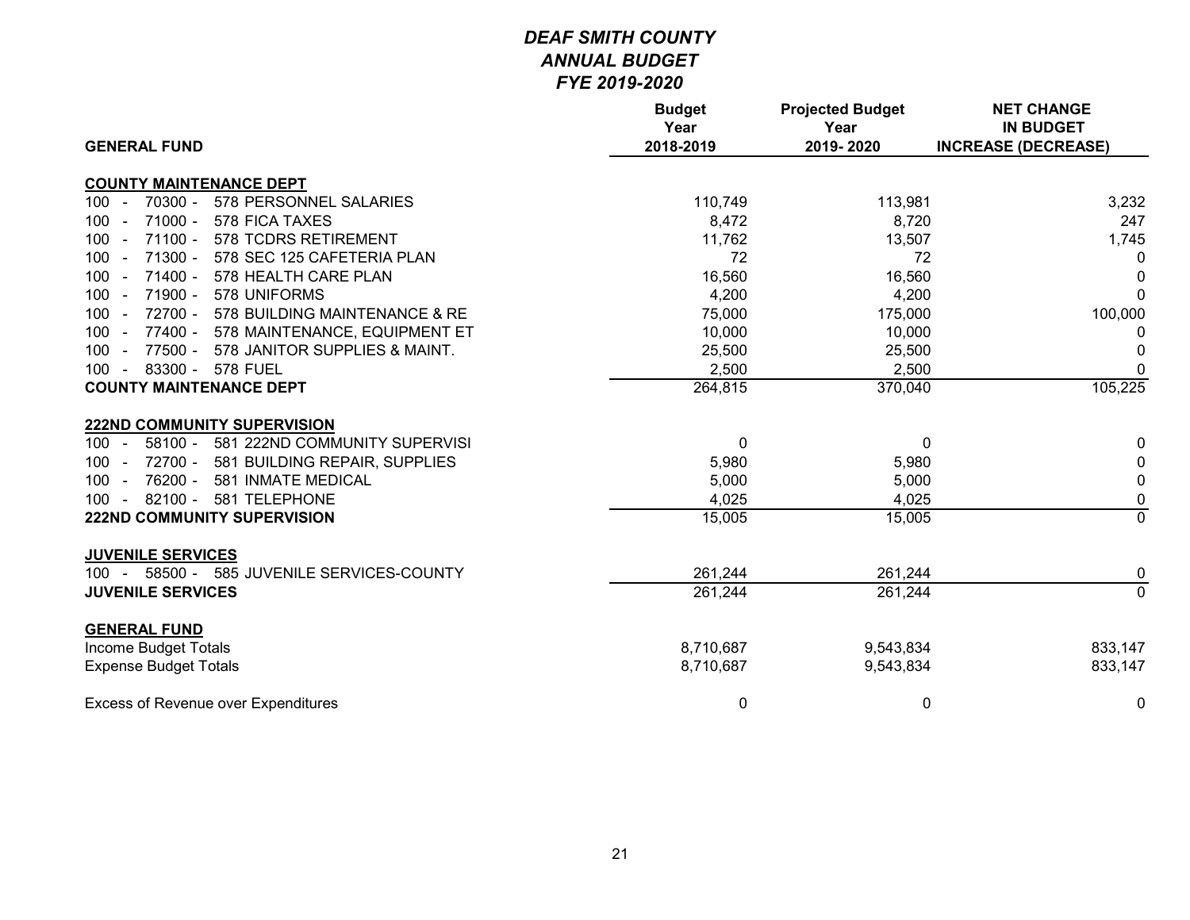# *DEAF SMITH COUNTY*
## *ANNUAL BUDGET*
## *FYE 2019-2020*

| GENERAL FUND | Budget Year 2018-2019 | Projected Budget Year 2019- 2020 | NET CHANGE IN BUDGET INCREASE (DECREASE) |
|---|---|---|---|
| **COUNTY MAINTENANCE DEPT** | | | |
| 100 - 70300 - 578 PERSONNEL SALARIES | 110,749 | 113,981 | 3,232 |
| 100 - 71000 - 578 FICA TAXES | 8,472 | 8,720 | 247 |
| 100 - 71100 - 578 TCDRS RETIREMENT | 11,762 | 13,507 | 1,745 |
| 100 - 71300 - 578 SEC 125 CAFETERIA PLAN | 72 | 72 | 0 |
| 100 - 71400 - 578 HEALTH CARE PLAN | 16,560 | 16,560 | 0 |
| 100 - 71900 - 578 UNIFORMS | 4,200 | 4,200 | 0 |
| 100 - 72700 - 578 BUILDING MAINTENANCE & RE | 75,000 | 175,000 | 100,000 |
| 100 - 77400 - 578 MAINTENANCE, EQUIPMENT ET | 10,000 | 10,000 | 0 |
| 100 - 77500 - 578 JANITOR SUPPLIES & MAINT. | 25,500 | 25,500 | 0 |
| 100 - 83300 - 578 FUEL | 2,500 | 2,500 | 0 |
| **COUNTY MAINTENANCE DEPT** | 264,815 | 370,040 | 105,225 |
| **222ND COMMUNITY SUPERVISION** | | | |
| 100 - 58100 - 581 222ND COMMUNITY SUPERVISI | 0 | 0 | 0 |
| 100 - 72700 - 581 BUILDING REPAIR, SUPPLIES | 5,980 | 5,980 | 0 |
| 100 - 76200 - 581 INMATE MEDICAL | 5,000 | 5,000 | 0 |
| 100 - 82100 - 581 TELEPHONE | 4,025 | 4,025 | 0 |
| **222ND COMMUNITY SUPERVISION** | 15,005 | 15,005 | 0 |
| **JUVENILE SERVICES** | | | |
| 100 - 58500 - 585 JUVENILE SERVICES-COUNTY | 261,244 | 261,244 | 0 |
| **JUVENILE SERVICES** | 261,244 | 261,244 | 0 |
| **GENERAL FUND** | | | |
| Income Budget Totals | 8,710,687 | 9,543,834 | 833,147 |
| Expense Budget Totals | 8,710,687 | 9,543,834 | 833,147 |
| Excess of Revenue over Expenditures | 0 | 0 | 0 |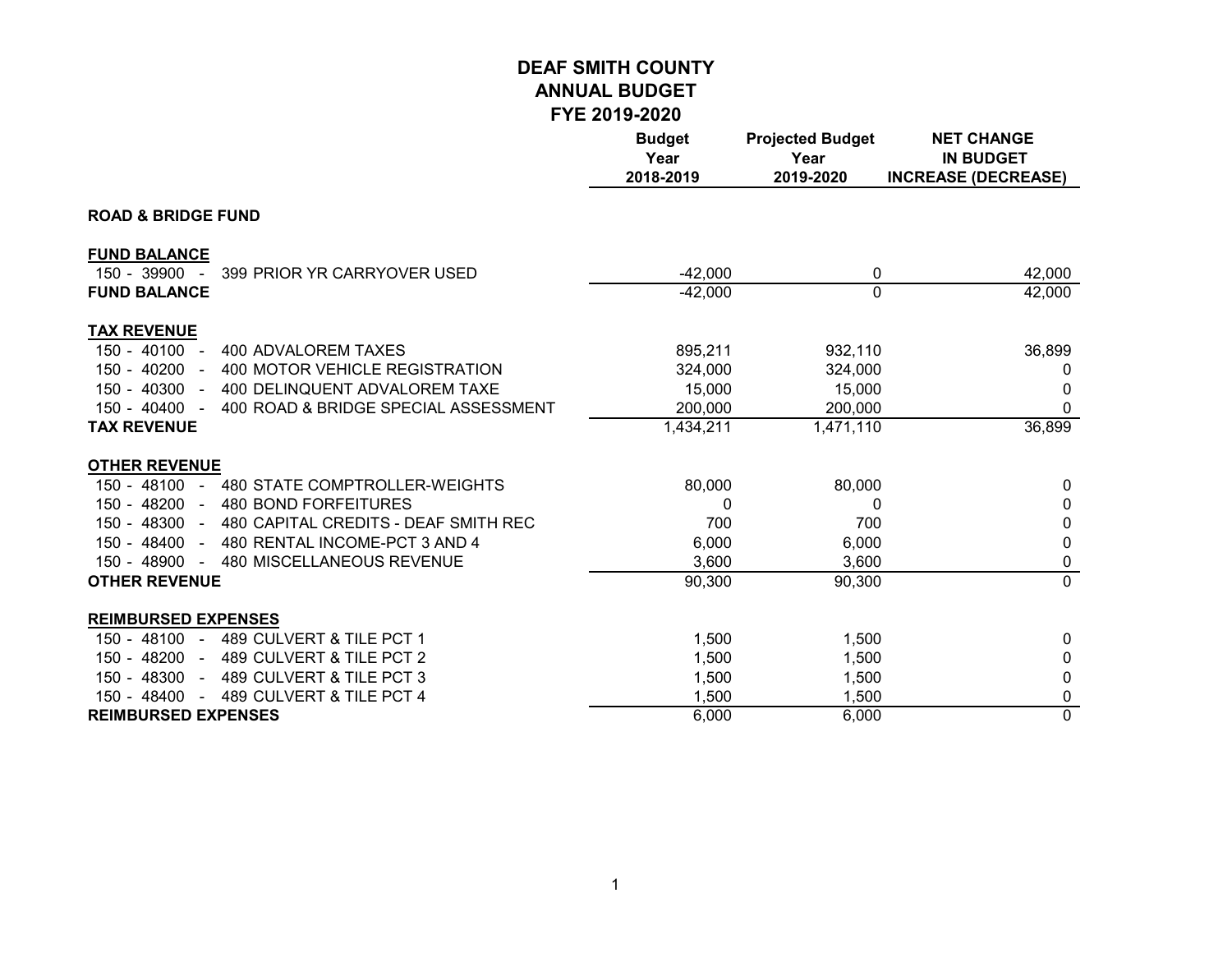# DEAF SMITH COUNTY
## ANNUAL BUDGET
## FYE 2019-2020

| | Budget Year 2018-2019 | Projected Budget Year 2019-2020 | NET CHANGE IN BUDGET INCREASE (DECREASE) |
|---|---|---|---|
| **ROAD & BRIDGE FUND** | | | |
| **FUND BALANCE** | | | |
| 150 - 39900 - 399 PRIOR YR CARRYOVER USED | -42,000 | 0 | 42,000 |
| **FUND BALANCE** | -42,000 | 0 | 42,000 |
| **TAX REVENUE** | | | |
| 150 - 40100 - 400 ADVALOREM TAXES | 895,211 | 932,110 | 36,899 |
| 150 - 40200 - 400 MOTOR VEHICLE REGISTRATION | 324,000 | 324,000 | 0 |
| 150 - 40300 - 400 DELINQUENT ADVALOREM TAXE | 15,000 | 15,000 | 0 |
| 150 - 40400 - 400 ROAD & BRIDGE SPECIAL ASSESSMENT | 200,000 | 200,000 | 0 |
| **TAX REVENUE** | 1,434,211 | 1,471,110 | 36,899 |
| **OTHER REVENUE** | | | |
| 150 - 48100 - 480 STATE COMPTROLLER-WEIGHTS | 80,000 | 80,000 | 0 |
| 150 - 48200 - 480 BOND FORFEITURES | 0 | 0 | 0 |
| 150 - 48300 - 480 CAPITAL CREDITS - DEAF SMITH REC | 700 | 700 | 0 |
| 150 - 48400 - 480 RENTAL INCOME-PCT 3 AND 4 | 6,000 | 6,000 | 0 |
| 150 - 48900 - 480 MISCELLANEOUS REVENUE | 3,600 | 3,600 | 0 |
| **OTHER REVENUE** | 90,300 | 90,300 | 0 |
| **REIMBURSED EXPENSES** | | | |
| 150 - 48100 - 489 CULVERT & TILE PCT 1 | 1,500 | 1,500 | 0 |
| 150 - 48200 - 489 CULVERT & TILE PCT 2 | 1,500 | 1,500 | 0 |
| 150 - 48300 - 489 CULVERT & TILE PCT 3 | 1,500 | 1,500 | 0 |
| 150 - 48400 - 489 CULVERT & TILE PCT 4 | 1,500 | 1,500 | 0 |
| **REIMBURSED EXPENSES** | 6,000 | 6,000 | 0 |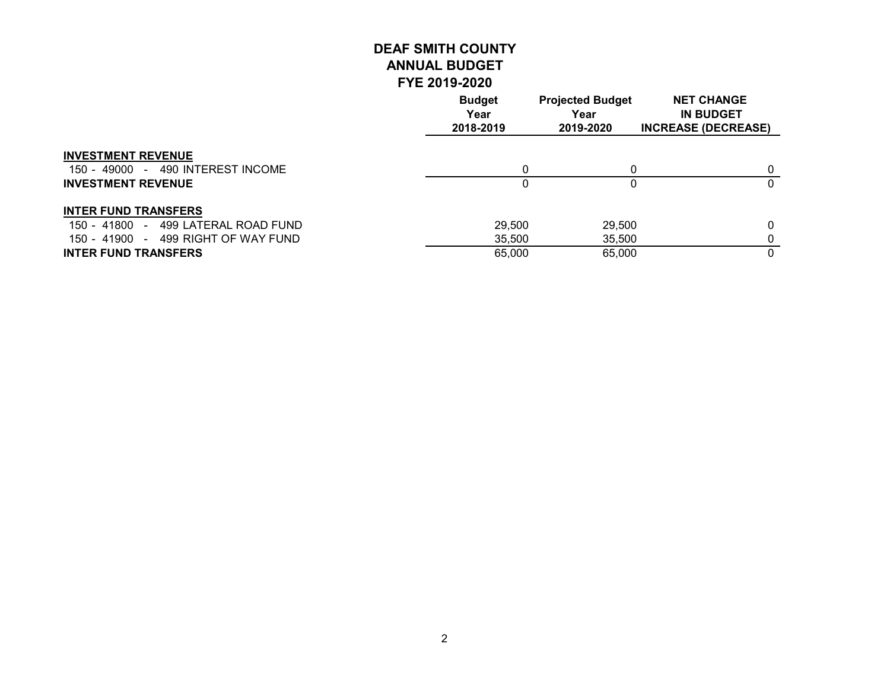# DEAF SMITH COUNTY
## ANNUAL BUDGET
## FYE 2019-2020

| | Budget Year 2018-2019 | Projected Budget Year 2019-2020 | NET CHANGE IN BUDGET INCREASE (DECREASE) |
|---|---|---|---|
| **INVESTMENT REVENUE** | | | |
| 150 - 49000 - 490 INTEREST INCOME | 0 | 0 | 0 |
| **INVESTMENT REVENUE** | 0 | 0 | 0 |
| **INTER FUND TRANSFERS** | | | |
| 150 - 41800 - 499 LATERAL ROAD FUND | 29,500 | 29,500 | 0 |
| 150 - 41900 - 499 RIGHT OF WAY FUND | 35,500 | 35,500 | 0 |
| **INTER FUND TRANSFERS** | 65,000 | 65,000 | 0 |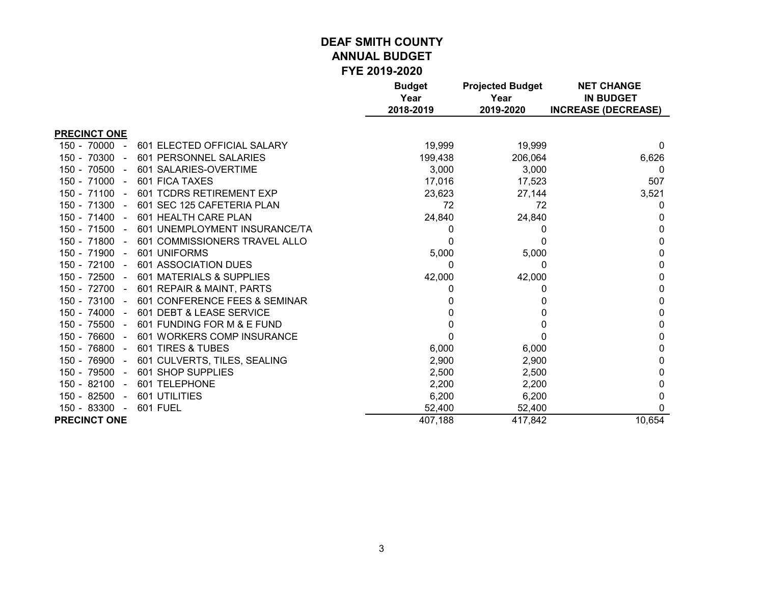# DEAF SMITH COUNTY
## ANNUAL BUDGET
## FYE 2019-2020

| | | Budget Year 2018-2019 | Projected Budget Year 2019-2020 | NET CHANGE IN BUDGET INCREASE (DECREASE) |
|---|---|---|---|---|
| **PRECINCT ONE** | | | | |
| 150 - 70000 - | 601 ELECTED OFFICIAL SALARY | 19,999 | 19,999 | 0 |
| 150 - 70300 - | 601 PERSONNEL SALARIES | 199,438 | 206,064 | 6,626 |
| 150 - 70500 - | 601 SALARIES-OVERTIME | 3,000 | 3,000 | 0 |
| 150 - 71000 - | 601 FICA TAXES | 17,016 | 17,523 | 507 |
| 150 - 71100 - | 601 TCDRS RETIREMENT EXP | 23,623 | 27,144 | 3,521 |
| 150 - 71300 - | 601 SEC 125 CAFETERIA PLAN | 72 | 72 | 0 |
| 150 - 71400 - | 601 HEALTH CARE PLAN | 24,840 | 24,840 | 0 |
| 150 - 71500 - | 601 UNEMPLOYMENT INSURANCE/TA | 0 | 0 | 0 |
| 150 - 71800 - | 601 COMMISSIONERS TRAVEL ALLO | 0 | 0 | 0 |
| 150 - 71900 - | 601 UNIFORMS | 5,000 | 5,000 | 0 |
| 150 - 72100 - | 601 ASSOCIATION DUES | 0 | 0 | 0 |
| 150 - 72500 - | 601 MATERIALS & SUPPLIES | 42,000 | 42,000 | 0 |
| 150 - 72700 - | 601 REPAIR & MAINT, PARTS | 0 | 0 | 0 |
| 150 - 73100 - | 601 CONFERENCE FEES & SEMINAR | 0 | 0 | 0 |
| 150 - 74000 - | 601 DEBT & LEASE SERVICE | 0 | 0 | 0 |
| 150 - 75500 - | 601 FUNDING FOR M & E FUND | 0 | 0 | 0 |
| 150 - 76600 - | 601 WORKERS COMP INSURANCE | 0 | 0 | 0 |
| 150 - 76800 - | 601 TIRES & TUBES | 6,000 | 6,000 | 0 |
| 150 - 76900 - | 601 CULVERTS, TILES, SEALING | 2,900 | 2,900 | 0 |
| 150 - 79500 - | 601 SHOP SUPPLIES | 2,500 | 2,500 | 0 |
| 150 - 82100 - | 601 TELEPHONE | 2,200 | 2,200 | 0 |
| 150 - 82500 - | 601 UTILITIES | 6,200 | 6,200 | 0 |
| 150 - 83300 - | 601 FUEL | 52,400 | 52,400 | 0 |
| **PRECINCT ONE** | | 407,188 | 417,842 | 10,654 |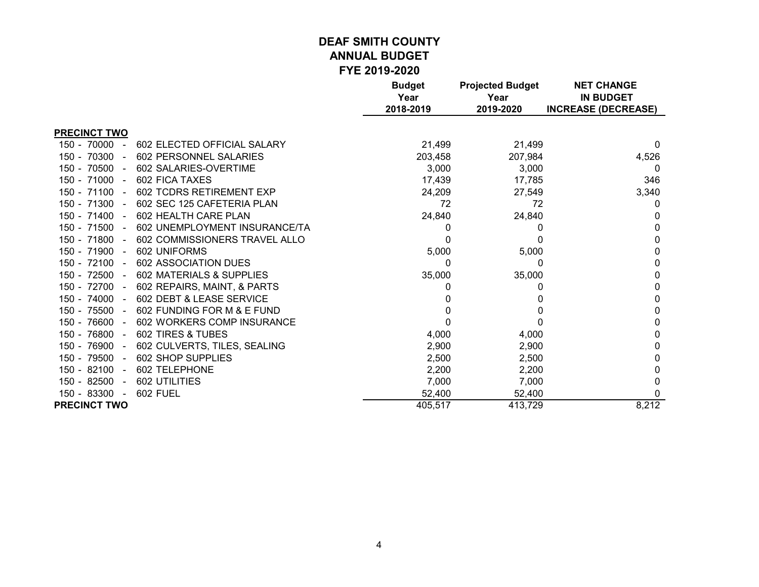# DEAF SMITH COUNTY
## ANNUAL BUDGET
## FYE 2019-2020

| | | Budget Year 2018-2019 | Projected Budget Year 2019-2020 | NET CHANGE IN BUDGET INCREASE (DECREASE) |
|---|---|---|---|---|
| **PRECINCT TWO** | | | | |
| 150 - 70000 - | 602 ELECTED OFFICIAL SALARY | 21,499 | 21,499 | 0 |
| 150 - 70300 - | 602 PERSONNEL SALARIES | 203,458 | 207,984 | 4,526 |
| 150 - 70500 - | 602 SALARIES-OVERTIME | 3,000 | 3,000 | 0 |
| 150 - 71000 - | 602 FICA TAXES | 17,439 | 17,785 | 346 |
| 150 - 71100 - | 602 TCDRS RETIREMENT EXP | 24,209 | 27,549 | 3,340 |
| 150 - 71300 - | 602 SEC 125 CAFETERIA PLAN | 72 | 72 | 0 |
| 150 - 71400 - | 602 HEALTH CARE PLAN | 24,840 | 24,840 | 0 |
| 150 - 71500 - | 602 UNEMPLOYMENT INSURANCE/TA | 0 | 0 | 0 |
| 150 - 71800 - | 602 COMMISSIONERS TRAVEL ALLO | 0 | 0 | 0 |
| 150 - 71900 - | 602 UNIFORMS | 5,000 | 5,000 | 0 |
| 150 - 72100 - | 602 ASSOCIATION DUES | 0 | 0 | 0 |
| 150 - 72500 - | 602 MATERIALS & SUPPLIES | 35,000 | 35,000 | 0 |
| 150 - 72700 - | 602 REPAIRS, MAINT, & PARTS | 0 | 0 | 0 |
| 150 - 74000 - | 602 DEBT & LEASE SERVICE | 0 | 0 | 0 |
| 150 - 75500 - | 602 FUNDING FOR M & E FUND | 0 | 0 | 0 |
| 150 - 76600 - | 602 WORKERS COMP INSURANCE | 0 | 0 | 0 |
| 150 - 76800 - | 602 TIRES & TUBES | 4,000 | 4,000 | 0 |
| 150 - 76900 - | 602 CULVERTS, TILES, SEALING | 2,900 | 2,900 | 0 |
| 150 - 79500 - | 602 SHOP SUPPLIES | 2,500 | 2,500 | 0 |
| 150 - 82100 - | 602 TELEPHONE | 2,200 | 2,200 | 0 |
| 150 - 82500 - | 602 UTILITIES | 7,000 | 7,000 | 0 |
| 150 - 83300 - | 602 FUEL | 52,400 | 52,400 | 0 |
| **PRECINCT TWO** | | 405,517 | 413,729 | 8,212 |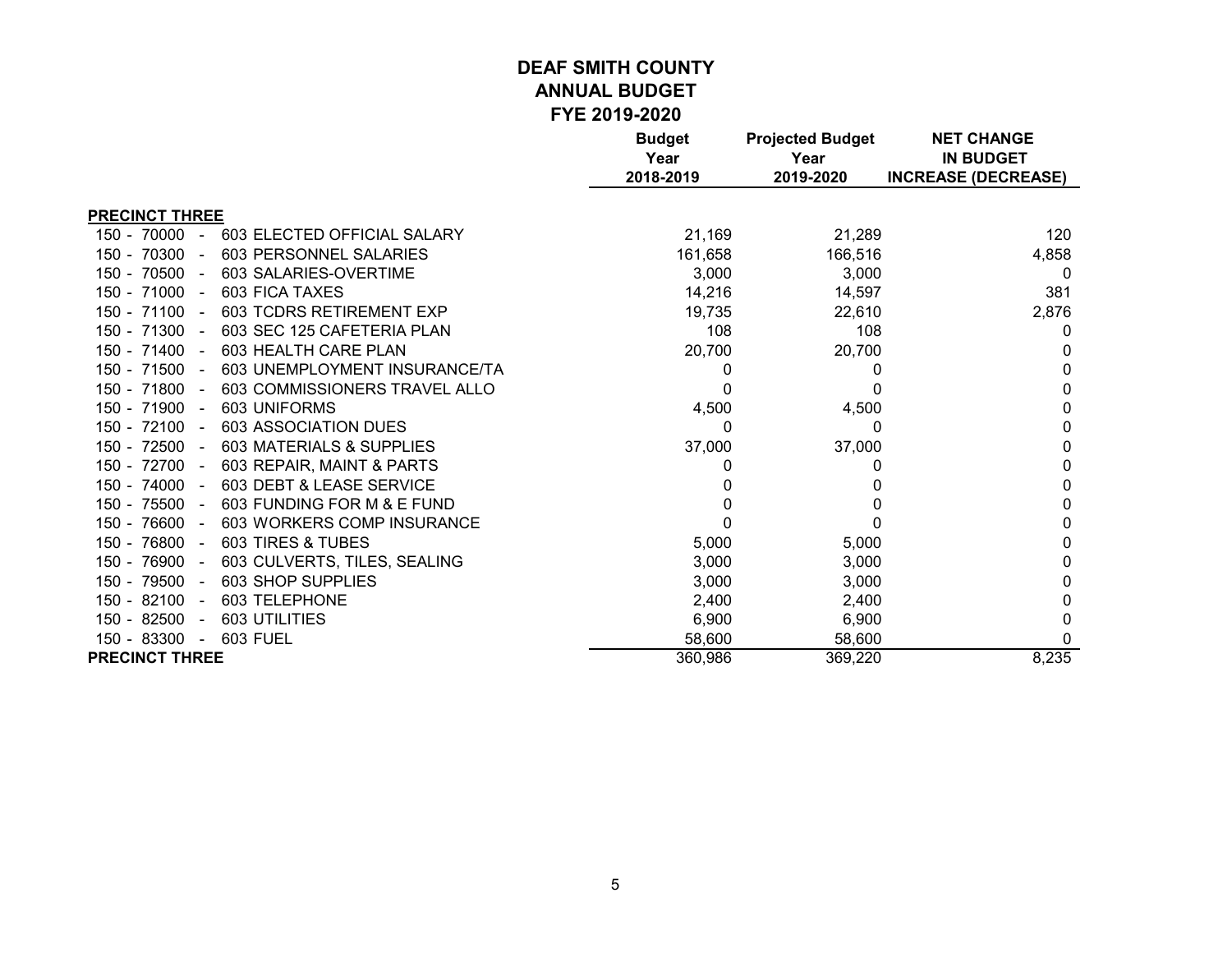# DEAF SMITH COUNTY
## ANNUAL BUDGET
## FYE 2019-2020

| | Budget Year 2018-2019 | Projected Budget Year 2019-2020 | NET CHANGE IN BUDGET INCREASE (DECREASE) |
|---|---|---|---|
| **PRECINCT THREE** | | | |
| 150 - 70000 - 603 ELECTED OFFICIAL SALARY | 21,169 | 21,289 | 120 |
| 150 - 70300 - 603 PERSONNEL SALARIES | 161,658 | 166,516 | 4,858 |
| 150 - 70500 - 603 SALARIES-OVERTIME | 3,000 | 3,000 | 0 |
| 150 - 71000 - 603 FICA TAXES | 14,216 | 14,597 | 381 |
| 150 - 71100 - 603 TCDRS RETIREMENT EXP | 19,735 | 22,610 | 2,876 |
| 150 - 71300 - 603 SEC 125 CAFETERIA PLAN | 108 | 108 | 0 |
| 150 - 71400 - 603 HEALTH CARE PLAN | 20,700 | 20,700 | 0 |
| 150 - 71500 - 603 UNEMPLOYMENT INSURANCE/TA | 0 | 0 | 0 |
| 150 - 71800 - 603 COMMISSIONERS TRAVEL ALLO | 0 | 0 | 0 |
| 150 - 71900 - 603 UNIFORMS | 4,500 | 4,500 | 0 |
| 150 - 72100 - 603 ASSOCIATION DUES | 0 | 0 | 0 |
| 150 - 72500 - 603 MATERIALS & SUPPLIES | 37,000 | 37,000 | 0 |
| 150 - 72700 - 603 REPAIR, MAINT & PARTS | 0 | 0 | 0 |
| 150 - 74000 - 603 DEBT & LEASE SERVICE | 0 | 0 | 0 |
| 150 - 75500 - 603 FUNDING FOR M & E FUND | 0 | 0 | 0 |
| 150 - 76600 - 603 WORKERS COMP INSURANCE | 0 | 0 | 0 |
| 150 - 76800 - 603 TIRES & TUBES | 5,000 | 5,000 | 0 |
| 150 - 76900 - 603 CULVERTS, TILES, SEALING | 3,000 | 3,000 | 0 |
| 150 - 79500 - 603 SHOP SUPPLIES | 3,000 | 3,000 | 0 |
| 150 - 82100 - 603 TELEPHONE | 2,400 | 2,400 | 0 |
| 150 - 82500 - 603 UTILITIES | 6,900 | 6,900 | 0 |
| 150 - 83300 - 603 FUEL | 58,600 | 58,600 | 0 |
| **PRECINCT THREE** | 360,986 | 369,220 | 8,235 |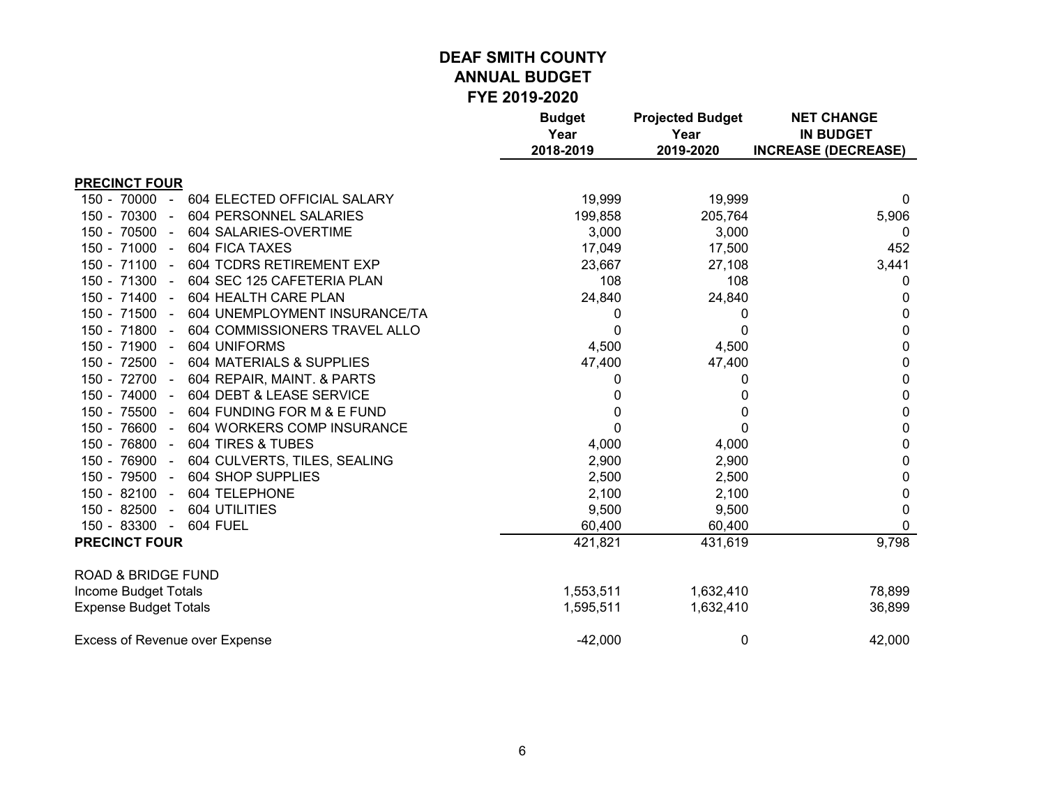# DEAF SMITH COUNTY
## ANNUAL BUDGET
## FYE 2019-2020

| | Budget Year 2018-2019 | Projected Budget Year 2019-2020 | NET CHANGE IN BUDGET INCREASE (DECREASE) |
|---|---|---|---|
| **PRECINCT FOUR** | | | |
| 150 - 70000 - 604 ELECTED OFFICIAL SALARY | 19,999 | 19,999 | 0 |
| 150 - 70300 - 604 PERSONNEL SALARIES | 199,858 | 205,764 | 5,906 |
| 150 - 70500 - 604 SALARIES-OVERTIME | 3,000 | 3,000 | 0 |
| 150 - 71000 - 604 FICA TAXES | 17,049 | 17,500 | 452 |
| 150 - 71100 - 604 TCDRS RETIREMENT EXP | 23,667 | 27,108 | 3,441 |
| 150 - 71300 - 604 SEC 125 CAFETERIA PLAN | 108 | 108 | 0 |
| 150 - 71400 - 604 HEALTH CARE PLAN | 24,840 | 24,840 | 0 |
| 150 - 71500 - 604 UNEMPLOYMENT INSURANCE/TA | 0 | 0 | 0 |
| 150 - 71800 - 604 COMMISSIONERS TRAVEL ALLO | 0 | 0 | 0 |
| 150 - 71900 - 604 UNIFORMS | 4,500 | 4,500 | 0 |
| 150 - 72500 - 604 MATERIALS & SUPPLIES | 47,400 | 47,400 | 0 |
| 150 - 72700 - 604 REPAIR, MAINT. & PARTS | 0 | 0 | 0 |
| 150 - 74000 - 604 DEBT & LEASE SERVICE | 0 | 0 | 0 |
| 150 - 75500 - 604 FUNDING FOR M & E FUND | 0 | 0 | 0 |
| 150 - 76600 - 604 WORKERS COMP INSURANCE | 0 | 0 | 0 |
| 150 - 76800 - 604 TIRES & TUBES | 4,000 | 4,000 | 0 |
| 150 - 76900 - 604 CULVERTS, TILES, SEALING | 2,900 | 2,900 | 0 |
| 150 - 79500 - 604 SHOP SUPPLIES | 2,500 | 2,500 | 0 |
| 150 - 82100 - 604 TELEPHONE | 2,100 | 2,100 | 0 |
| 150 - 82500 - 604 UTILITIES | 9,500 | 9,500 | 0 |
| 150 - 83300 - 604 FUEL | 60,400 | 60,400 | 0 |
| **PRECINCT FOUR** | 421,821 | 431,619 | 9,798 |
| ROAD & BRIDGE FUND | | | |
| Income Budget Totals | 1,553,511 | 1,632,410 | 78,899 |
| Expense Budget Totals | 1,595,511 | 1,632,410 | 36,899 |
| Excess of Revenue over Expense | -42,000 | 0 | 42,000 |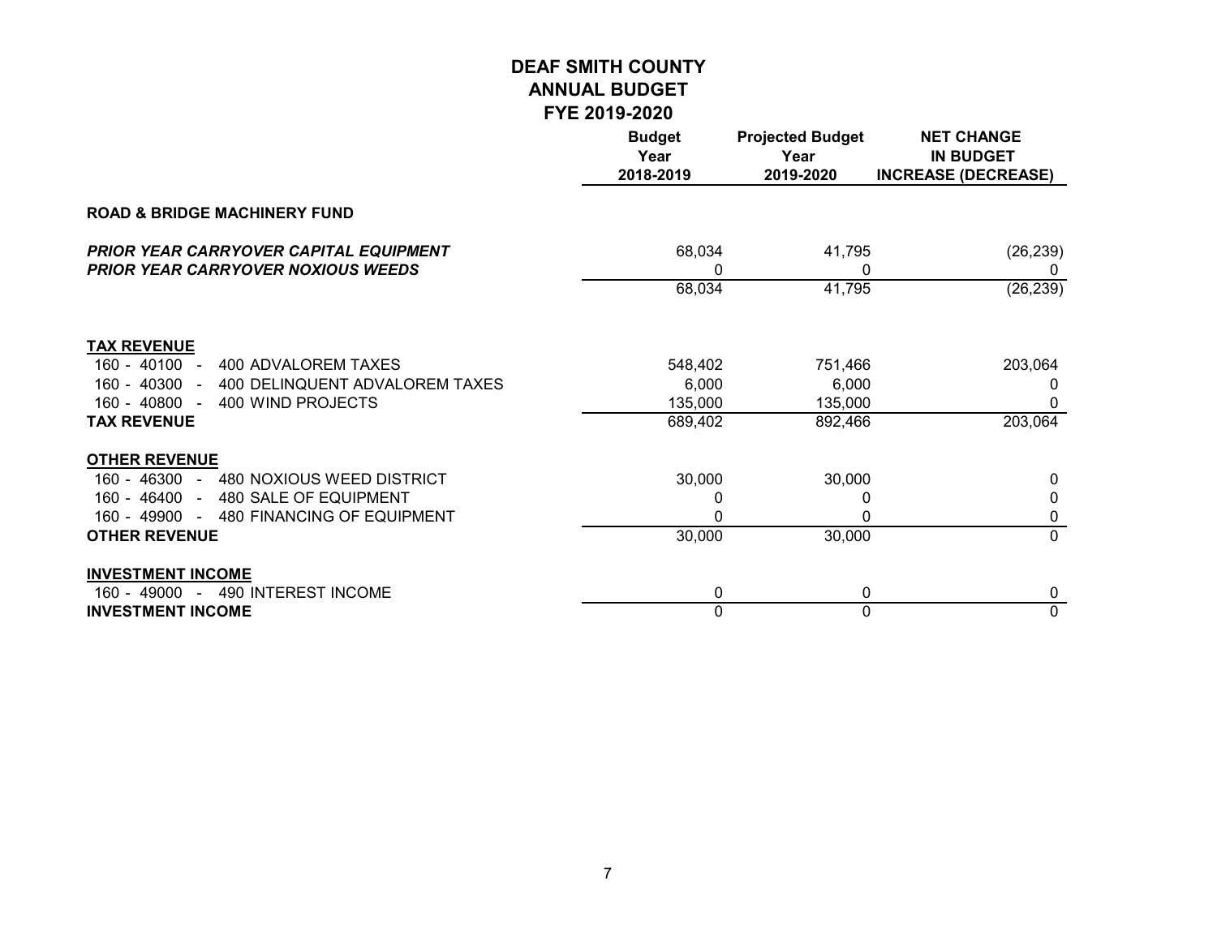# DEAF SMITH COUNTY
## ANNUAL BUDGET
## FYE 2019-2020

| | Budget Year 2018-2019 | Projected Budget Year 2019-2020 | NET CHANGE IN BUDGET INCREASE (DECREASE) |
|---|---|---|---|
| **ROAD & BRIDGE MACHINERY FUND** | | | |
| ***PRIOR YEAR CARRYOVER CAPITAL EQUIPMENT*** | 68,034 | 41,795 | (26,239) |
| ***PRIOR YEAR CARRYOVER NOXIOUS WEEDS*** | 0 | 0 | 0 |
| | 68,034 | 41,795 | (26,239) |
| **TAX REVENUE** | | | |
| 160 - 40100 - 400 ADVALOREM TAXES | 548,402 | 751,466 | 203,064 |
| 160 - 40300 - 400 DELINQUENT ADVALOREM TAXES | 6,000 | 6,000 | 0 |
| 160 - 40800 - 400 WIND PROJECTS | 135,000 | 135,000 | 0 |
| **TAX REVENUE** | 689,402 | 892,466 | 203,064 |
| **OTHER REVENUE** | | | |
| 160 - 46300 - 480 NOXIOUS WEED DISTRICT | 30,000 | 30,000 | 0 |
| 160 - 46400 - 480 SALE OF EQUIPMENT | 0 | 0 | 0 |
| 160 - 49900 - 480 FINANCING OF EQUIPMENT | 0 | 0 | 0 |
| **OTHER REVENUE** | 30,000 | 30,000 | 0 |
| **INVESTMENT INCOME** | | | |
| 160 - 49000 - 490 INTEREST INCOME | 0 | 0 | 0 |
| **INVESTMENT INCOME** | 0 | 0 | 0 |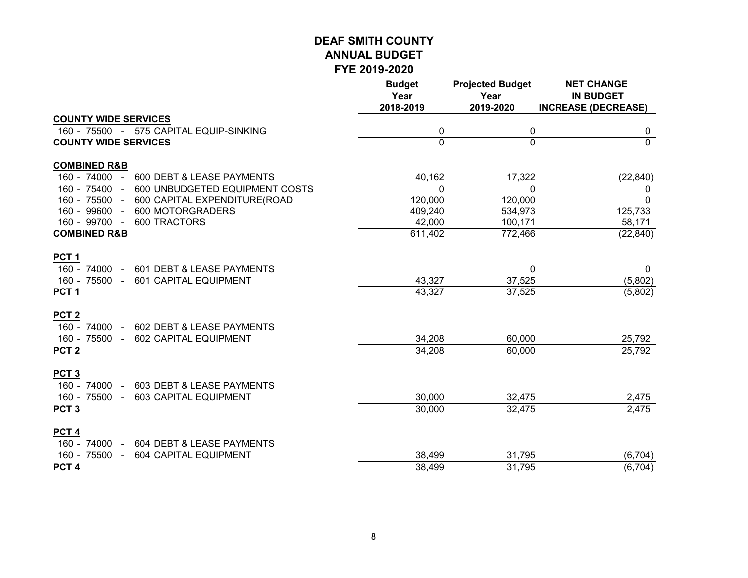# DEAF SMITH COUNTY
## ANNUAL BUDGET
## FYE 2019-2020

| | Budget Year 2018-2019 | Projected Budget Year 2019-2020 | NET CHANGE IN BUDGET INCREASE (DECREASE) |
|---|---|---|---|
| **COUNTY WIDE SERVICES** | | | |
| 160 - 75500 - 575 CAPITAL EQUIP-SINKING | 0 | 0 | 0 |
| **COUNTY WIDE SERVICES** | 0 | 0 | 0 |
| | | | |
| **COMBINED R&B** | | | |
| 160 - 74000 - 600 DEBT & LEASE PAYMENTS | 40,162 | 17,322 | (22,840) |
| 160 - 75400 - 600 UNBUDGETED EQUIPMENT COSTS | 0 | 0 | 0 |
| 160 - 75500 - 600 CAPITAL EXPENDITURE(ROAD | 120,000 | 120,000 | 0 |
| 160 - 99600 - 600 MOTORGRADERS | 409,240 | 534,973 | 125,733 |
| 160 - 99700 - 600 TRACTORS | 42,000 | 100,171 | 58,171 |
| **COMBINED R&B** | 611,402 | 772,466 | (22,840) |
| | | | |
| **PCT 1** | | | |
| 160 - 74000 - 601 DEBT & LEASE PAYMENTS | | 0 | 0 |
| 160 - 75500 - 601 CAPITAL EQUIPMENT | 43,327 | 37,525 | (5,802) |
| **PCT 1** | 43,327 | 37,525 | (5,802) |
| | | | |
| **PCT 2** | | | |
| 160 - 74000 - 602 DEBT & LEASE PAYMENTS | | | |
| 160 - 75500 - 602 CAPITAL EQUIPMENT | 34,208 | 60,000 | 25,792 |
| **PCT 2** | 34,208 | 60,000 | 25,792 |
| | | | |
| **PCT 3** | | | |
| 160 - 74000 - 603 DEBT & LEASE PAYMENTS | | | |
| 160 - 75500 - 603 CAPITAL EQUIPMENT | 30,000 | 32,475 | 2,475 |
| **PCT 3** | 30,000 | 32,475 | 2,475 |
| | | | |
| **PCT 4** | | | |
| 160 - 74000 - 604 DEBT & LEASE PAYMENTS | | | |
| 160 - 75500 - 604 CAPITAL EQUIPMENT | 38,499 | 31,795 | (6,704) |
| **PCT 4** | 38,499 | 31,795 | (6,704) |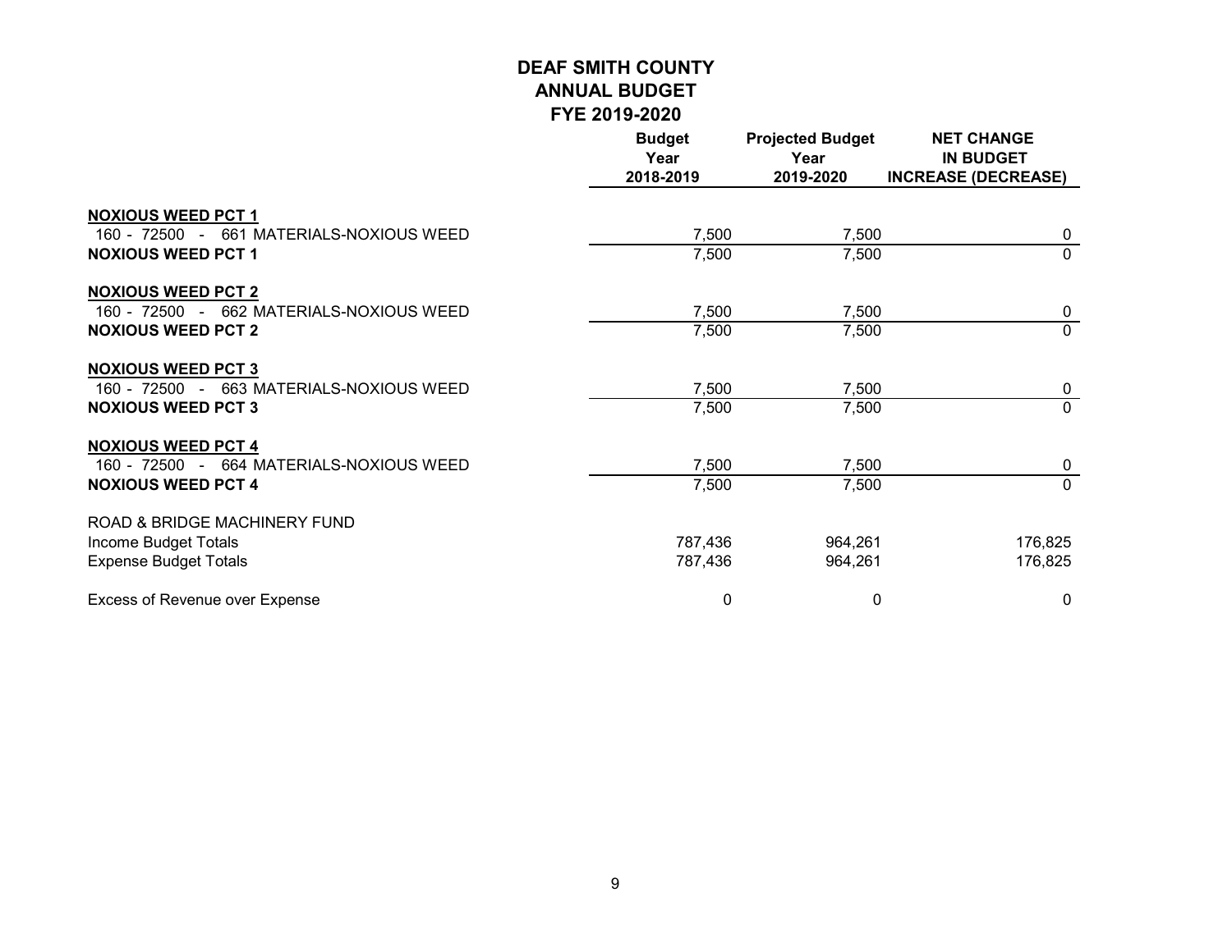# DEAF SMITH COUNTY
## ANNUAL BUDGET
### FYE 2019-2020

| | Budget Year 2018-2019 | Projected Budget Year 2019-2020 | NET CHANGE IN BUDGET INCREASE (DECREASE) |
|---|---|---|---|
| **NOXIOUS WEED PCT 1** | | | |
| 160 - 72500 - 661 MATERIALS-NOXIOUS WEED | 7,500 | 7,500 | 0 |
| **NOXIOUS WEED PCT 1** | 7,500 | 7,500 | 0 |
| **NOXIOUS WEED PCT 2** | | | |
| 160 - 72500 - 662 MATERIALS-NOXIOUS WEED | 7,500 | 7,500 | 0 |
| **NOXIOUS WEED PCT 2** | 7,500 | 7,500 | 0 |
| **NOXIOUS WEED PCT 3** | | | |
| 160 - 72500 - 663 MATERIALS-NOXIOUS WEED | 7,500 | 7,500 | 0 |
| **NOXIOUS WEED PCT 3** | 7,500 | 7,500 | 0 |
| **NOXIOUS WEED PCT 4** | | | |
| 160 - 72500 - 664 MATERIALS-NOXIOUS WEED | 7,500 | 7,500 | 0 |
| **NOXIOUS WEED PCT 4** | 7,500 | 7,500 | 0 |
| ROAD & BRIDGE MACHINERY FUND | | | |
| Income Budget Totals | 787,436 | 964,261 | 176,825 |
| Expense Budget Totals | 787,436 | 964,261 | 176,825 |
| Excess of Revenue over Expense | 0 | 0 | 0 |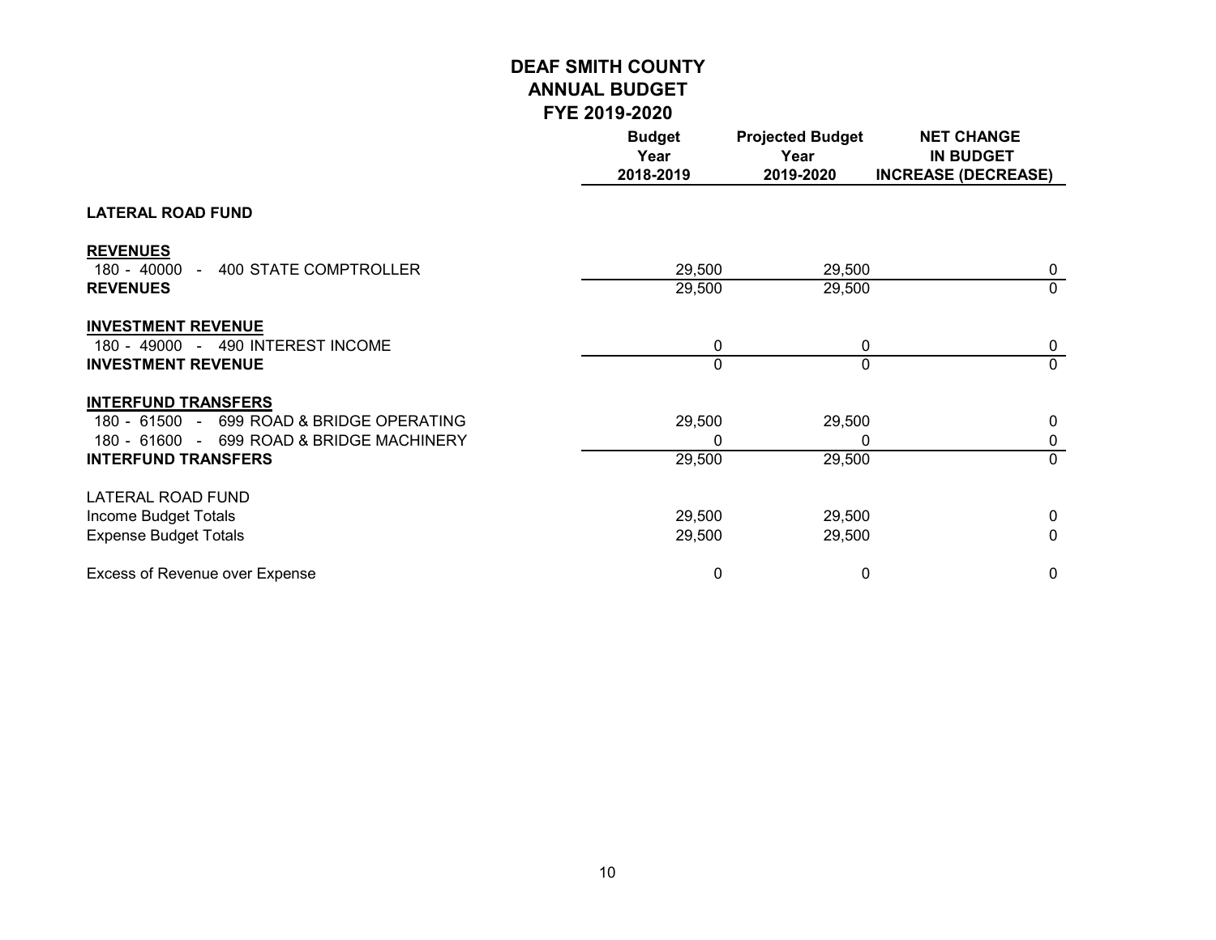# DEAF SMITH COUNTY
## ANNUAL BUDGET
## FYE 2019-2020

| | Budget Year 2018-2019 | Projected Budget Year 2019-2020 | NET CHANGE IN BUDGET INCREASE (DECREASE) |
|---|---|---|---|
| **LATERAL ROAD FUND** | | | |
| **REVENUES** | | | |
| 180 - 40000 - 400 STATE COMPTROLLER | 29,500 | 29,500 | 0 |
| **REVENUES** | 29,500 | 29,500 | 0 |
| **INVESTMENT REVENUE** | | | |
| 180 - 49000 - 490 INTEREST INCOME | 0 | 0 | 0 |
| **INVESTMENT REVENUE** | 0 | 0 | 0 |
| **INTERFUND TRANSFERS** | | | |
| 180 - 61500 - 699 ROAD & BRIDGE OPERATING | 29,500 | 29,500 | 0 |
| 180 - 61600 - 699 ROAD & BRIDGE MACHINERY | 0 | 0 | 0 |
| **INTERFUND TRANSFERS** | 29,500 | 29,500 | 0 |
| LATERAL ROAD FUND | | | |
| Income Budget Totals | 29,500 | 29,500 | 0 |
| Expense Budget Totals | 29,500 | 29,500 | 0 |
| Excess of Revenue over Expense | 0 | 0 | 0 |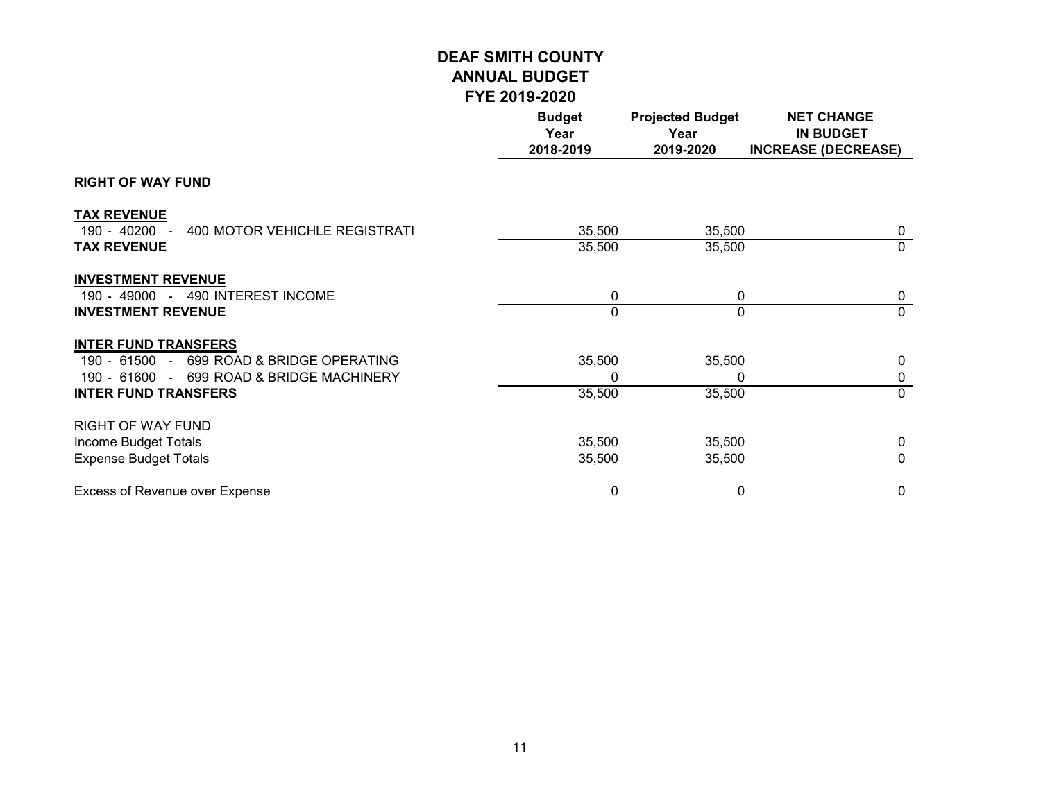# DEAF SMITH COUNTY
## ANNUAL BUDGET
## FYE 2019-2020

| | Budget Year 2018-2019 | Projected Budget Year 2019-2020 | NET CHANGE IN BUDGET INCREASE (DECREASE) |
|---|---|---|---|
| **RIGHT OF WAY FUND** | | | |
| **TAX REVENUE** | | | |
| 190 - 40200 - 400 MOTOR VEHICHLE REGISTRATI | 35,500 | 35,500 | 0 |
| **TAX REVENUE** | 35,500 | 35,500 | 0 |
| **INVESTMENT REVENUE** | | | |
| 190 - 49000 - 490 INTEREST INCOME | 0 | 0 | 0 |
| **INVESTMENT REVENUE** | 0 | 0 | 0 |
| **INTER FUND TRANSFERS** | | | |
| 190 - 61500 - 699 ROAD & BRIDGE OPERATING | 35,500 | 35,500 | 0 |
| 190 - 61600 - 699 ROAD & BRIDGE MACHINERY | 0 | 0 | 0 |
| **INTER FUND TRANSFERS** | 35,500 | 35,500 | 0 |
| RIGHT OF WAY FUND | | | |
| Income Budget Totals | 35,500 | 35,500 | 0 |
| Expense Budget Totals | 35,500 | 35,500 | 0 |
| Excess of Revenue over Expense | 0 | 0 | 0 |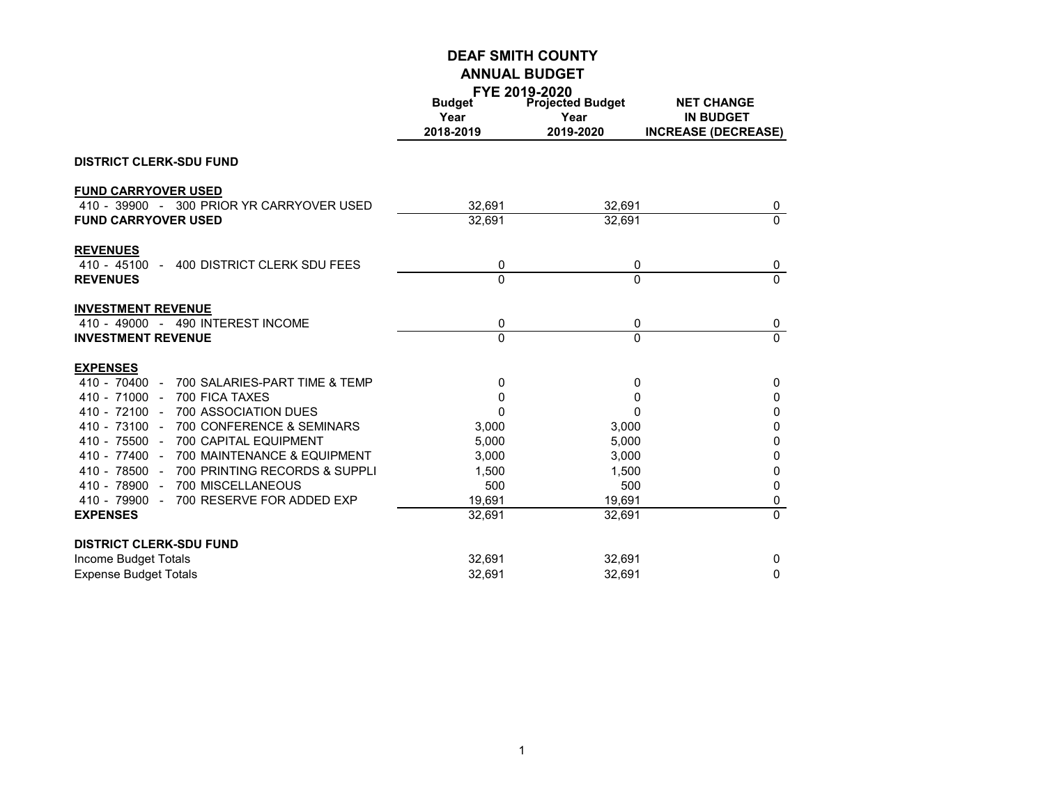# DEAF SMITH COUNTY
## ANNUAL BUDGET
### FYE 2019-2020

| | Budget Year 2018-2019 | Projected Budget Year 2019-2020 | NET CHANGE IN BUDGET INCREASE (DECREASE) |
|---|---|---|---|
| **DISTRICT CLERK-SDU FUND** | | | |
| **FUND CARRYOVER USED** | | | |
| 410 - 39900 - 300 PRIOR YR CARRYOVER USED | 32,691 | 32,691 | 0 |
| **FUND CARRYOVER USED** | 32,691 | 32,691 | 0 |
| **REVENUES** | | | |
| 410 - 45100 - 400 DISTRICT CLERK SDU FEES | 0 | 0 | 0 |
| **REVENUES** | 0 | 0 | 0 |
| **INVESTMENT REVENUE** | | | |
| 410 - 49000 - 490 INTEREST INCOME | 0 | 0 | 0 |
| **INVESTMENT REVENUE** | 0 | 0 | 0 |
| **EXPENSES** | | | |
| 410 - 70400 - 700 SALARIES-PART TIME & TEMP | 0 | 0 | 0 |
| 410 - 71000 - 700 FICA TAXES | 0 | 0 | 0 |
| 410 - 72100 - 700 ASSOCIATION DUES | 0 | 0 | 0 |
| 410 - 73100 - 700 CONFERENCE & SEMINARS | 3,000 | 3,000 | 0 |
| 410 - 75500 - 700 CAPITAL EQUIPMENT | 5,000 | 5,000 | 0 |
| 410 - 77400 - 700 MAINTENANCE & EQUIPMENT | 3,000 | 3,000 | 0 |
| 410 - 78500 - 700 PRINTING RECORDS & SUPPLI | 1,500 | 1,500 | 0 |
| 410 - 78900 - 700 MISCELLANEOUS | 500 | 500 | 0 |
| 410 - 79900 - 700 RESERVE FOR ADDED EXP | 19,691 | 19,691 | 0 |
| **EXPENSES** | 32,691 | 32,691 | 0 |
| **DISTRICT CLERK-SDU FUND** | | | |
| Income Budget Totals | 32,691 | 32,691 | 0 |
| Expense Budget Totals | 32,691 | 32,691 | 0 |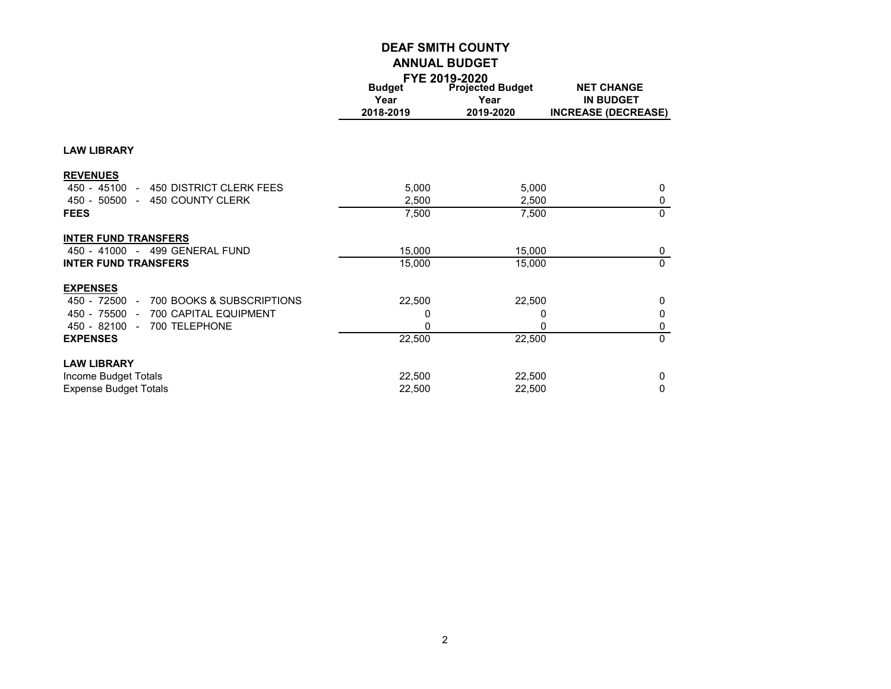# DEAF SMITH COUNTY
## ANNUAL BUDGET
### FYE 2019-2020

| | Budget Year 2018-2019 | Projected Budget Year 2019-2020 | NET CHANGE IN BUDGET INCREASE (DECREASE) |
|---|---|---|---|
| **LAW LIBRARY** | | | |
| **REVENUES** | | | |
| 450 - 45100 - 450 DISTRICT CLERK FEES | 5,000 | 5,000 | 0 |
| 450 - 50500 - 450 COUNTY CLERK | 2,500 | 2,500 | 0 |
| **FEES** | 7,500 | 7,500 | 0 |
| **INTER FUND TRANSFERS** | | | |
| 450 - 41000 - 499 GENERAL FUND | 15,000 | 15,000 | 0 |
| **INTER FUND TRANSFERS** | 15,000 | 15,000 | 0 |
| **EXPENSES** | | | |
| 450 - 72500 - 700 BOOKS & SUBSCRIPTIONS | 22,500 | 22,500 | 0 |
| 450 - 75500 - 700 CAPITAL EQUIPMENT | 0 | 0 | 0 |
| 450 - 82100 - 700 TELEPHONE | 0 | 0 | 0 |
| **EXPENSES** | 22,500 | 22,500 | 0 |
| **LAW LIBRARY** | | | |
| Income Budget Totals | 22,500 | 22,500 | 0 |
| Expense Budget Totals | 22,500 | 22,500 | 0 |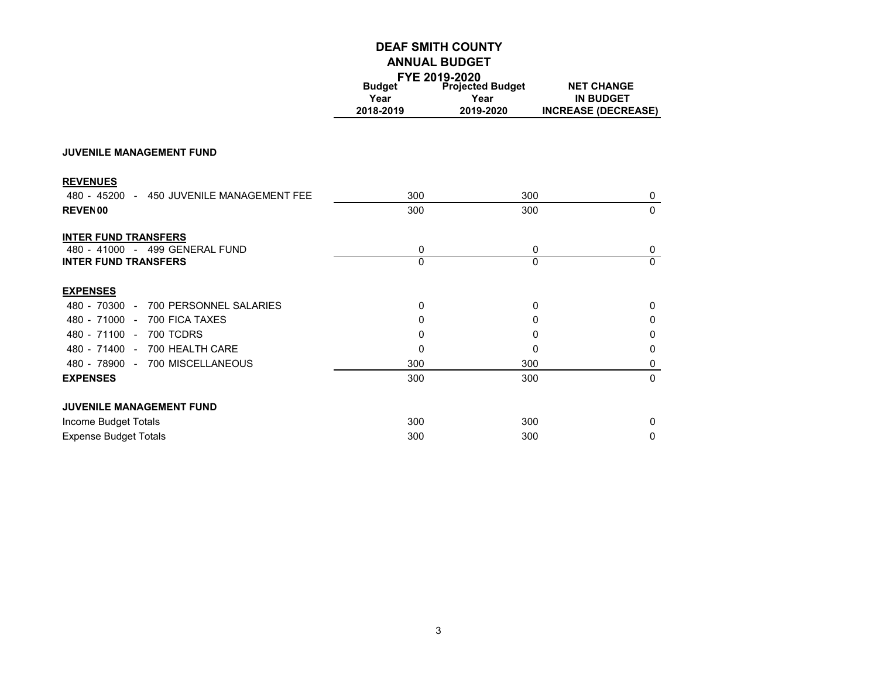# DEAF SMITH COUNTY
## ANNUAL BUDGET
### FYE 2019-2020

| | Budget Year 2018-2019 | Projected Budget Year 2019-2020 | NET CHANGE IN BUDGET INCREASE (DECREASE) |
|---|---|---|---|
| **JUVENILE MANAGEMENT FUND** | | | |
| **REVENUES** | | | |
| 480 - 45200 - 450 JUVENILE MANAGEMENT FEE | 300 | 300 | 0 |
| **REVEN 00** | 300 | 300 | 0 |
| **INTER FUND TRANSFERS** | | | |
| 480 - 41000 - 499 GENERAL FUND | 0 | 0 | 0 |
| **INTER FUND TRANSFERS** | 0 | 0 | 0 |
| **EXPENSES** | | | |
| 480 - 70300 - 700 PERSONNEL SALARIES | 0 | 0 | 0 |
| 480 - 71000 - 700 FICA TAXES | 0 | 0 | 0 |
| 480 - 71100 - 700 TCDRS | 0 | 0 | 0 |
| 480 - 71400 - 700 HEALTH CARE | 0 | 0 | 0 |
| 480 - 78900 - 700 MISCELLANEOUS | 300 | 300 | 0 |
| **EXPENSES** | 300 | 300 | 0 |
| **JUVENILE MANAGEMENT FUND** | | | |
| Income Budget Totals | 300 | 300 | 0 |
| Expense Budget Totals | 300 | 300 | 0 |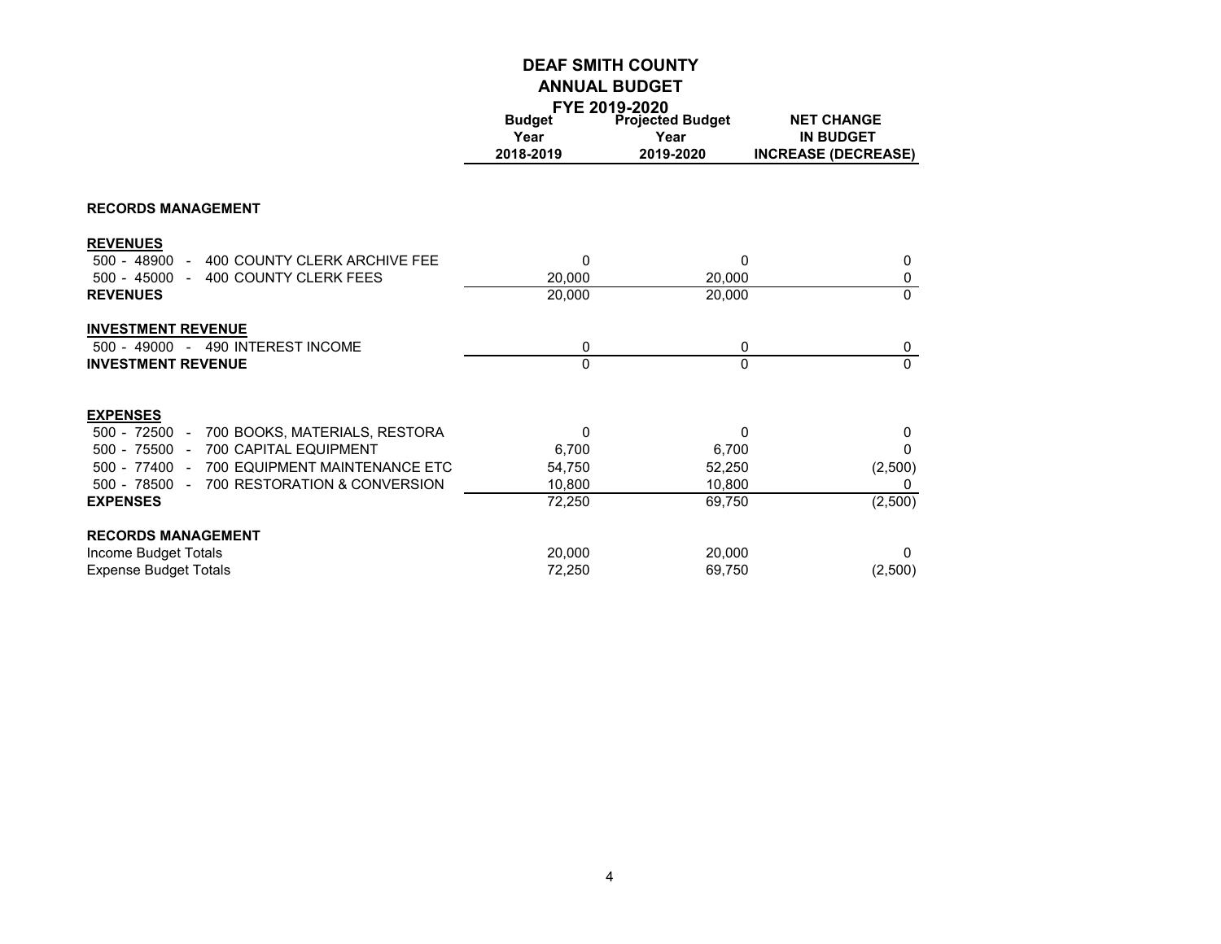# DEAF SMITH COUNTY

## ANNUAL BUDGET

### FYE 2019-2020

| | Budget Year 2018-2019 | Projected Budget Year 2019-2020 | NET CHANGE IN BUDGET INCREASE (DECREASE) |
|---|---|---|---|
| **RECORDS MANAGEMENT** | | | |
| **REVENUES** | | | |
| 500 - 48900 - 400 COUNTY CLERK ARCHIVE FEE | 0 | 0 | 0 |
| 500 - 45000 - 400 COUNTY CLERK FEES | 20,000 | 20,000 | 0 |
| **REVENUES** | 20,000 | 20,000 | 0 |
| **INVESTMENT REVENUE** | | | |
| 500 - 49000 - 490 INTEREST INCOME | 0 | 0 | 0 |
| **INVESTMENT REVENUE** | 0 | 0 | 0 |
| **EXPENSES** | | | |
| 500 - 72500 - 700 BOOKS, MATERIALS, RESTORA | 0 | 0 | 0 |
| 500 - 75500 - 700 CAPITAL EQUIPMENT | 6,700 | 6,700 | 0 |
| 500 - 77400 - 700 EQUIPMENT MAINTENANCE ETC | 54,750 | 52,250 | (2,500) |
| 500 - 78500 - 700 RESTORATION & CONVERSION | 10,800 | 10,800 | 0 |
| **EXPENSES** | 72,250 | 69,750 | (2,500) |
| **RECORDS MANAGEMENT** | | | |
| Income Budget Totals | 20,000 | 20,000 | 0 |
| Expense Budget Totals | 72,250 | 69,750 | (2,500) |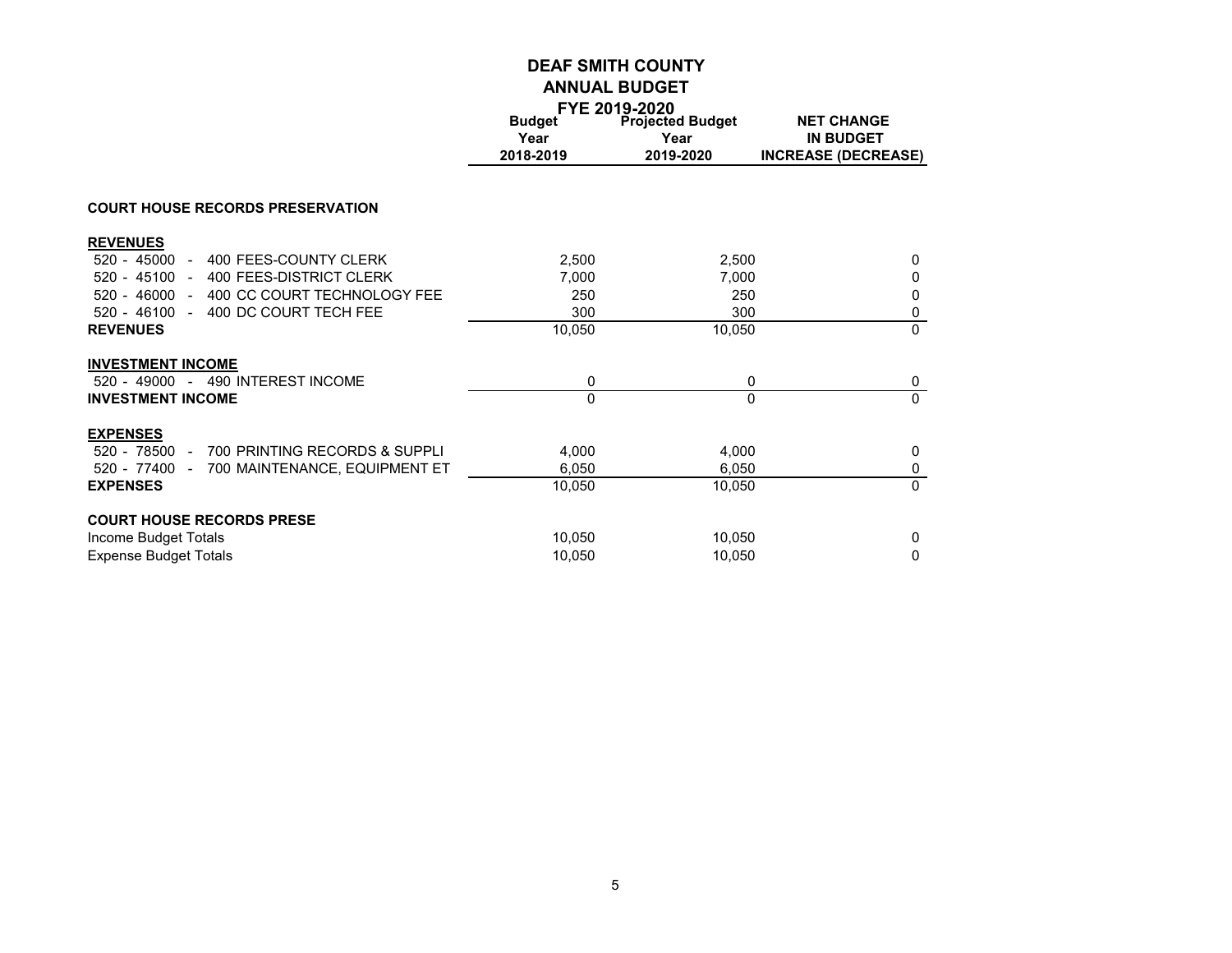# DEAF SMITH COUNTY
## ANNUAL BUDGET
### FYE 2019-2020

| | Budget Year 2018-2019 | Projected Budget Year 2019-2020 | NET CHANGE IN BUDGET INCREASE (DECREASE) |
|---|---|---|---|
| **COURT HOUSE RECORDS PRESERVATION** | | | |
| **REVENUES** | | | |
| 520 - 45000 - 400 FEES-COUNTY CLERK | 2,500 | 2,500 | 0 |
| 520 - 45100 - 400 FEES-DISTRICT CLERK | 7,000 | 7,000 | 0 |
| 520 - 46000 - 400 CC COURT TECHNOLOGY FEE | 250 | 250 | 0 |
| 520 - 46100 - 400 DC COURT TECH FEE | 300 | 300 | 0 |
| **REVENUES** | 10,050 | 10,050 | 0 |
| **INVESTMENT INCOME** | | | |
| 520 - 49000 - 490 INTEREST INCOME | 0 | 0 | 0 |
| **INVESTMENT INCOME** | 0 | 0 | 0 |
| **EXPENSES** | | | |
| 520 - 78500 - 700 PRINTING RECORDS & SUPPLI | 4,000 | 4,000 | 0 |
| 520 - 77400 - 700 MAINTENANCE, EQUIPMENT ET | 6,050 | 6,050 | 0 |
| **EXPENSES** | 10,050 | 10,050 | 0 |
| **COURT HOUSE RECORDS PRESE** | | | |
| Income Budget Totals | 10,050 | 10,050 | 0 |
| Expense Budget Totals | 10,050 | 10,050 | 0 |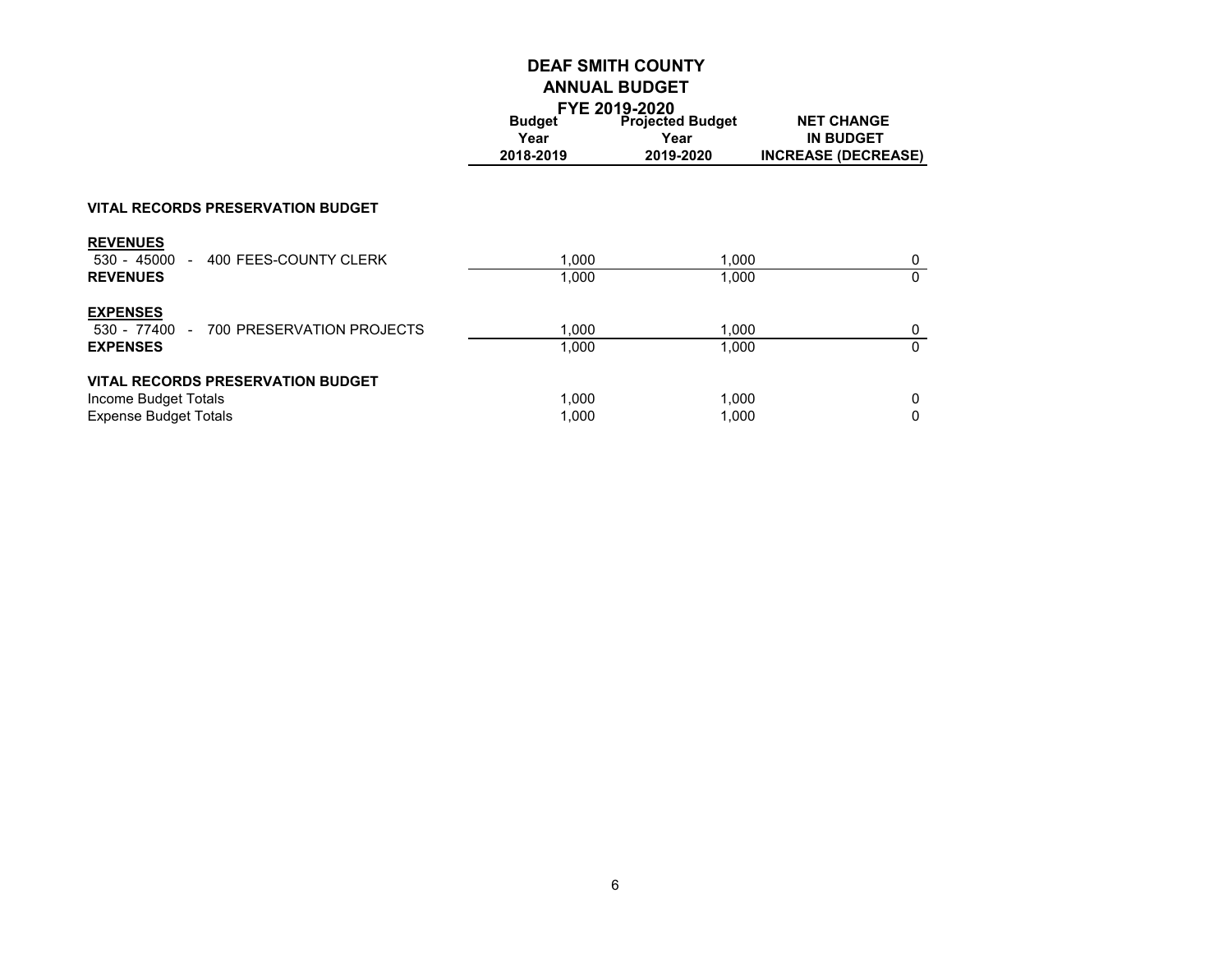# DEAF SMITH COUNTY
## ANNUAL BUDGET
### FYE 2019-2020

| | Budget Year 2018-2019 | Projected Budget Year 2019-2020 | NET CHANGE IN BUDGET INCREASE (DECREASE) |
|---|---|---|---|
| **VITAL RECORDS PRESERVATION BUDGET** | | | |
| **REVENUES** | | | |
| 530 - 45000 - 400 FEES-COUNTY CLERK | 1,000 | 1,000 | 0 |
| **REVENUES** | 1,000 | 1,000 | 0 |
| **EXPENSES** | | | |
| 530 - 77400 - 700 PRESERVATION PROJECTS | 1,000 | 1,000 | 0 |
| **EXPENSES** | 1,000 | 1,000 | 0 |
| **VITAL RECORDS PRESERVATION BUDGET** | | | |
| Income Budget Totals | 1,000 | 1,000 | 0 |
| Expense Budget Totals | 1,000 | 1,000 | 0 |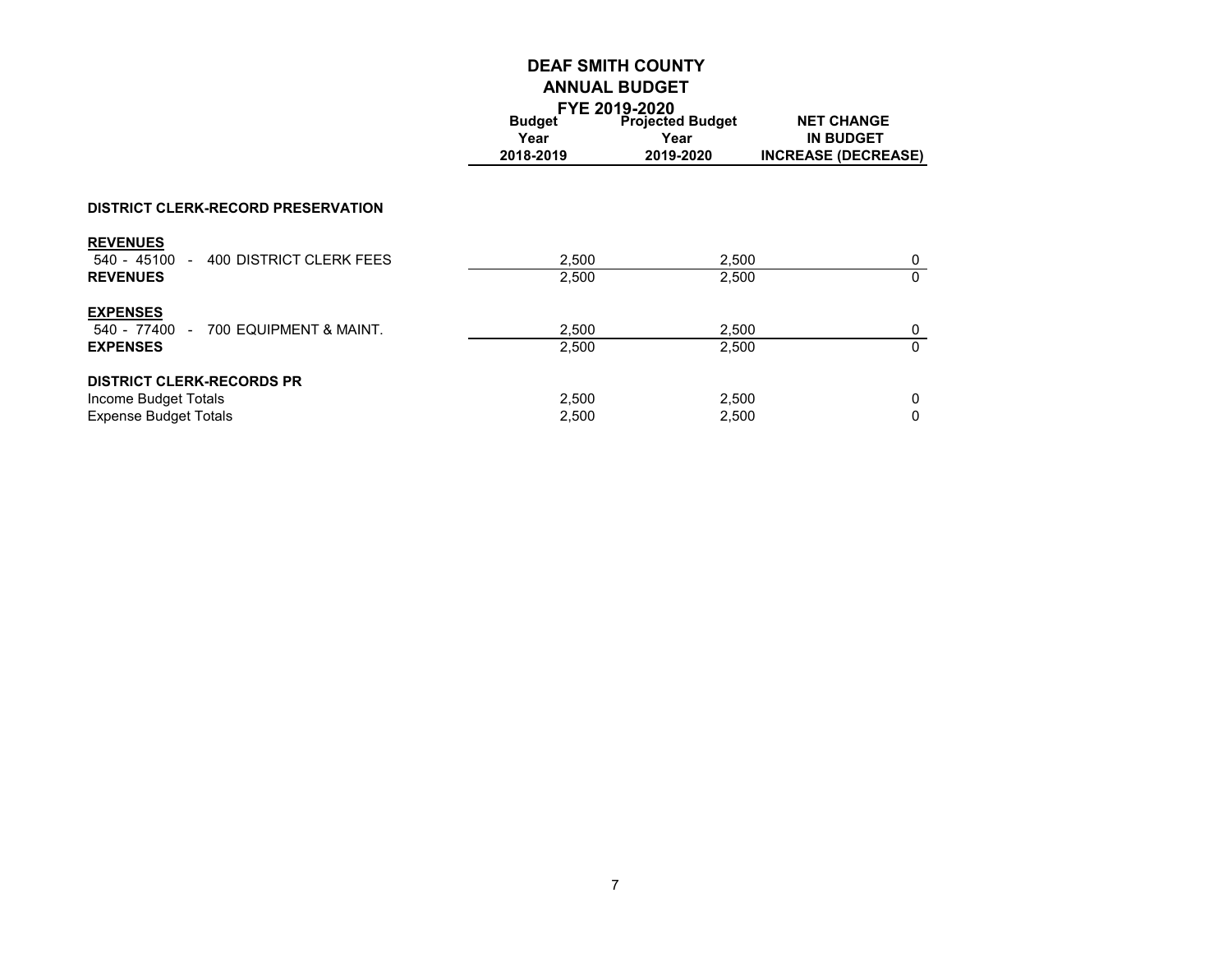# DEAF SMITH COUNTY
## ANNUAL BUDGET
### FYE 2019-2020

| | Budget Year 2018-2019 | Projected Budget Year 2019-2020 | NET CHANGE IN BUDGET INCREASE (DECREASE) |
|---|---|---|---|
| **DISTRICT CLERK-RECORD PRESERVATION** | | | |
| **REVENUES** | | | |
| 540 - 45100 - 400 DISTRICT CLERK FEES | 2,500 | 2,500 | 0 |
| **REVENUES** | 2,500 | 2,500 | 0 |
| **EXPENSES** | | | |
| 540 - 77400 - 700 EQUIPMENT & MAINT. | 2,500 | 2,500 | 0 |
| **EXPENSES** | 2,500 | 2,500 | 0 |
| **DISTRICT CLERK-RECORDS PR** | | | |
| Income Budget Totals | 2,500 | 2,500 | 0 |
| Expense Budget Totals | 2,500 | 2,500 | 0 |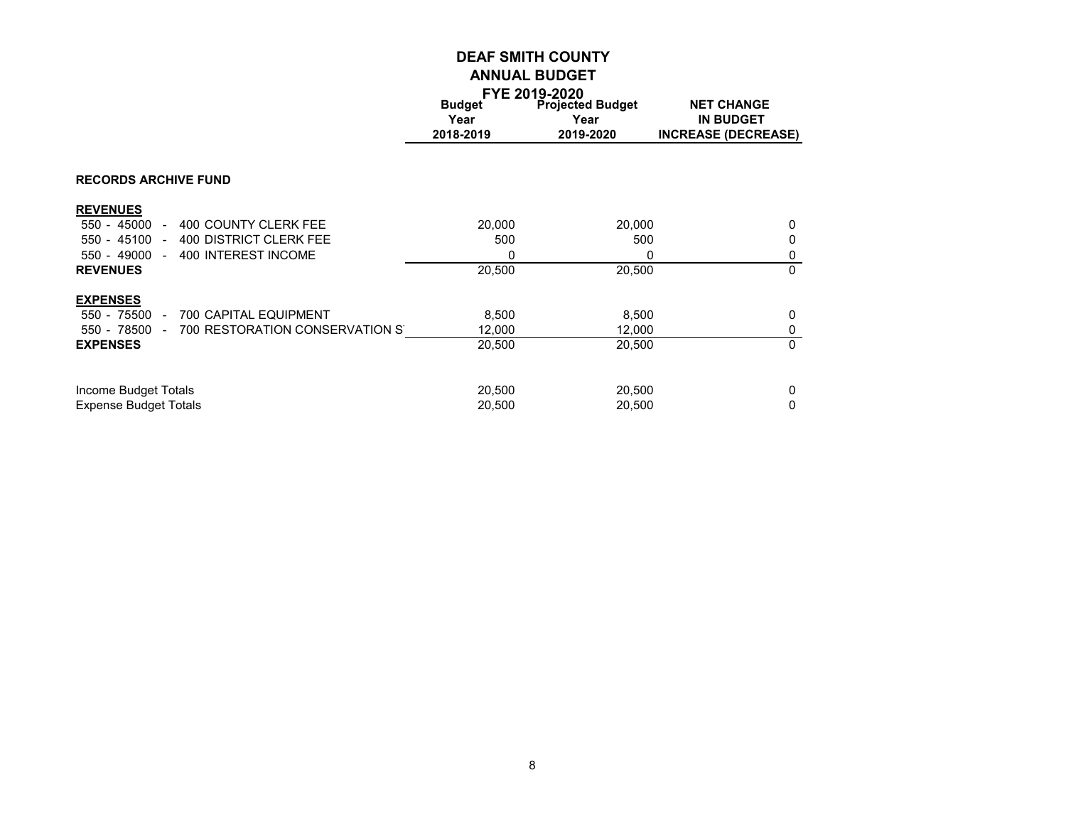# DEAF SMITH COUNTY
## ANNUAL BUDGET
### FYE 2019-2020

| | Budget Year 2018-2019 | Projected Budget Year 2019-2020 | NET CHANGE IN BUDGET INCREASE (DECREASE) |
|---|---|---|---|
| **RECORDS ARCHIVE FUND** | | | |
| **REVENUES** | | | |
| 550 - 45000 - 400 COUNTY CLERK FEE | 20,000 | 20,000 | 0 |
| 550 - 45100 - 400 DISTRICT CLERK FEE | 500 | 500 | 0 |
| 550 - 49000 - 400 INTEREST INCOME | 0 | 0 | 0 |
| **REVENUES** | 20,500 | 20,500 | 0 |
| **EXPENSES** | | | |
| 550 - 75500 - 700 CAPITAL EQUIPMENT | 8,500 | 8,500 | 0 |
| 550 - 78500 - 700 RESTORATION CONSERVATION S | 12,000 | 12,000 | 0 |
| **EXPENSES** | 20,500 | 20,500 | 0 |
| Income Budget Totals | 20,500 | 20,500 | 0 |
| Expense Budget Totals | 20,500 | 20,500 | 0 |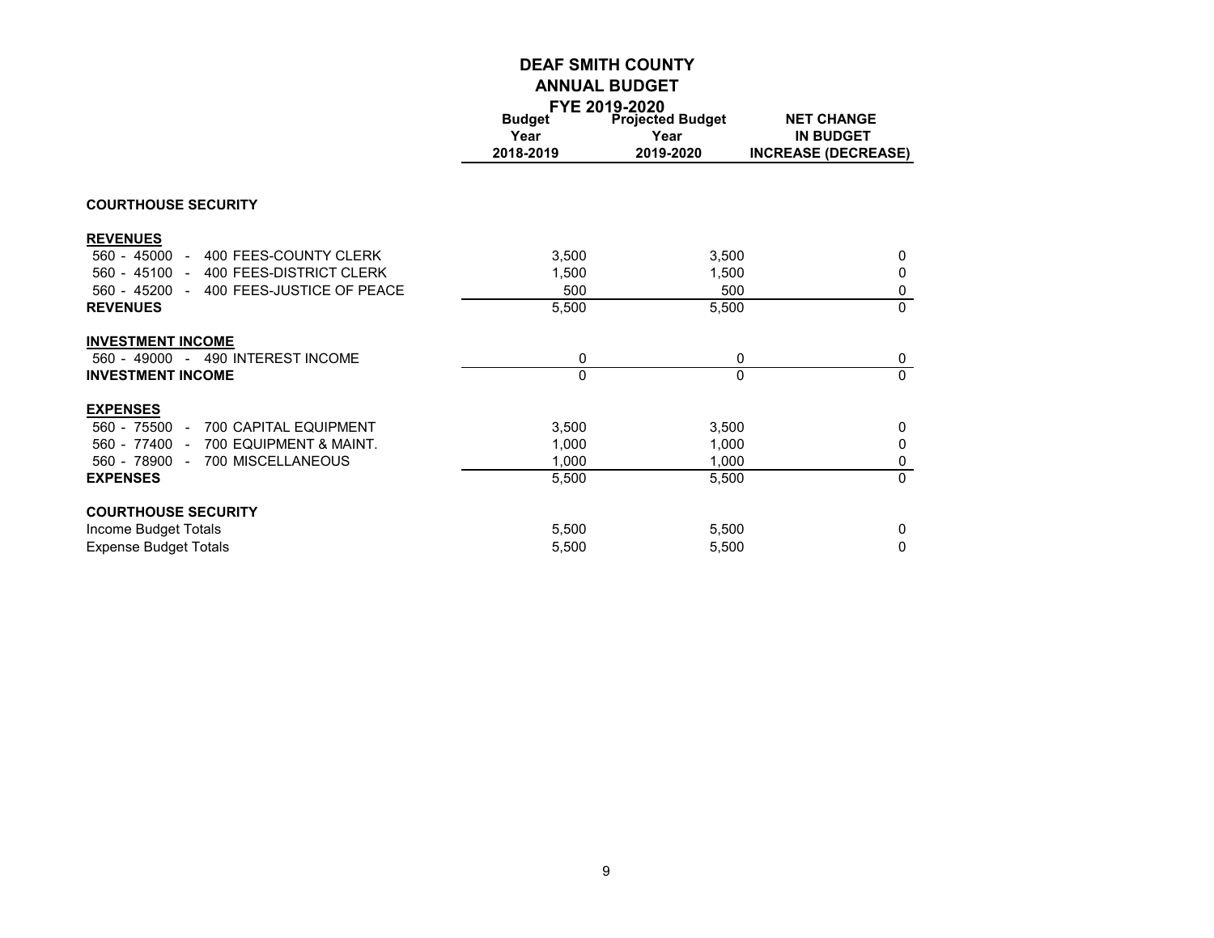# DEAF SMITH COUNTY
## ANNUAL BUDGET
### FYE 2019-2020

| | Budget Year 2018-2019 | Projected Budget Year 2019-2020 | NET CHANGE IN BUDGET INCREASE (DECREASE) |
|---|---|---|---|
| **COURTHOUSE SECURITY** | | | |
| **REVENUES** | | | |
| 560 - 45000 - 400 FEES-COUNTY CLERK | 3,500 | 3,500 | 0 |
| 560 - 45100 - 400 FEES-DISTRICT CLERK | 1,500 | 1,500 | 0 |
| 560 - 45200 - 400 FEES-JUSTICE OF PEACE | 500 | 500 | 0 |
| **REVENUES** | 5,500 | 5,500 | 0 |
| **INVESTMENT INCOME** | | | |
| 560 - 49000 - 490 INTEREST INCOME | 0 | 0 | 0 |
| **INVESTMENT INCOME** | 0 | 0 | 0 |
| **EXPENSES** | | | |
| 560 - 75500 - 700 CAPITAL EQUIPMENT | 3,500 | 3,500 | 0 |
| 560 - 77400 - 700 EQUIPMENT & MAINT. | 1,000 | 1,000 | 0 |
| 560 - 78900 - 700 MISCELLANEOUS | 1,000 | 1,000 | 0 |
| **EXPENSES** | 5,500 | 5,500 | 0 |
| **COURTHOUSE SECURITY** | | | |
| Income Budget Totals | 5,500 | 5,500 | 0 |
| Expense Budget Totals | 5,500 | 5,500 | 0 |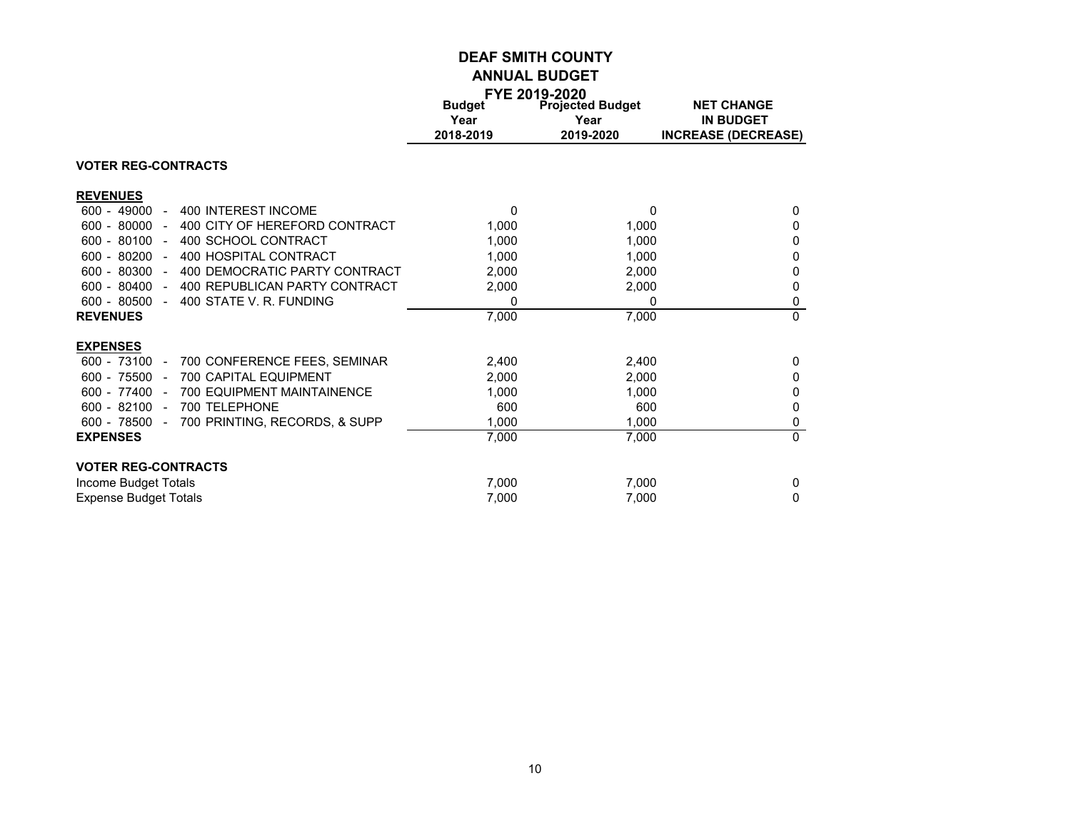# DEAF SMITH COUNTY
## ANNUAL BUDGET
### FYE 2019-2020

| | Budget Year 2018-2019 | Projected Budget Year 2019-2020 | NET CHANGE IN BUDGET INCREASE (DECREASE) |
|---|---|---|---|
| **VOTER REG-CONTRACTS** | | | |
| **REVENUES** | | | |
| 600 - 49000 - 400 INTEREST INCOME | 0 | 0 | 0 |
| 600 - 80000 - 400 CITY OF HEREFORD CONTRACT | 1,000 | 1,000 | 0 |
| 600 - 80100 - 400 SCHOOL CONTRACT | 1,000 | 1,000 | 0 |
| 600 - 80200 - 400 HOSPITAL CONTRACT | 1,000 | 1,000 | 0 |
| 600 - 80300 - 400 DEMOCRATIC PARTY CONTRACT | 2,000 | 2,000 | 0 |
| 600 - 80400 - 400 REPUBLICAN PARTY CONTRACT | 2,000 | 2,000 | 0 |
| 600 - 80500 - 400 STATE V. R. FUNDING | 0 | 0 | 0 |
| **REVENUES** | 7,000 | 7,000 | 0 |
| **EXPENSES** | | | |
| 600 - 73100 - 700 CONFERENCE FEES, SEMINAR | 2,400 | 2,400 | 0 |
| 600 - 75500 - 700 CAPITAL EQUIPMENT | 2,000 | 2,000 | 0 |
| 600 - 77400 - 700 EQUIPMENT MAINTAINENCE | 1,000 | 1,000 | 0 |
| 600 - 82100 - 700 TELEPHONE | 600 | 600 | 0 |
| 600 - 78500 - 700 PRINTING, RECORDS, & SUPP | 1,000 | 1,000 | 0 |
| **EXPENSES** | 7,000 | 7,000 | 0 |
| **VOTER REG-CONTRACTS** | | | |
| Income Budget Totals | 7,000 | 7,000 | 0 |
| Expense Budget Totals | 7,000 | 7,000 | 0 |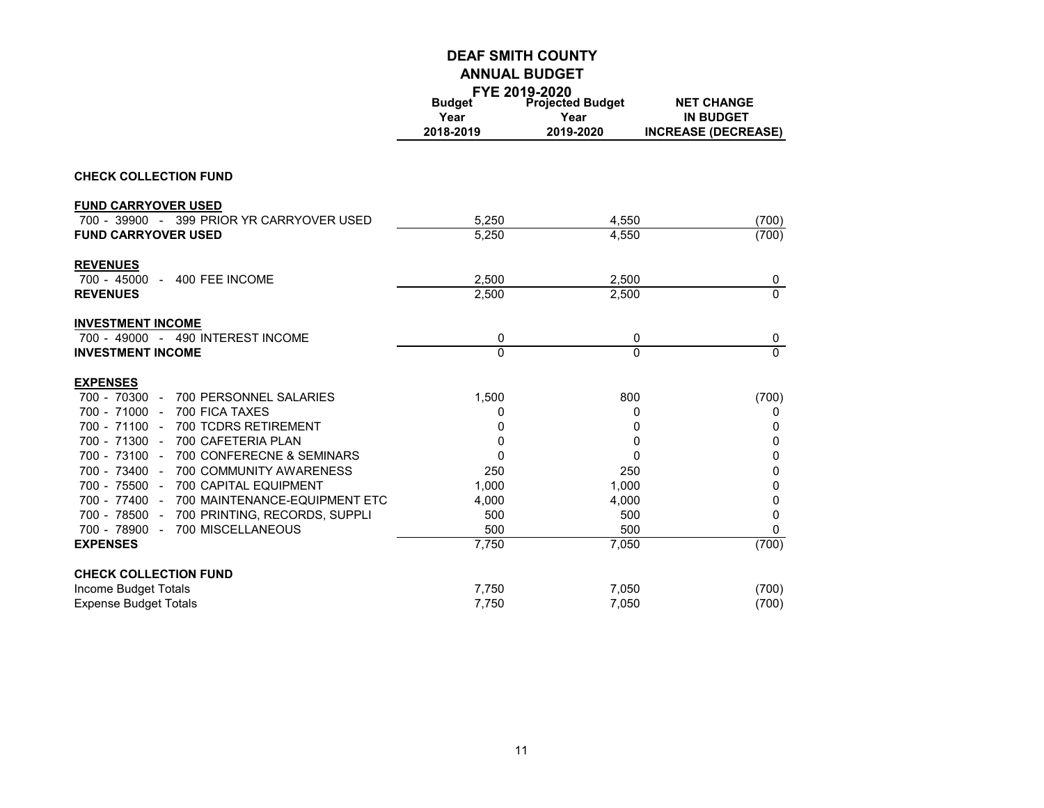# DEAF SMITH COUNTY

## ANNUAL BUDGET

### FYE 2019-2020

| | Budget Year 2018-2019 | Projected Budget Year 2019-2020 | NET CHANGE IN BUDGET INCREASE (DECREASE) |
|---|---|---|---|
| **CHECK COLLECTION FUND** | | | |
| **FUND CARRYOVER USED** | | | |
| 700 - 39900 - 399 PRIOR YR CARRYOVER USED | 5,250 | 4,550 | (700) |
| **FUND CARRYOVER USED** | 5,250 | 4,550 | (700) |
| **REVENUES** | | | |
| 700 - 45000 - 400 FEE INCOME | 2,500 | 2,500 | 0 |
| **REVENUES** | 2,500 | 2,500 | 0 |
| **INVESTMENT INCOME** | | | |
| 700 - 49000 - 490 INTEREST INCOME | 0 | 0 | 0 |
| **INVESTMENT INCOME** | 0 | 0 | 0 |
| **EXPENSES** | | | |
| 700 - 70300 - 700 PERSONNEL SALARIES | 1,500 | 800 | (700) |
| 700 - 71000 - 700 FICA TAXES | 0 | 0 | 0 |
| 700 - 71100 - 700 TCDRS RETIREMENT | 0 | 0 | 0 |
| 700 - 71300 - 700 CAFETERIA PLAN | 0 | 0 | 0 |
| 700 - 73100 - 700 CONFERECNE & SEMINARS | 0 | 0 | 0 |
| 700 - 73400 - 700 COMMUNITY AWARENESS | 250 | 250 | 0 |
| 700 - 75500 - 700 CAPITAL EQUIPMENT | 1,000 | 1,000 | 0 |
| 700 - 77400 - 700 MAINTENANCE-EQUIPMENT ETC | 4,000 | 4,000 | 0 |
| 700 - 78500 - 700 PRINTING, RECORDS, SUPPLI | 500 | 500 | 0 |
| 700 - 78900 - 700 MISCELLANEOUS | 500 | 500 | 0 |
| **EXPENSES** | 7,750 | 7,050 | (700) |
| **CHECK COLLECTION FUND** | | | |
| Income Budget Totals | 7,750 | 7,050 | (700) |
| Expense Budget Totals | 7,750 | 7,050 | (700) |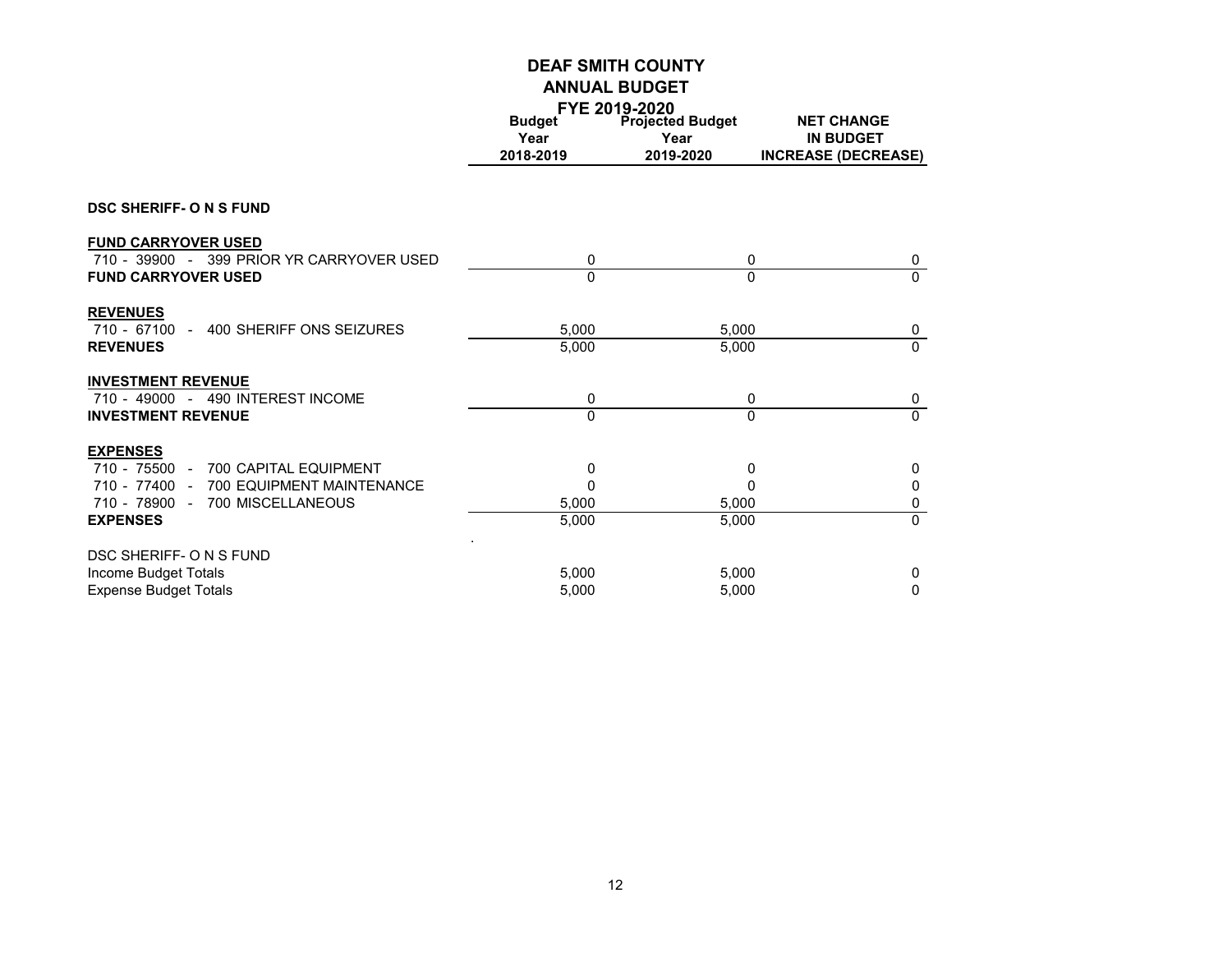# DEAF SMITH COUNTY

## ANNUAL BUDGET

## FYE 2019-2020

| | Budget Year 2018-2019 | Projected Budget Year 2019-2020 | NET CHANGE IN BUDGET INCREASE (DECREASE) |
|---|---|---|---|
| **DSC SHERIFF- O N S FUND** | | | |
| **FUND CARRYOVER USED** | | | |
| 710 - 39900 - 399 PRIOR YR CARRYOVER USED | 0 | 0 | 0 |
| **FUND CARRYOVER USED** | 0 | 0 | 0 |
| **REVENUES** | | | |
| 710 - 67100 - 400 SHERIFF ONS SEIZURES | 5,000 | 5,000 | 0 |
| **REVENUES** | 5,000 | 5,000 | 0 |
| **INVESTMENT REVENUE** | | | |
| 710 - 49000 - 490 INTEREST INCOME | 0 | 0 | 0 |
| **INVESTMENT REVENUE** | 0 | 0 | 0 |
| **EXPENSES** | | | |
| 710 - 75500 - 700 CAPITAL EQUIPMENT | 0 | 0 | 0 |
| 710 - 77400 - 700 EQUIPMENT MAINTENANCE | 0 | 0 | 0 |
| 710 - 78900 - 700 MISCELLANEOUS | 5,000 | 5,000 | 0 |
| **EXPENSES** | 5,000 | 5,000 | 0 |
| DSC SHERIFF- O N S FUND | | | |
| Income Budget Totals | 5,000 | 5,000 | 0 |
| Expense Budget Totals | 5,000 | 5,000 | 0 |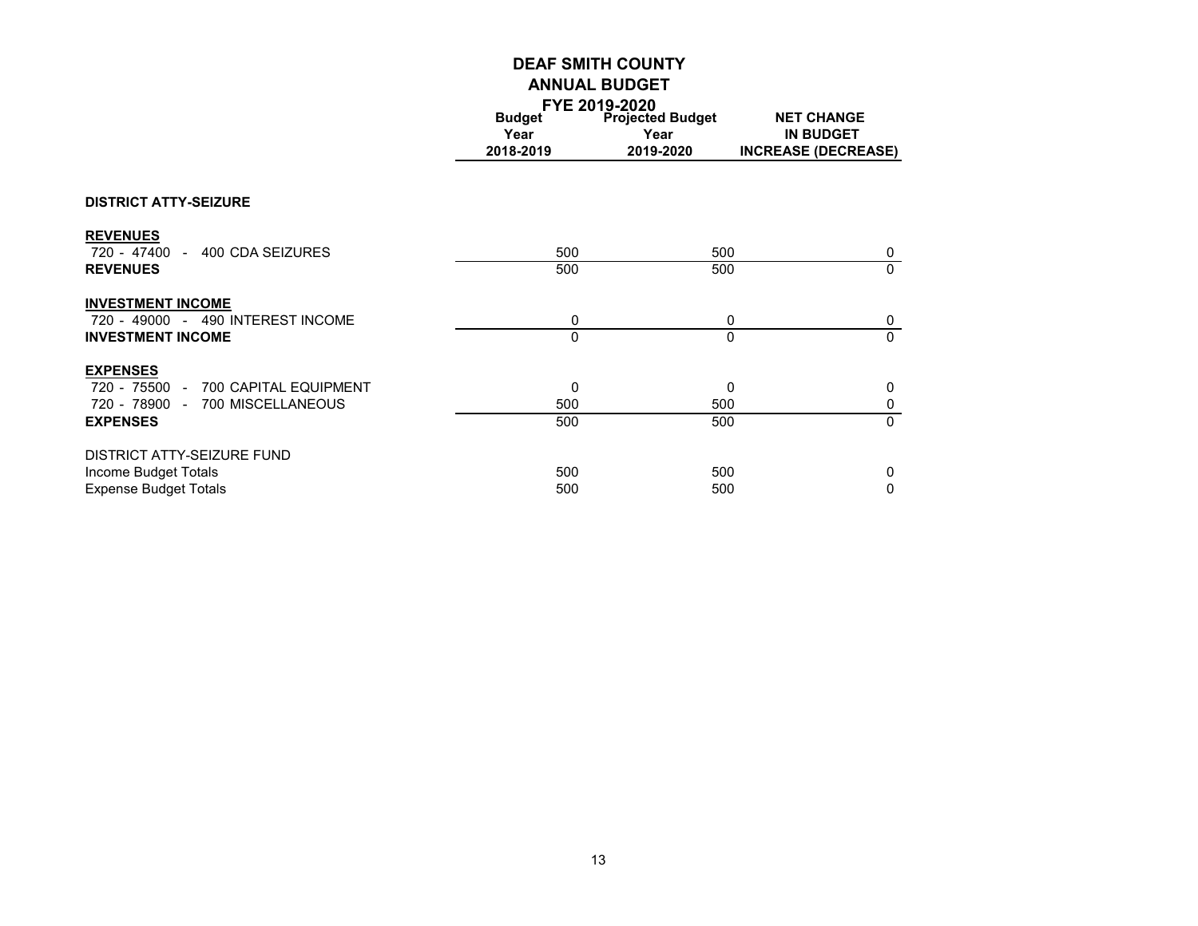# DEAF SMITH COUNTY

## ANNUAL BUDGET

### FYE 2019-2020

| | Budget Year 2018-2019 | Projected Budget Year 2019-2020 | NET CHANGE IN BUDGET INCREASE (DECREASE) |
|---|---|---|---|
| **DISTRICT ATTY-SEIZURE** | | | |
| **REVENUES** | | | |
| 720 - 47400 - 400 CDA SEIZURES | 500 | 500 | 0 |
| **REVENUES** | 500 | 500 | 0 |
| **INVESTMENT INCOME** | | | |
| 720 - 49000 - 490 INTEREST INCOME | 0 | 0 | 0 |
| **INVESTMENT INCOME** | 0 | 0 | 0 |
| **EXPENSES** | | | |
| 720 - 75500 - 700 CAPITAL EQUIPMENT | 0 | 0 | 0 |
| 720 - 78900 - 700 MISCELLANEOUS | 500 | 500 | 0 |
| **EXPENSES** | 500 | 500 | 0 |
| DISTRICT ATTY-SEIZURE FUND | | | |
| Income Budget Totals | 500 | 500 | 0 |
| Expense Budget Totals | 500 | 500 | 0 |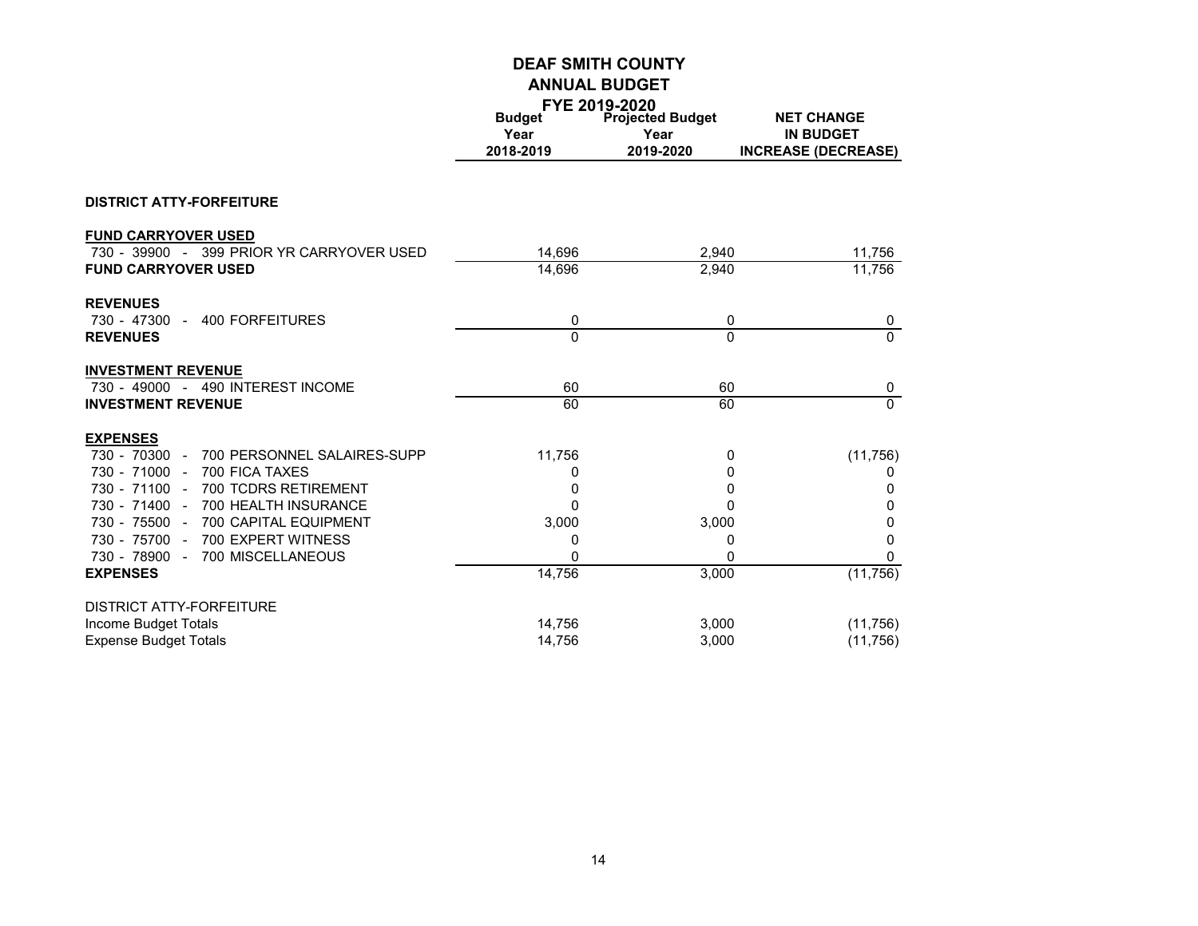# DEAF SMITH COUNTY
## ANNUAL BUDGET
### FYE 2019-2020

| | Budget Year 2018-2019 | Projected Budget Year 2019-2020 | NET CHANGE IN BUDGET INCREASE (DECREASE) |
|---|---|---|---|
| **DISTRICT ATTY-FORFEITURE** | | | |
| **FUND CARRYOVER USED** | | | |
| 730 - 39900 - 399 PRIOR YR CARRYOVER USED | 14,696 | 2,940 | 11,756 |
| **FUND CARRYOVER USED** | 14,696 | 2,940 | 11,756 |
| **REVENUES** | | | |
| 730 - 47300 - 400 FORFEITURES | 0 | 0 | 0 |
| **REVENUES** | 0 | 0 | 0 |
| **INVESTMENT REVENUE** | | | |
| 730 - 49000 - 490 INTEREST INCOME | 60 | 60 | 0 |
| **INVESTMENT REVENUE** | 60 | 60 | 0 |
| **EXPENSES** | | | |
| 730 - 70300 - 700 PERSONNEL SALAIRES-SUPP | 11,756 | 0 | (11,756) |
| 730 - 71000 - 700 FICA TAXES | 0 | 0 | 0 |
| 730 - 71100 - 700 TCDRS RETIREMENT | 0 | 0 | 0 |
| 730 - 71400 - 700 HEALTH INSURANCE | 0 | 0 | 0 |
| 730 - 75500 - 700 CAPITAL EQUIPMENT | 3,000 | 3,000 | 0 |
| 730 - 75700 - 700 EXPERT WITNESS | 0 | 0 | 0 |
| 730 - 78900 - 700 MISCELLANEOUS | 0 | 0 | 0 |
| **EXPENSES** | 14,756 | 3,000 | (11,756) |
| DISTRICT ATTY-FORFEITURE | | | |
| Income Budget Totals | 14,756 | 3,000 | (11,756) |
| Expense Budget Totals | 14,756 | 3,000 | (11,756) |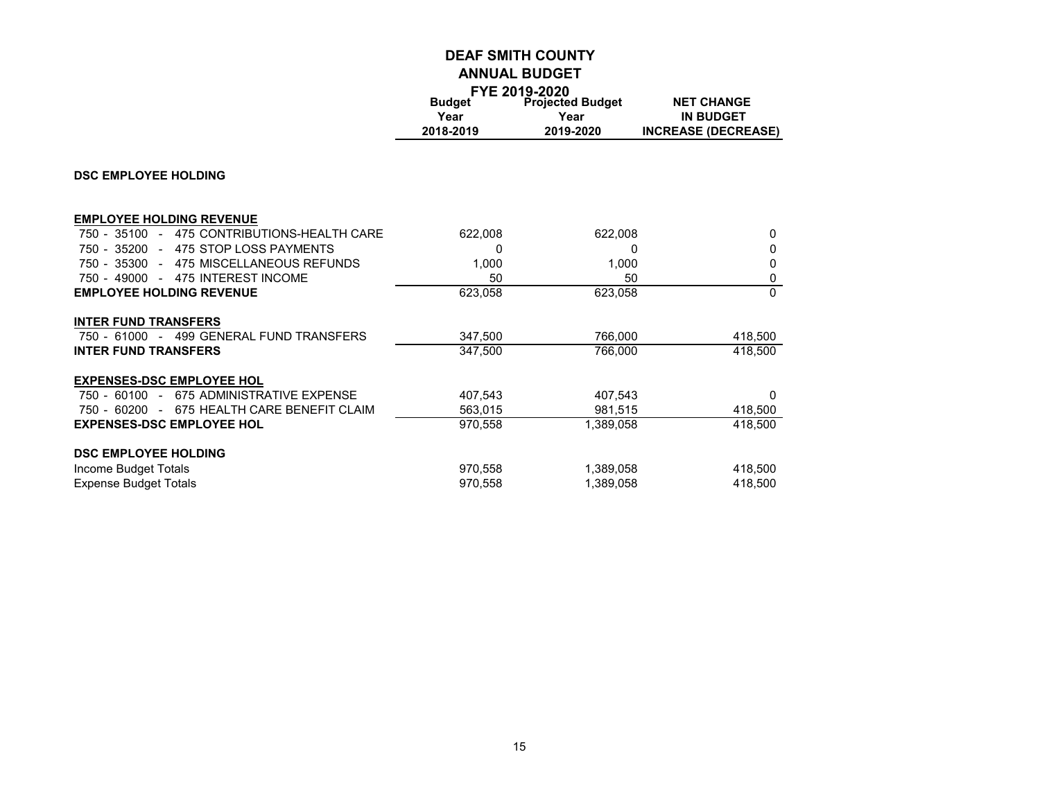# DEAF SMITH COUNTY
## ANNUAL BUDGET
### FYE 2019-2020

| | Budget Year 2018-2019 | Projected Budget Year 2019-2020 | NET CHANGE IN BUDGET INCREASE (DECREASE) |
|---|---|---|---|
| **DSC EMPLOYEE HOLDING** | | | |
| **EMPLOYEE HOLDING REVENUE** | | | |
| 750 - 35100 - 475 CONTRIBUTIONS-HEALTH CARE | 622,008 | 622,008 | 0 |
| 750 - 35200 - 475 STOP LOSS PAYMENTS | 0 | 0 | 0 |
| 750 - 35300 - 475 MISCELLANEOUS REFUNDS | 1,000 | 1,000 | 0 |
| 750 - 49000 - 475 INTEREST INCOME | 50 | 50 | 0 |
| **EMPLOYEE HOLDING REVENUE** | 623,058 | 623,058 | 0 |
| **INTER FUND TRANSFERS** | | | |
| 750 - 61000 - 499 GENERAL FUND TRANSFERS | 347,500 | 766,000 | 418,500 |
| **INTER FUND TRANSFERS** | 347,500 | 766,000 | 418,500 |
| **EXPENSES-DSC EMPLOYEE HOL** | | | |
| 750 - 60100 - 675 ADMINISTRATIVE EXPENSE | 407,543 | 407,543 | 0 |
| 750 - 60200 - 675 HEALTH CARE BENEFIT CLAIM | 563,015 | 981,515 | 418,500 |
| **EXPENSES-DSC EMPLOYEE HOL** | 970,558 | 1,389,058 | 418,500 |
| **DSC EMPLOYEE HOLDING** | | | |
| Income Budget Totals | 970,558 | 1,389,058 | 418,500 |
| Expense Budget Totals | 970,558 | 1,389,058 | 418,500 |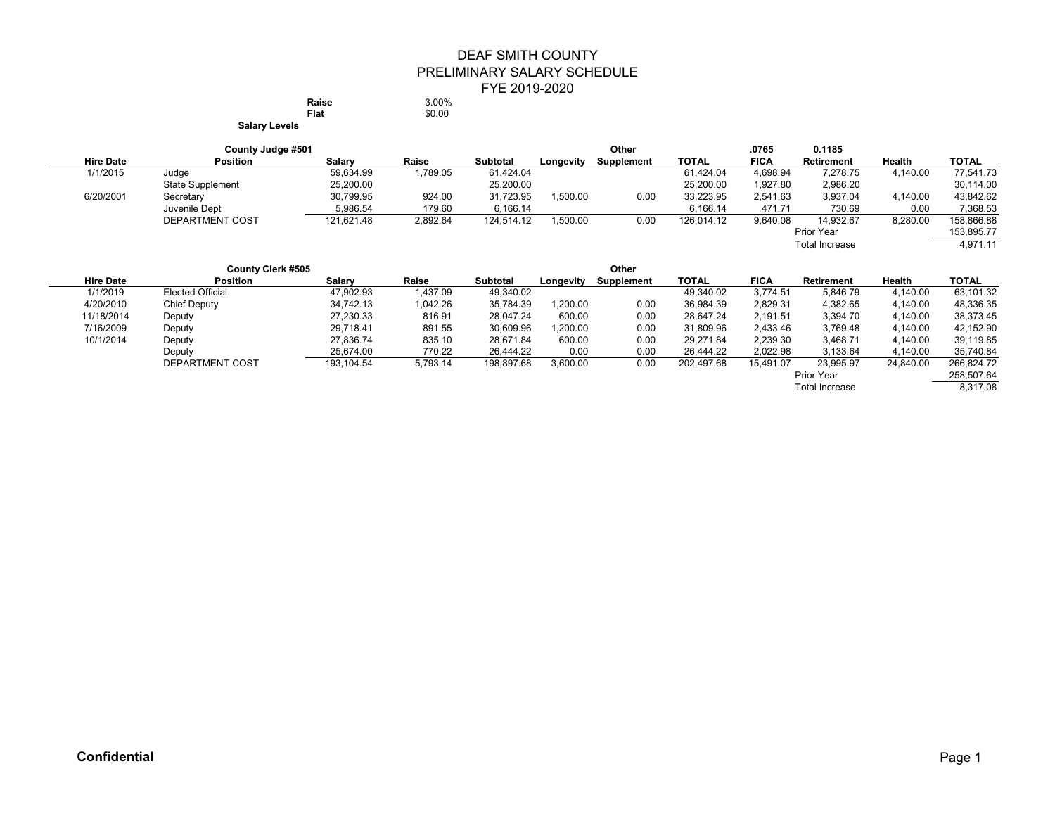# DEAF SMITH COUNTY
## PRELIMINARY SALARY SCHEDULE
## FYE 2019-2020

**Raise** 3.00%
**Flat** $0.00

**Salary Levels**

| | **County Judge #501** | | | | | **Other** | | **.0765** | **0.1185** | | |
|---|---|---|---|---|---|---|---|---|---|---|---|
| **Hire Date** | **Position** | **Salary** | **Raise** | **Subtotal** | **Longevity** | **Supplement** | **TOTAL** | **FICA** | **Retirement** | **Health** | **TOTAL** |
| 1/1/2015 | Judge | 59,634.99 | 1,789.05 | 61,424.04 | | | 61,424.04 | 4,698.94 | 7,278.75 | 4,140.00 | 77,541.73 |
| | State Supplement | 25,200.00 | | 25,200.00 | | | 25,200.00 | 1,927.80 | 2,986.20 | | 30,114.00 |
| 6/20/2001 | Secretary | 30,799.95 | 924.00 | 31,723.95 | 1,500.00 | 0.00 | 33,223.95 | 2,541.63 | 3,937.04 | 4,140.00 | 43,842.62 |
| | Juvenile Dept | 5,986.54 | 179.60 | 6,166.14 | | | 6,166.14 | 471.71 | 730.69 | 0.00 | 7,368.53 |
| | DEPARTMENT COST | 121,621.48 | 2,892.64 | 124,514.12 | 1,500.00 | 0.00 | 126,014.12 | 9,640.08 | 14,932.67 | 8,280.00 | 158,866.88 |
| | | | | | | | | | Prior Year | | 153,895.77 |
| | | | | | | | | | Total Increase | | 4,971.11 |

| | **County Clerk #505** | | | | | **Other** | | | | | |
|---|---|---|---|---|---|---|---|---|---|---|---|
| **Hire Date** | **Position** | **Salary** | **Raise** | **Subtotal** | **Longevity** | **Supplement** | **TOTAL** | **FICA** | **Retirement** | **Health** | **TOTAL** |
| 1/1/2019 | Elected Official | 47,902.93 | 1,437.09 | 49,340.02 | | | 49,340.02 | 3,774.51 | 5,846.79 | 4,140.00 | 63,101.32 |
| 4/20/2010 | Chief Deputy | 34,742.13 | 1,042.26 | 35,784.39 | 1,200.00 | 0.00 | 36,984.39 | 2,829.31 | 4,382.65 | 4,140.00 | 48,336.35 |
| 11/18/2014 | Deputy | 27,230.33 | 816.91 | 28,047.24 | 600.00 | 0.00 | 28,647.24 | 2,191.51 | 3,394.70 | 4,140.00 | 38,373.45 |
| 7/16/2009 | Deputy | 29,718.41 | 891.55 | 30,609.96 | 1,200.00 | 0.00 | 31,809.96 | 2,433.46 | 3,769.48 | 4,140.00 | 42,152.90 |
| 10/1/2014 | Deputy | 27,836.74 | 835.10 | 28,671.84 | 600.00 | 0.00 | 29,271.84 | 2,239.30 | 3,468.71 | 4,140.00 | 39,119.85 |
| | Deputy | 25,674.00 | 770.22 | 26,444.22 | 0.00 | 0.00 | 26,444.22 | 2,022.98 | 3,133.64 | 4,140.00 | 35,740.84 |
| | DEPARTMENT COST | 193,104.54 | 5,793.14 | 198,897.68 | 3,600.00 | 0.00 | 202,497.68 | 15,491.07 | 23,995.97 | 24,840.00 | 266,824.72 |
| | | | | | | | | | Prior Year | | 258,507.64 |
| | | | | | | | | | Total Increase | | 8,317.08 |

**Confidential**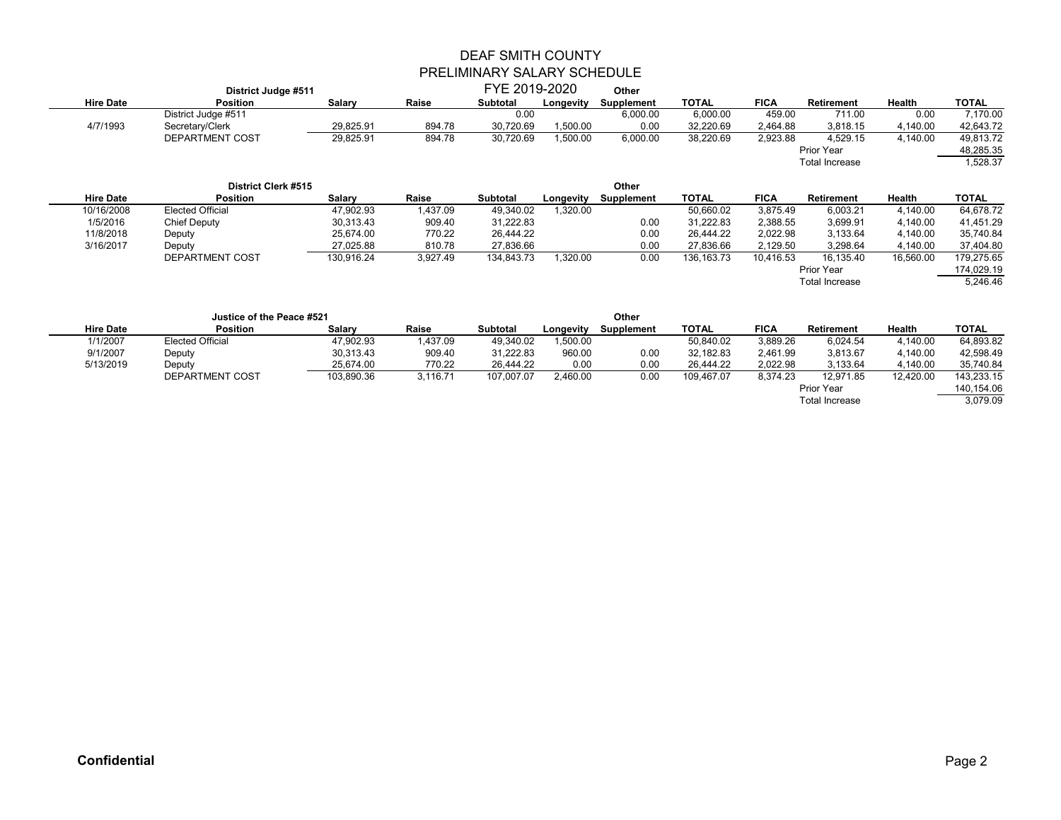# DEAF SMITH COUNTY
## PRELIMINARY SALARY SCHEDULE
### FYE 2019-2020

**District Judge #511**

| Hire Date | Position | Salary | Raise | Subtotal | Longevity | Other Supplement | TOTAL | FICA | Retirement | Health | TOTAL |
|---|---|---|---|---|---|---|---|---|---|---|---|
| | District Judge #511 | | | 0.00 | | 6,000.00 | 6,000.00 | 459.00 | 711.00 | 0.00 | 7,170.00 |
| 4/7/1993 | Secretary/Clerk | 29,825.91 | 894.78 | 30,720.69 | 1,500.00 | 0.00 | 32,220.69 | 2,464.88 | 3,818.15 | 4,140.00 | 42,643.72 |
| | DEPARTMENT COST | 29,825.91 | 894.78 | 30,720.69 | 1,500.00 | 6,000.00 | 38,220.69 | 2,923.88 | 4,529.15 | 4,140.00 | 49,813.72 |
| | | | | | | | | | Prior Year | | 48,285.35 |
| | | | | | | | | | Total Increase | | 1,528.37 |

**District Clerk #515**

| Hire Date | Position | Salary | Raise | Subtotal | Longevity | Other Supplement | TOTAL | FICA | Retirement | Health | TOTAL |
|---|---|---|---|---|---|---|---|---|---|---|---|
| 10/16/2008 | Elected Official | 47,902.93 | 1,437.09 | 49,340.02 | 1,320.00 | | 50,660.02 | 3,875.49 | 6,003.21 | 4,140.00 | 64,678.72 |
| 1/5/2016 | Chief Deputy | 30,313.43 | 909.40 | 31,222.83 | | 0.00 | 31,222.83 | 2,388.55 | 3,699.91 | 4,140.00 | 41,451.29 |
| 11/8/2018 | Deputy | 25,674.00 | 770.22 | 26,444.22 | | 0.00 | 26,444.22 | 2,022.98 | 3,133.64 | 4,140.00 | 35,740.84 |
| 3/16/2017 | Deputy | 27,025.88 | 810.78 | 27,836.66 | | 0.00 | 27,836.66 | 2,129.50 | 3,298.64 | 4,140.00 | 37,404.80 |
| | DEPARTMENT COST | 130,916.24 | 3,927.49 | 134,843.73 | 1,320.00 | 0.00 | 136,163.73 | 10,416.53 | 16,135.40 | 16,560.00 | 179,275.65 |
| | | | | | | | | | Prior Year | | 174,029.19 |
| | | | | | | | | | Total Increase | | 5,246.46 |

**Justice of the Peace #521**

| Hire Date | Position | Salary | Raise | Subtotal | Longevity | Other Supplement | TOTAL | FICA | Retirement | Health | TOTAL |
|---|---|---|---|---|---|---|---|---|---|---|---|
| 1/1/2007 | Elected Official | 47,902.93 | 1,437.09 | 49,340.02 | 1,500.00 | | 50,840.02 | 3,889.26 | 6,024.54 | 4,140.00 | 64,893.82 |
| 9/1/2007 | Deputy | 30,313.43 | 909.40 | 31,222.83 | 960.00 | 0.00 | 32,182.83 | 2,461.99 | 3,813.67 | 4,140.00 | 42,598.49 |
| 5/13/2019 | Deputy | 25,674.00 | 770.22 | 26,444.22 | 0.00 | 0.00 | 26,444.22 | 2,022.98 | 3,133.64 | 4,140.00 | 35,740.84 |
| | DEPARTMENT COST | 103,890.36 | 3,116.71 | 107,007.07 | 2,460.00 | 0.00 | 109,467.07 | 8,374.23 | 12,971.85 | 12,420.00 | 143,233.15 |
| | | | | | | | | | Prior Year | | 140,154.06 |
| | | | | | | | | | Total Increase | | 3,079.09 |

**Confidential**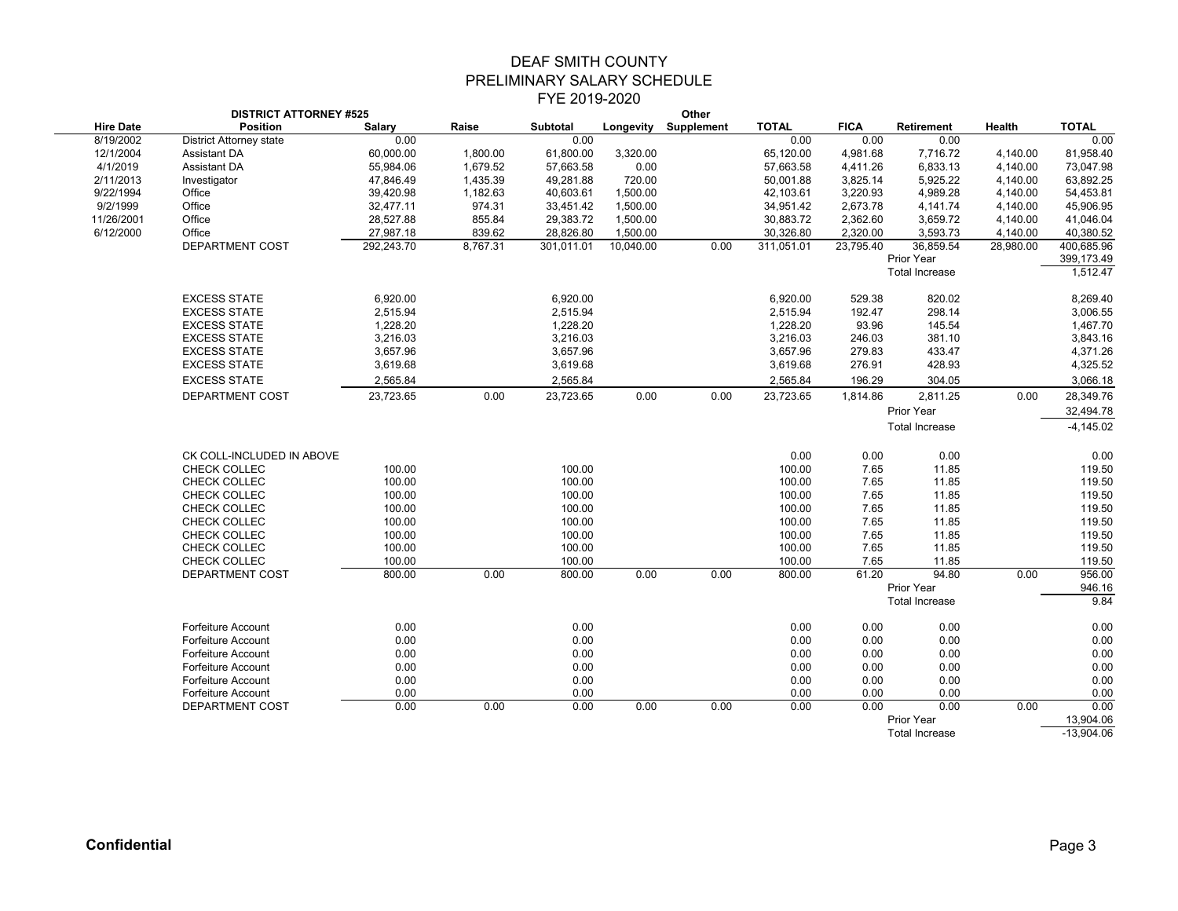# DEAF SMITH COUNTY
## PRELIMINARY SALARY SCHEDULE
## FYE 2019-2020

**DISTRICT ATTORNEY #525**

| Hire Date | Position | Salary | Raise | Subtotal | Longevity | Other Supplement | TOTAL | FICA | Retirement | Health | TOTAL |
|---|---|---|---|---|---|---|---|---|---|---|---|
| 8/19/2002 | District Attorney state | 0.00 | | 0.00 | | | 0.00 | 0.00 | 0.00 | | 0.00 |
| 12/1/2004 | Assistant DA | 60,000.00 | 1,800.00 | 61,800.00 | 3,320.00 | | 65,120.00 | 4,981.68 | 7,716.72 | 4,140.00 | 81,958.40 |
| 4/1/2019 | Assistant DA | 55,984.06 | 1,679.52 | 57,663.58 | 0.00 | | 57,663.58 | 4,411.26 | 6,833.13 | 4,140.00 | 73,047.98 |
| 2/11/2013 | Investigator | 47,846.49 | 1,435.39 | 49,281.88 | 720.00 | | 50,001.88 | 3,825.14 | 5,925.22 | 4,140.00 | 63,892.25 |
| 9/22/1994 | Office | 39,420.98 | 1,182.63 | 40,603.61 | 1,500.00 | | 42,103.61 | 3,220.93 | 4,989.28 | 4,140.00 | 54,453.81 |
| 9/2/1999 | Office | 32,477.11 | 974.31 | 33,451.42 | 1,500.00 | | 34,951.42 | 2,673.78 | 4,141.74 | 4,140.00 | 45,906.95 |
| 11/26/2001 | Office | 28,527.88 | 855.84 | 29,383.72 | 1,500.00 | | 30,883.72 | 2,362.60 | 3,659.72 | 4,140.00 | 41,046.04 |
| 6/12/2000 | Office | 27,987.18 | 839.62 | 28,826.80 | 1,500.00 | | 30,326.80 | 2,320.00 | 3,593.73 | 4,140.00 | 40,380.52 |
| | DEPARTMENT COST | 292,243.70 | 8,767.31 | 301,011.01 | 10,040.00 | 0.00 | 311,051.01 | 23,795.40 | 36,859.54 | 28,980.00 | 400,685.96 |
| | | | | | | | | | Prior Year | | 399,173.49 |
| | | | | | | | | | Total Increase | | 1,512.47 |
| | | | | | | | | | | | |
| | EXCESS STATE | 6,920.00 | | 6,920.00 | | | 6,920.00 | 529.38 | 820.02 | | 8,269.40 |
| | EXCESS STATE | 2,515.94 | | 2,515.94 | | | 2,515.94 | 192.47 | 298.14 | | 3,006.55 |
| | EXCESS STATE | 1,228.20 | | 1,228.20 | | | 1,228.20 | 93.96 | 145.54 | | 1,467.70 |
| | EXCESS STATE | 3,216.03 | | 3,216.03 | | | 3,216.03 | 246.03 | 381.10 | | 3,843.16 |
| | EXCESS STATE | 3,657.96 | | 3,657.96 | | | 3,657.96 | 279.83 | 433.47 | | 4,371.26 |
| | EXCESS STATE | 3,619.68 | | 3,619.68 | | | 3,619.68 | 276.91 | 428.93 | | 4,325.52 |
| | EXCESS STATE | 2,565.84 | | 2,565.84 | | | 2,565.84 | 196.29 | 304.05 | | 3,066.18 |
| | DEPARTMENT COST | 23,723.65 | 0.00 | 23,723.65 | 0.00 | 0.00 | 23,723.65 | 1,814.86 | 2,811.25 | 0.00 | 28,349.76 |
| | | | | | | | | | Prior Year | | 32,494.78 |
| | | | | | | | | | Total Increase | | -4,145.02 |
| | | | | | | | | | | | |
| | CK COLL-INCLUDED IN ABOVE | | | | | | 0.00 | 0.00 | 0.00 | | 0.00 |
| | CHECK COLLEC | 100.00 | | 100.00 | | | 100.00 | 7.65 | 11.85 | | 119.50 |
| | CHECK COLLEC | 100.00 | | 100.00 | | | 100.00 | 7.65 | 11.85 | | 119.50 |
| | CHECK COLLEC | 100.00 | | 100.00 | | | 100.00 | 7.65 | 11.85 | | 119.50 |
| | CHECK COLLEC | 100.00 | | 100.00 | | | 100.00 | 7.65 | 11.85 | | 119.50 |
| | CHECK COLLEC | 100.00 | | 100.00 | | | 100.00 | 7.65 | 11.85 | | 119.50 |
| | CHECK COLLEC | 100.00 | | 100.00 | | | 100.00 | 7.65 | 11.85 | | 119.50 |
| | CHECK COLLEC | 100.00 | | 100.00 | | | 100.00 | 7.65 | 11.85 | | 119.50 |
| | CHECK COLLEC | 100.00 | | 100.00 | | | 100.00 | 7.65 | 11.85 | | 119.50 |
| | DEPARTMENT COST | 800.00 | 0.00 | 800.00 | 0.00 | 0.00 | 800.00 | 61.20 | 94.80 | 0.00 | 956.00 |
| | | | | | | | | | Prior Year | | 946.16 |
| | | | | | | | | | Total Increase | | 9.84 |
| | | | | | | | | | | | |
| | Forfeiture Account | 0.00 | | 0.00 | | | 0.00 | 0.00 | 0.00 | | 0.00 |
| | Forfeiture Account | 0.00 | | 0.00 | | | 0.00 | 0.00 | 0.00 | | 0.00 |
| | Forfeiture Account | 0.00 | | 0.00 | | | 0.00 | 0.00 | 0.00 | | 0.00 |
| | Forfeiture Account | 0.00 | | 0.00 | | | 0.00 | 0.00 | 0.00 | | 0.00 |
| | Forfeiture Account | 0.00 | | 0.00 | | | 0.00 | 0.00 | 0.00 | | 0.00 |
| | Forfeiture Account | 0.00 | | 0.00 | | | 0.00 | 0.00 | 0.00 | | 0.00 |
| | DEPARTMENT COST | 0.00 | 0.00 | 0.00 | 0.00 | 0.00 | 0.00 | 0.00 | 0.00 | 0.00 | 0.00 |
| | | | | | | | | | Prior Year | | 13,904.06 |
| | | | | | | | | | Total Increase | | -13,904.06 |

**Confidential**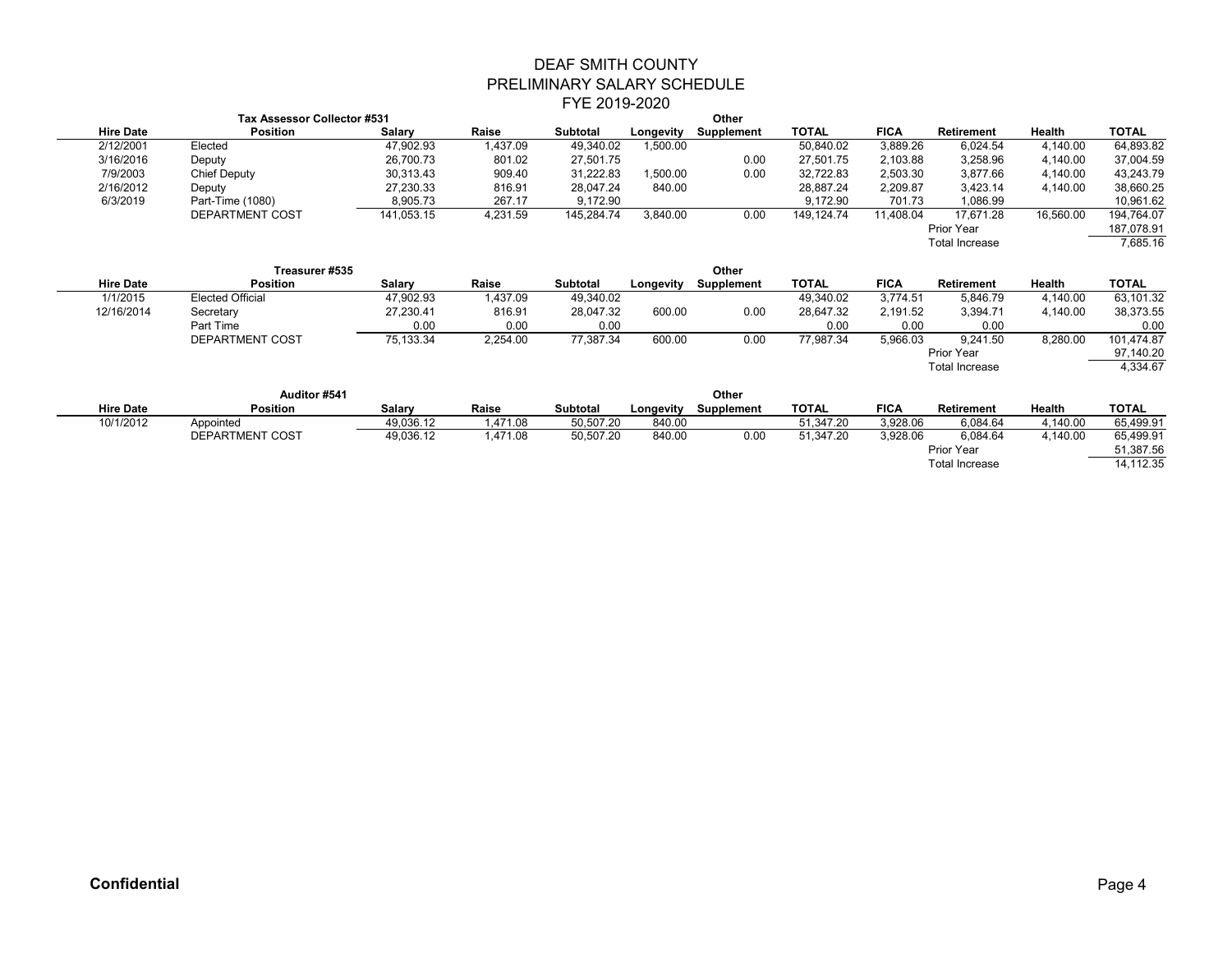# DEAF SMITH COUNTY
## PRELIMINARY SALARY SCHEDULE
## FYE 2019-2020

**Tax Assessor Collector #531**

| Hire Date | Position | Salary | Raise | Subtotal | Longevity | Other Supplement | TOTAL | FICA | Retirement | Health | TOTAL |
|---|---|---|---|---|---|---|---|---|---|---|---|
| 2/12/2001 | Elected | 47,902.93 | 1,437.09 | 49,340.02 | 1,500.00 | | 50,840.02 | 3,889.26 | 6,024.54 | 4,140.00 | 64,893.82 |
| 3/16/2016 | Deputy | 26,700.73 | 801.02 | 27,501.75 | | 0.00 | 27,501.75 | 2,103.88 | 3,258.96 | 4,140.00 | 37,004.59 |
| 7/9/2003 | Chief Deputy | 30,313.43 | 909.40 | 31,222.83 | 1,500.00 | 0.00 | 32,722.83 | 2,503.30 | 3,877.66 | 4,140.00 | 43,243.79 |
| 2/16/2012 | Deputy | 27,230.33 | 816.91 | 28,047.24 | 840.00 | | 28,887.24 | 2,209.87 | 3,423.14 | 4,140.00 | 38,660.25 |
| 6/3/2019 | Part-Time (1080) | 8,905.73 | 267.17 | 9,172.90 | | | 9,172.90 | 701.73 | 1,086.99 | | 10,961.62 |
| | DEPARTMENT COST | 141,053.15 | 4,231.59 | 145,284.74 | 3,840.00 | 0.00 | 149,124.74 | 11,408.04 | 17,671.28 | 16,560.00 | 194,764.07 |
| | | | | | | | | | Prior Year | | 187,078.91 |
| | | | | | | | | | Total Increase | | 7,685.16 |

**Treasurer #535**

| Hire Date | Position | Salary | Raise | Subtotal | Longevity | Other Supplement | TOTAL | FICA | Retirement | Health | TOTAL |
|---|---|---|---|---|---|---|---|---|---|---|---|
| 1/1/2015 | Elected Official | 47,902.93 | 1,437.09 | 49,340.02 | | | 49,340.02 | 3,774.51 | 5,846.79 | 4,140.00 | 63,101.32 |
| 12/16/2014 | Secretary | 27,230.41 | 816.91 | 28,047.32 | 600.00 | 0.00 | 28,647.32 | 2,191.52 | 3,394.71 | 4,140.00 | 38,373.55 |
| | Part Time | 0.00 | 0.00 | 0.00 | | | 0.00 | 0.00 | 0.00 | | 0.00 |
| | DEPARTMENT COST | 75,133.34 | 2,254.00 | 77,387.34 | 600.00 | 0.00 | 77,987.34 | 5,966.03 | 9,241.50 | 8,280.00 | 101,474.87 |
| | | | | | | | | | Prior Year | | 97,140.20 |
| | | | | | | | | | Total Increase | | 4,334.67 |

**Auditor #541**

| Hire Date | Position | Salary | Raise | Subtotal | Longevity | Other Supplement | TOTAL | FICA | Retirement | Health | TOTAL |
|---|---|---|---|---|---|---|---|---|---|---|---|
| 10/1/2012 | Appointed | 49,036.12 | 1,471.08 | 50,507.20 | 840.00 | | 51,347.20 | 3,928.06 | 6,084.64 | 4,140.00 | 65,499.91 |
| | DEPARTMENT COST | 49,036.12 | 1,471.08 | 50,507.20 | 840.00 | 0.00 | 51,347.20 | 3,928.06 | 6,084.64 | 4,140.00 | 65,499.91 |
| | | | | | | | | | Prior Year | | 51,387.56 |
| | | | | | | | | | Total Increase | | 14,112.35 |

**Confidential**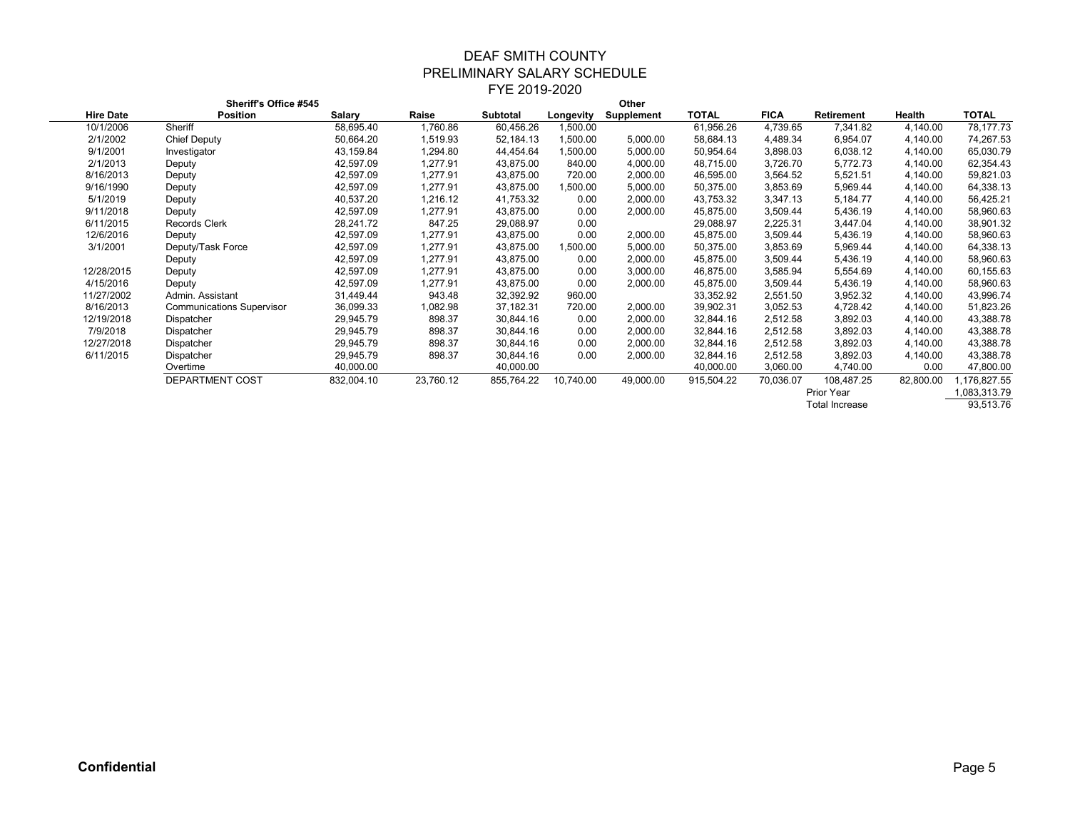# DEAF SMITH COUNTY
## PRELIMINARY SALARY SCHEDULE
### FYE 2019-2020

| Hire Date | Sheriff's Office #545 Position | Salary | Raise | Subtotal | Longevity | Other Supplement | TOTAL | FICA | Retirement | Health | TOTAL |
|---|---|---|---|---|---|---|---|---|---|---|---|
| 10/1/2006 | Sheriff | 58,695.40 | 1,760.86 | 60,456.26 | 1,500.00 | | 61,956.26 | 4,739.65 | 7,341.82 | 4,140.00 | 78,177.73 |
| 2/1/2002 | Chief Deputy | 50,664.20 | 1,519.93 | 52,184.13 | 1,500.00 | 5,000.00 | 58,684.13 | 4,489.34 | 6,954.07 | 4,140.00 | 74,267.53 |
| 9/1/2001 | Investigator | 43,159.84 | 1,294.80 | 44,454.64 | 1,500.00 | 5,000.00 | 50,954.64 | 3,898.03 | 6,038.12 | 4,140.00 | 65,030.79 |
| 2/1/2013 | Deputy | 42,597.09 | 1,277.91 | 43,875.00 | 840.00 | 4,000.00 | 48,715.00 | 3,726.70 | 5,772.73 | 4,140.00 | 62,354.43 |
| 8/16/2013 | Deputy | 42,597.09 | 1,277.91 | 43,875.00 | 720.00 | 2,000.00 | 46,595.00 | 3,564.52 | 5,521.51 | 4,140.00 | 59,821.03 |
| 9/16/1990 | Deputy | 42,597.09 | 1,277.91 | 43,875.00 | 1,500.00 | 5,000.00 | 50,375.00 | 3,853.69 | 5,969.44 | 4,140.00 | 64,338.13 |
| 5/1/2019 | Deputy | 40,537.20 | 1,216.12 | 41,753.32 | 0.00 | 2,000.00 | 43,753.32 | 3,347.13 | 5,184.77 | 4,140.00 | 56,425.21 |
| 9/11/2018 | Deputy | 42,597.09 | 1,277.91 | 43,875.00 | 0.00 | 2,000.00 | 45,875.00 | 3,509.44 | 5,436.19 | 4,140.00 | 58,960.63 |
| 6/11/2015 | Records Clerk | 28,241.72 | 847.25 | 29,088.97 | 0.00 | | 29,088.97 | 2,225.31 | 3,447.04 | 4,140.00 | 38,901.32 |
| 12/6/2016 | Deputy | 42,597.09 | 1,277.91 | 43,875.00 | 0.00 | 2,000.00 | 45,875.00 | 3,509.44 | 5,436.19 | 4,140.00 | 58,960.63 |
| 3/1/2001 | Deputy/Task Force | 42,597.09 | 1,277.91 | 43,875.00 | 1,500.00 | 5,000.00 | 50,375.00 | 3,853.69 | 5,969.44 | 4,140.00 | 64,338.13 |
| | Deputy | 42,597.09 | 1,277.91 | 43,875.00 | 0.00 | 2,000.00 | 45,875.00 | 3,509.44 | 5,436.19 | 4,140.00 | 58,960.63 |
| 12/28/2015 | Deputy | 42,597.09 | 1,277.91 | 43,875.00 | 0.00 | 3,000.00 | 46,875.00 | 3,585.94 | 5,554.69 | 4,140.00 | 60,155.63 |
| 4/15/2016 | Deputy | 42,597.09 | 1,277.91 | 43,875.00 | 0.00 | 2,000.00 | 45,875.00 | 3,509.44 | 5,436.19 | 4,140.00 | 58,960.63 |
| 11/27/2002 | Admin. Assistant | 31,449.44 | 943.48 | 32,392.92 | 960.00 | | 33,352.92 | 2,551.50 | 3,952.32 | 4,140.00 | 43,996.74 |
| 8/16/2013 | Communications Supervisor | 36,099.33 | 1,082.98 | 37,182.31 | 720.00 | 2,000.00 | 39,902.31 | 3,052.53 | 4,728.42 | 4,140.00 | 51,823.26 |
| 12/19/2018 | Dispatcher | 29,945.79 | 898.37 | 30,844.16 | 0.00 | 2,000.00 | 32,844.16 | 2,512.58 | 3,892.03 | 4,140.00 | 43,388.78 |
| 7/9/2018 | Dispatcher | 29,945.79 | 898.37 | 30,844.16 | 0.00 | 2,000.00 | 32,844.16 | 2,512.58 | 3,892.03 | 4,140.00 | 43,388.78 |
| 12/27/2018 | Dispatcher | 29,945.79 | 898.37 | 30,844.16 | 0.00 | 2,000.00 | 32,844.16 | 2,512.58 | 3,892.03 | 4,140.00 | 43,388.78 |
| 6/11/2015 | Dispatcher | 29,945.79 | 898.37 | 30,844.16 | 0.00 | 2,000.00 | 32,844.16 | 2,512.58 | 3,892.03 | 4,140.00 | 43,388.78 |
| | Overtime | 40,000.00 | | 40,000.00 | | | 40,000.00 | 3,060.00 | 4,740.00 | 0.00 | 47,800.00 |
| | DEPARTMENT COST | 832,004.10 | 23,760.12 | 855,764.22 | 10,740.00 | 49,000.00 | 915,504.22 | 70,036.07 | 108,487.25 | 82,800.00 | 1,176,827.55 |
| | | | | | | | | | Prior Year | | 1,083,313.79 |
| | | | | | | | | | Total Increase | | 93,513.76 |

**Confidential**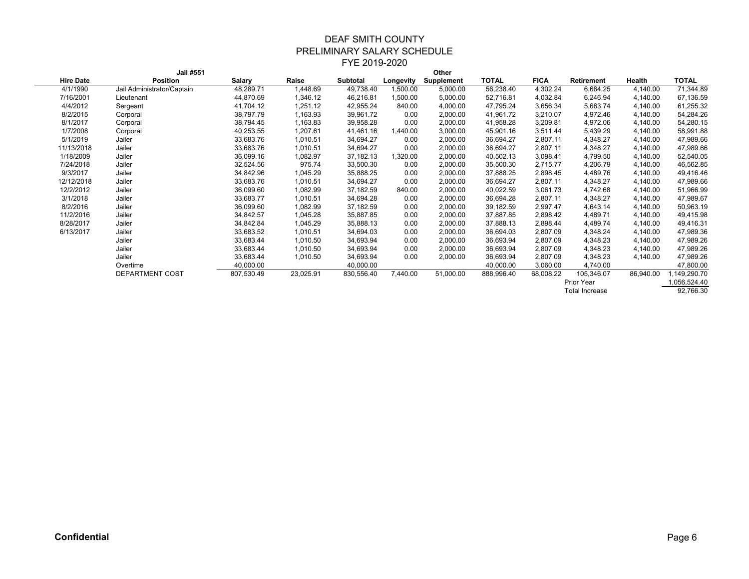# DEAF SMITH COUNTY
## PRELIMINARY SALARY SCHEDULE
## FYE 2019-2020

| Hire Date | Jail #551 Position | Salary | Raise | Subtotal | Longevity | Other Supplement | TOTAL | FICA | Retirement | Health | TOTAL |
|---|---|---|---|---|---|---|---|---|---|---|---|
| 4/1/1990 | Jail Administrator/Captain | 48,289.71 | 1,448.69 | 49,738.40 | 1,500.00 | 5,000.00 | 56,238.40 | 4,302.24 | 6,664.25 | 4,140.00 | 71,344.89 |
| 7/16/2001 | Lieutenant | 44,870.69 | 1,346.12 | 46,216.81 | 1,500.00 | 5,000.00 | 52,716.81 | 4,032.84 | 6,246.94 | 4,140.00 | 67,136.59 |
| 4/4/2012 | Sergeant | 41,704.12 | 1,251.12 | 42,955.24 | 840.00 | 4,000.00 | 47,795.24 | 3,656.34 | 5,663.74 | 4,140.00 | 61,255.32 |
| 8/2/2015 | Corporal | 38,797.79 | 1,163.93 | 39,961.72 | 0.00 | 2,000.00 | 41,961.72 | 3,210.07 | 4,972.46 | 4,140.00 | 54,284.26 |
| 8/1/2017 | Corporal | 38,794.45 | 1,163.83 | 39,958.28 | 0.00 | 2,000.00 | 41,958.28 | 3,209.81 | 4,972.06 | 4,140.00 | 54,280.15 |
| 1/7/2008 | Corporal | 40,253.55 | 1,207.61 | 41,461.16 | 1,440.00 | 3,000.00 | 45,901.16 | 3,511.44 | 5,439.29 | 4,140.00 | 58,991.88 |
| 5/1/2019 | Jailer | 33,683.76 | 1,010.51 | 34,694.27 | 0.00 | 2,000.00 | 36,694.27 | 2,807.11 | 4,348.27 | 4,140.00 | 47,989.66 |
| 11/13/2018 | Jailer | 33,683.76 | 1,010.51 | 34,694.27 | 0.00 | 2,000.00 | 36,694.27 | 2,807.11 | 4,348.27 | 4,140.00 | 47,989.66 |
| 1/18/2009 | Jailer | 36,099.16 | 1,082.97 | 37,182.13 | 1,320.00 | 2,000.00 | 40,502.13 | 3,098.41 | 4,799.50 | 4,140.00 | 52,540.05 |
| 7/24/2018 | Jailer | 32,524.56 | 975.74 | 33,500.30 | 0.00 | 2,000.00 | 35,500.30 | 2,715.77 | 4,206.79 | 4,140.00 | 46,562.85 |
| 9/3/2017 | Jailer | 34,842.96 | 1,045.29 | 35,888.25 | 0.00 | 2,000.00 | 37,888.25 | 2,898.45 | 4,489.76 | 4,140.00 | 49,416.46 |
| 12/12/2018 | Jailer | 33,683.76 | 1,010.51 | 34,694.27 | 0.00 | 2,000.00 | 36,694.27 | 2,807.11 | 4,348.27 | 4,140.00 | 47,989.66 |
| 12/2/2012 | Jailer | 36,099.60 | 1,082.99 | 37,182.59 | 840.00 | 2,000.00 | 40,022.59 | 3,061.73 | 4,742.68 | 4,140.00 | 51,966.99 |
| 3/1/2018 | Jailer | 33,683.77 | 1,010.51 | 34,694.28 | 0.00 | 2,000.00 | 36,694.28 | 2,807.11 | 4,348.27 | 4,140.00 | 47,989.67 |
| 8/2/2016 | Jailer | 36,099.60 | 1,082.99 | 37,182.59 | 0.00 | 2,000.00 | 39,182.59 | 2,997.47 | 4,643.14 | 4,140.00 | 50,963.19 |
| 11/2/2016 | Jailer | 34,842.57 | 1,045.28 | 35,887.85 | 0.00 | 2,000.00 | 37,887.85 | 2,898.42 | 4,489.71 | 4,140.00 | 49,415.98 |
| 8/28/2017 | Jailer | 34,842.84 | 1,045.29 | 35,888.13 | 0.00 | 2,000.00 | 37,888.13 | 2,898.44 | 4,489.74 | 4,140.00 | 49,416.31 |
| 6/13/2017 | Jailer | 33,683.52 | 1,010.51 | 34,694.03 | 0.00 | 2,000.00 | 36,694.03 | 2,807.09 | 4,348.24 | 4,140.00 | 47,989.36 |
| | Jailer | 33,683.44 | 1,010.50 | 34,693.94 | 0.00 | 2,000.00 | 36,693.94 | 2,807.09 | 4,348.23 | 4,140.00 | 47,989.26 |
| | Jailer | 33,683.44 | 1,010.50 | 34,693.94 | 0.00 | 2,000.00 | 36,693.94 | 2,807.09 | 4,348.23 | 4,140.00 | 47,989.26 |
| | Jailer | 33,683.44 | 1,010.50 | 34,693.94 | 0.00 | 2,000.00 | 36,693.94 | 2,807.09 | 4,348.23 | 4,140.00 | 47,989.26 |
| | Overtime | 40,000.00 | | 40,000.00 | | | 40,000.00 | 3,060.00 | 4,740.00 | | 47,800.00 |
| | DEPARTMENT COST | 807,530.49 | 23,025.91 | 830,556.40 | 7,440.00 | 51,000.00 | 888,996.40 | 68,008.22 | 105,346.07 | 86,940.00 | 1,149,290.70 |
| | | | | | | | | | Prior Year | | 1,056,524.40 |
| | | | | | | | | | Total Increase | | 92,766.30 |

**Confidential**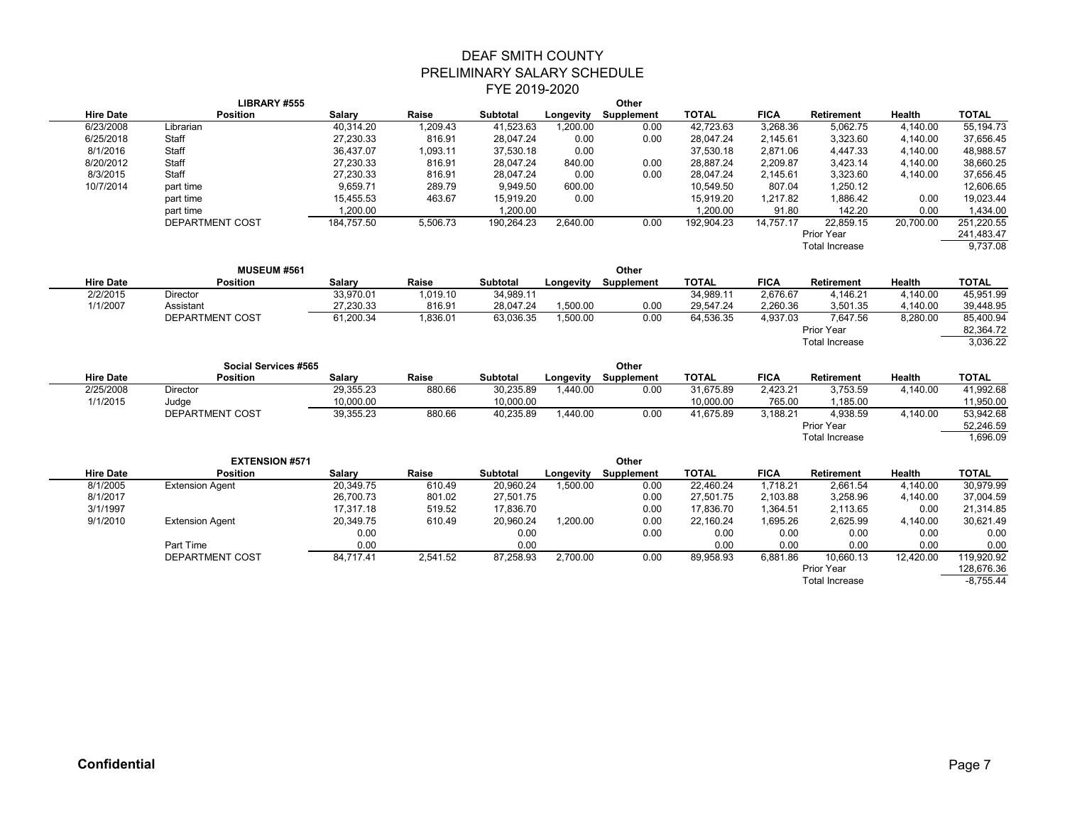# DEAF SMITH COUNTY
## PRELIMINARY SALARY SCHEDULE
## FYE 2019-2020

**LIBRARY #555**

| Hire Date | Position | Salary | Raise | Subtotal | Longevity | Other Supplement | TOTAL | FICA | Retirement | Health | TOTAL |
|---|---|---|---|---|---|---|---|---|---|---|---|
| 6/23/2008 | Librarian | 40,314.20 | 1,209.43 | 41,523.63 | 1,200.00 | 0.00 | 42,723.63 | 3,268.36 | 5,062.75 | 4,140.00 | 55,194.73 |
| 6/25/2018 | Staff | 27,230.33 | 816.91 | 28,047.24 | 0.00 | 0.00 | 28,047.24 | 2,145.61 | 3,323.60 | 4,140.00 | 37,656.45 |
| 8/1/2016 | Staff | 36,437.07 | 1,093.11 | 37,530.18 | 0.00 | | 37,530.18 | 2,871.06 | 4,447.33 | 4,140.00 | 48,988.57 |
| 8/20/2012 | Staff | 27,230.33 | 816.91 | 28,047.24 | 840.00 | 0.00 | 28,887.24 | 2,209.87 | 3,423.14 | 4,140.00 | 38,660.25 |
| 8/3/2015 | Staff | 27,230.33 | 816.91 | 28,047.24 | 0.00 | 0.00 | 28,047.24 | 2,145.61 | 3,323.60 | 4,140.00 | 37,656.45 |
| 10/7/2014 | part time | 9,659.71 | 289.79 | 9,949.50 | 600.00 | | 10,549.50 | 807.04 | 1,250.12 | | 12,606.65 |
| | part time | 15,455.53 | 463.67 | 15,919.20 | 0.00 | | 15,919.20 | 1,217.82 | 1,886.42 | 0.00 | 19,023.44 |
| | part time | 1,200.00 | | 1,200.00 | | | 1,200.00 | 91.80 | 142.20 | 0.00 | 1,434.00 |
| | DEPARTMENT COST | 184,757.50 | 5,506.73 | 190,264.23 | 2,640.00 | 0.00 | 192,904.23 | 14,757.17 | 22,859.15 | 20,700.00 | 251,220.55 |
| | | | | | | | | | Prior Year | | 241,483.47 |
| | | | | | | | | | Total Increase | | 9,737.08 |

**MUSEUM #561**

| Hire Date | Position | Salary | Raise | Subtotal | Longevity | Other Supplement | TOTAL | FICA | Retirement | Health | TOTAL |
|---|---|---|---|---|---|---|---|---|---|---|---|
| 2/2/2015 | Director | 33,970.01 | 1,019.10 | 34,989.11 | | | 34,989.11 | 2,676.67 | 4,146.21 | 4,140.00 | 45,951.99 |
| 1/1/2007 | Assistant | 27,230.33 | 816.91 | 28,047.24 | 1,500.00 | 0.00 | 29,547.24 | 2,260.36 | 3,501.35 | 4,140.00 | 39,448.95 |
| | DEPARTMENT COST | 61,200.34 | 1,836.01 | 63,036.35 | 1,500.00 | 0.00 | 64,536.35 | 4,937.03 | 7,647.56 | 8,280.00 | 85,400.94 |
| | | | | | | | | | Prior Year | | 82,364.72 |
| | | | | | | | | | Total Increase | | 3,036.22 |

**Social Services #565**

| Hire Date | Position | Salary | Raise | Subtotal | Longevity | Other Supplement | TOTAL | FICA | Retirement | Health | TOTAL |
|---|---|---|---|---|---|---|---|---|---|---|---|
| 2/25/2008 | Director | 29,355.23 | 880.66 | 30,235.89 | 1,440.00 | 0.00 | 31,675.89 | 2,423.21 | 3,753.59 | 4,140.00 | 41,992.68 |
| 1/1/2015 | Judge | 10,000.00 | | 10,000.00 | | | 10,000.00 | 765.00 | 1,185.00 | | 11,950.00 |
| | DEPARTMENT COST | 39,355.23 | 880.66 | 40,235.89 | 1,440.00 | 0.00 | 41,675.89 | 3,188.21 | 4,938.59 | 4,140.00 | 53,942.68 |
| | | | | | | | | | Prior Year | | 52,246.59 |
| | | | | | | | | | Total Increase | | 1,696.09 |

**EXTENSION #571**

| Hire Date | Position | Salary | Raise | Subtotal | Longevity | Other Supplement | TOTAL | FICA | Retirement | Health | TOTAL |
|---|---|---|---|---|---|---|---|---|---|---|---|
| 8/1/2005 | Extension Agent | 20,349.75 | 610.49 | 20,960.24 | 1,500.00 | 0.00 | 22,460.24 | 1,718.21 | 2,661.54 | 4,140.00 | 30,979.99 |
| 8/1/2017 | | 26,700.73 | 801.02 | 27,501.75 | | 0.00 | 27,501.75 | 2,103.88 | 3,258.96 | 4,140.00 | 37,004.59 |
| 3/1/1997 | | 17,317.18 | 519.52 | 17,836.70 | | 0.00 | 17,836.70 | 1,364.51 | 2,113.65 | 0.00 | 21,314.85 |
| 9/1/2010 | Extension Agent | 20,349.75 | 610.49 | 20,960.24 | 1,200.00 | 0.00 | 22,160.24 | 1,695.26 | 2,625.99 | 4,140.00 | 30,621.49 |
| | | 0.00 | | 0.00 | | 0.00 | 0.00 | 0.00 | 0.00 | 0.00 | 0.00 |
| | Part Time | 0.00 | | 0.00 | | | 0.00 | 0.00 | 0.00 | 0.00 | 0.00 |
| | DEPARTMENT COST | 84,717.41 | 2,541.52 | 87,258.93 | 2,700.00 | 0.00 | 89,958.93 | 6,881.86 | 10,660.13 | 12,420.00 | 119,920.92 |
| | | | | | | | | | Prior Year | | 128,676.36 |
| | | | | | | | | | Total Increase | | -8,755.44 |

**Confidential**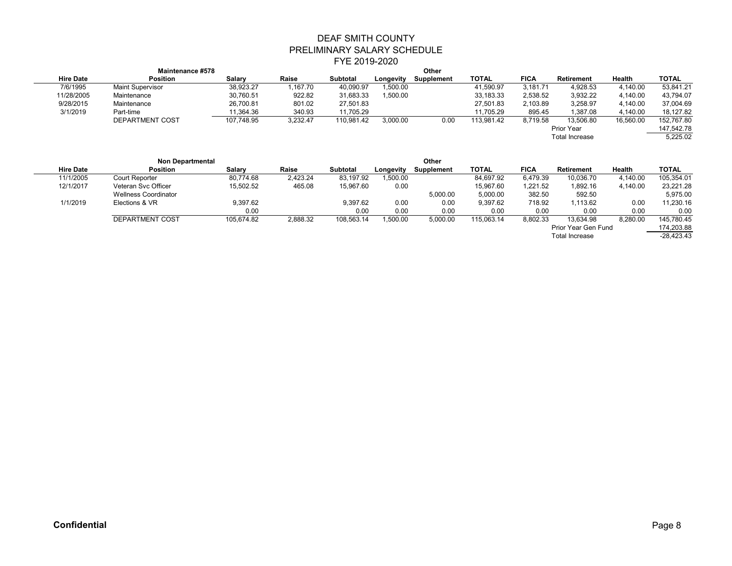# DEAF SMITH COUNTY
## PRELIMINARY SALARY SCHEDULE
## FYE 2019-2020

| Hire Date | Maintenance #578 Position | Salary | Raise | Subtotal | Longevity | Other Supplement | TOTAL | FICA | Retirement | Health | TOTAL |
|---|---|---|---|---|---|---|---|---|---|---|---|
| 7/6/1995 | Maint Supervisor | 38,923.27 | 1,167.70 | 40,090.97 | 1,500.00 | | 41,590.97 | 3,181.71 | 4,928.53 | 4,140.00 | 53,841.21 |
| 11/28/2005 | Maintenance | 30,760.51 | 922.82 | 31,683.33 | 1,500.00 | | 33,183.33 | 2,538.52 | 3,932.22 | 4,140.00 | 43,794.07 |
| 9/28/2015 | Maintenance | 26,700.81 | 801.02 | 27,501.83 | | | 27,501.83 | 2,103.89 | 3,258.97 | 4,140.00 | 37,004.69 |
| 3/1/2019 | Part-time | 11,364.36 | 340.93 | 11,705.29 | | | 11,705.29 | 895.45 | 1,387.08 | 4,140.00 | 18,127.82 |
| | DEPARTMENT COST | 107,748.95 | 3,232.47 | 110,981.42 | 3,000.00 | 0.00 | 113,981.42 | 8,719.58 | 13,506.80 | 16,560.00 | 152,767.80 |
| | | | | | | | | | Prior Year | | 147,542.78 |
| | | | | | | | | | Total Increase | | 5,225.02 |

| Hire Date | Non Departmental Position | Salary | Raise | Subtotal | Longevity | Other Supplement | TOTAL | FICA | Retirement | Health | TOTAL |
|---|---|---|---|---|---|---|---|---|---|---|---|
| 11/1/2005 | Court Reporter | 80,774.68 | 2,423.24 | 83,197.92 | 1,500.00 | | 84,697.92 | 6,479.39 | 10,036.70 | 4,140.00 | 105,354.01 |
| 12/1/2017 | Veteran Svc Officer | 15,502.52 | 465.08 | 15,967.60 | 0.00 | | 15,967.60 | 1,221.52 | 1,892.16 | 4,140.00 | 23,221.28 |
| | Wellness Coordinator | | | | | 5,000.00 | 5,000.00 | 382.50 | 592.50 | | 5,975.00 |
| 1/1/2019 | Elections & VR | 9,397.62 | | 9,397.62 | 0.00 | 0.00 | 9,397.62 | 718.92 | 1,113.62 | 0.00 | 11,230.16 |
| | | 0.00 | | 0.00 | 0.00 | 0.00 | 0.00 | 0.00 | 0.00 | 0.00 | 0.00 |
| | DEPARTMENT COST | 105,674.82 | 2,888.32 | 108,563.14 | 1,500.00 | 5,000.00 | 115,063.14 | 8,802.33 | 13,634.98 | 8,280.00 | 145,780.45 |
| | | | | | | | | | Prior Year Gen Fund | | 174,203.88 |
| | | | | | | | | | Total Increase | | -28,423.43 |

**Confidential**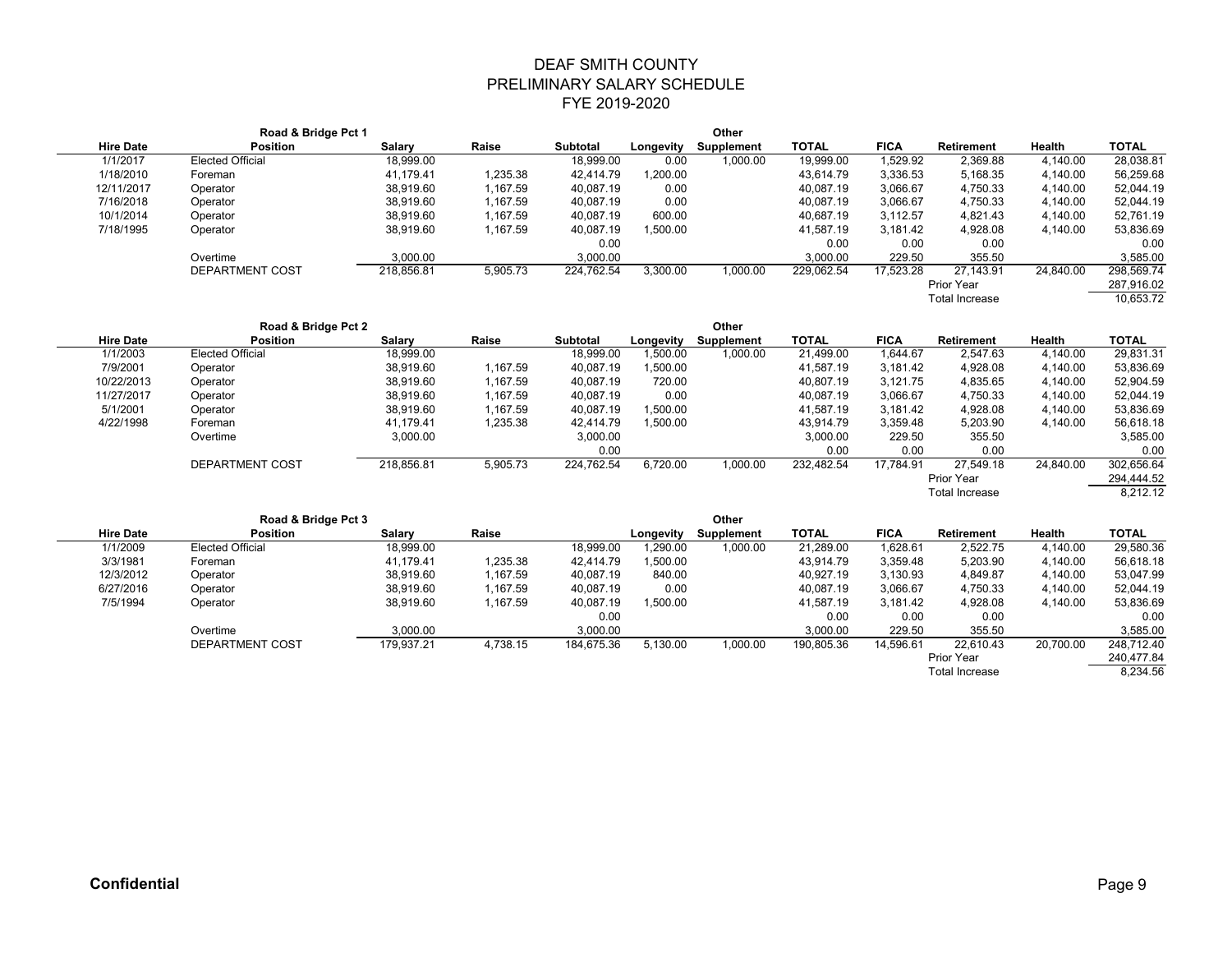# DEAF SMITH COUNTY
## PRELIMINARY SALARY SCHEDULE
## FYE 2019-2020

| Hire Date | Road & Bridge Pct 1<br>Position | Salary | Raise | Subtotal | Longevity | Other<br>Supplement | TOTAL | FICA | Retirement | Health | TOTAL |
|---|---|---|---|---|---|---|---|---|---|---|---|
| 1/1/2017 | Elected Official | 18,999.00 | | 18,999.00 | 0.00 | 1,000.00 | 19,999.00 | 1,529.92 | 2,369.88 | 4,140.00 | 28,038.81 |
| 1/18/2010 | Foreman | 41,179.41 | 1,235.38 | 42,414.79 | 1,200.00 | | 43,614.79 | 3,336.53 | 5,168.35 | 4,140.00 | 56,259.68 |
| 12/11/2017 | Operator | 38,919.60 | 1,167.59 | 40,087.19 | 0.00 | | 40,087.19 | 3,066.67 | 4,750.33 | 4,140.00 | 52,044.19 |
| 7/16/2018 | Operator | 38,919.60 | 1,167.59 | 40,087.19 | 0.00 | | 40,087.19 | 3,066.67 | 4,750.33 | 4,140.00 | 52,044.19 |
| 10/1/2014 | Operator | 38,919.60 | 1,167.59 | 40,087.19 | 600.00 | | 40,687.19 | 3,112.57 | 4,821.43 | 4,140.00 | 52,761.19 |
| 7/18/1995 | Operator | 38,919.60 | 1,167.59 | 40,087.19 | 1,500.00 | | 41,587.19 | 3,181.42 | 4,928.08 | 4,140.00 | 53,836.69 |
| | | | | 0.00 | | | 0.00 | 0.00 | 0.00 | | 0.00 |
| | Overtime | 3,000.00 | | 3,000.00 | | | 3,000.00 | 229.50 | 355.50 | | 3,585.00 |
| | DEPARTMENT COST | 218,856.81 | 5,905.73 | 224,762.54 | 3,300.00 | 1,000.00 | 229,062.54 | 17,523.28 | 27,143.91 | 24,840.00 | 298,569.74 |
| | | | | | | | | | Prior Year | | 287,916.02 |
| | | | | | | | | | Total Increase | | 10,653.72 |

| Hire Date | Road & Bridge Pct 2<br>Position | Salary | Raise | Subtotal | Longevity | Other<br>Supplement | TOTAL | FICA | Retirement | Health | TOTAL |
|---|---|---|---|---|---|---|---|---|---|---|---|
| 1/1/2003 | Elected Official | 18,999.00 | | 18,999.00 | 1,500.00 | 1,000.00 | 21,499.00 | 1,644.67 | 2,547.63 | 4,140.00 | 29,831.31 |
| 7/9/2001 | Operator | 38,919.60 | 1,167.59 | 40,087.19 | 1,500.00 | | 41,587.19 | 3,181.42 | 4,928.08 | 4,140.00 | 53,836.69 |
| 10/22/2013 | Operator | 38,919.60 | 1,167.59 | 40,087.19 | 720.00 | | 40,807.19 | 3,121.75 | 4,835.65 | 4,140.00 | 52,904.59 |
| 11/27/2017 | Operator | 38,919.60 | 1,167.59 | 40,087.19 | 0.00 | | 40,087.19 | 3,066.67 | 4,750.33 | 4,140.00 | 52,044.19 |
| 5/1/2001 | Operator | 38,919.60 | 1,167.59 | 40,087.19 | 1,500.00 | | 41,587.19 | 3,181.42 | 4,928.08 | 4,140.00 | 53,836.69 |
| 4/22/1998 | Foreman | 41,179.41 | 1,235.38 | 42,414.79 | 1,500.00 | | 43,914.79 | 3,359.48 | 5,203.90 | 4,140.00 | 56,618.18 |
| | Overtime | 3,000.00 | | 3,000.00 | | | 3,000.00 | 229.50 | 355.50 | | 3,585.00 |
| | | | | 0.00 | | | 0.00 | 0.00 | 0.00 | | 0.00 |
| | DEPARTMENT COST | 218,856.81 | 5,905.73 | 224,762.54 | 6,720.00 | 1,000.00 | 232,482.54 | 17,784.91 | 27,549.18 | 24,840.00 | 302,656.64 |
| | | | | | | | | | Prior Year | | 294,444.52 |
| | | | | | | | | | Total Increase | | 8,212.12 |

| Hire Date | Road & Bridge Pct 3<br>Position | Salary | Raise | | Longevity | Other<br>Supplement | TOTAL | FICA | Retirement | Health | TOTAL |
|---|---|---|---|---|---|---|---|---|---|---|---|
| 1/1/2009 | Elected Official | 18,999.00 | | 18,999.00 | 1,290.00 | 1,000.00 | 21,289.00 | 1,628.61 | 2,522.75 | 4,140.00 | 29,580.36 |
| 3/3/1981 | Foreman | 41,179.41 | 1,235.38 | 42,414.79 | 1,500.00 | | 43,914.79 | 3,359.48 | 5,203.90 | 4,140.00 | 56,618.18 |
| 12/3/2012 | Operator | 38,919.60 | 1,167.59 | 40,087.19 | 840.00 | | 40,927.19 | 3,130.93 | 4,849.87 | 4,140.00 | 53,047.99 |
| 6/27/2016 | Operator | 38,919.60 | 1,167.59 | 40,087.19 | 0.00 | | 40,087.19 | 3,066.67 | 4,750.33 | 4,140.00 | 52,044.19 |
| 7/5/1994 | Operator | 38,919.60 | 1,167.59 | 40,087.19 | 1,500.00 | | 41,587.19 | 3,181.42 | 4,928.08 | 4,140.00 | 53,836.69 |
| | | | | 0.00 | | | 0.00 | 0.00 | 0.00 | | 0.00 |
| | Overtime | 3,000.00 | | 3,000.00 | | | 3,000.00 | 229.50 | 355.50 | | 3,585.00 |
| | DEPARTMENT COST | 179,937.21 | 4,738.15 | 184,675.36 | 5,130.00 | 1,000.00 | 190,805.36 | 14,596.61 | 22,610.43 | 20,700.00 | 248,712.40 |
| | | | | | | | | | Prior Year | | 240,477.84 |
| | | | | | | | | | Total Increase | | 8,234.56 |

**Confidential**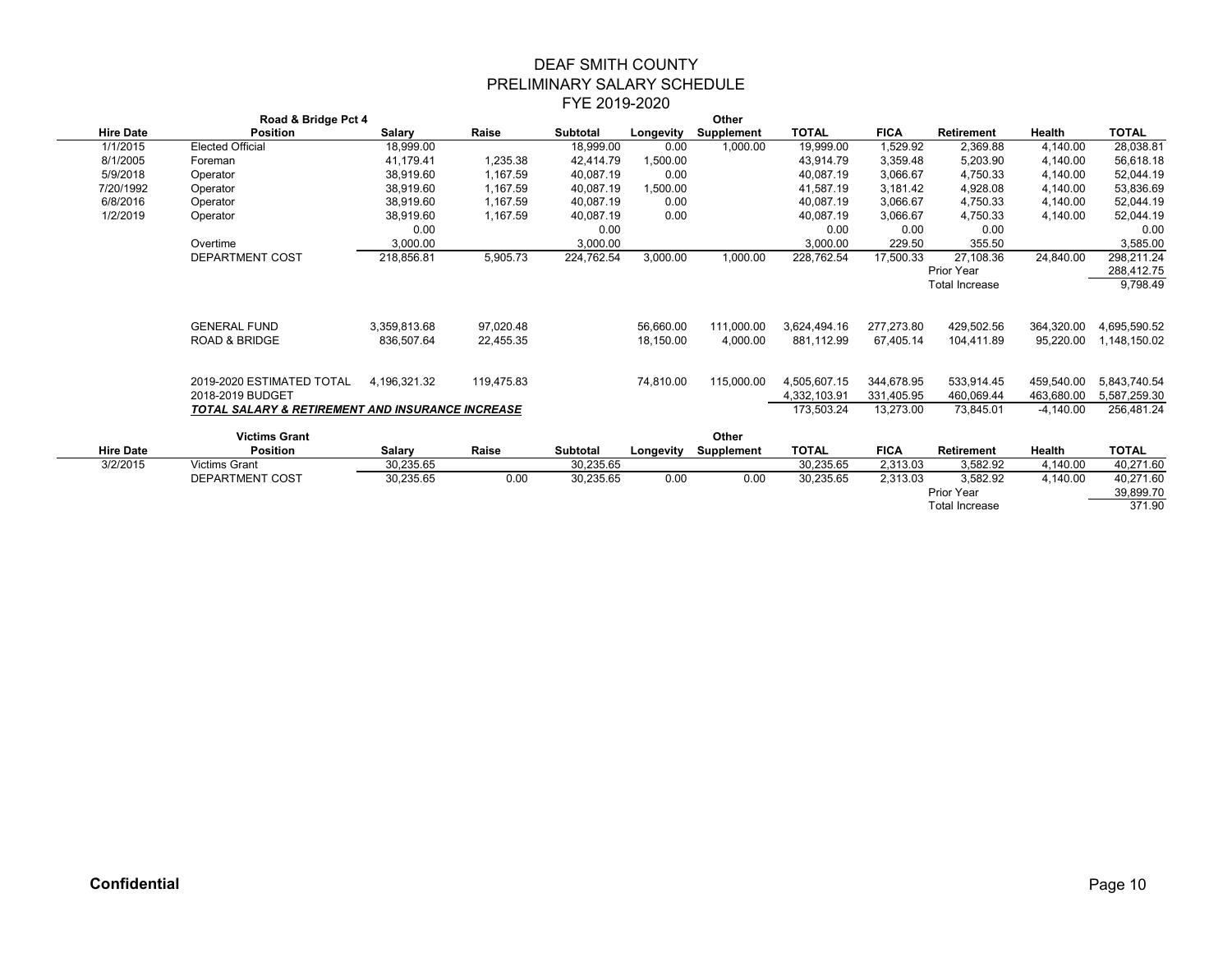# DEAF SMITH COUNTY
## PRELIMINARY SALARY SCHEDULE
## FYE 2019-2020

| Hire Date | Road & Bridge Pct 4 Position | Salary | Raise | Subtotal | Longevity | Other Supplement | TOTAL | FICA | Retirement | Health | TOTAL |
|---|---|---|---|---|---|---|---|---|---|---|---|
| 1/1/2015 | Elected Official | 18,999.00 | | 18,999.00 | 0.00 | 1,000.00 | 19,999.00 | 1,529.92 | 2,369.88 | 4,140.00 | 28,038.81 |
| 8/1/2005 | Foreman | 41,179.41 | 1,235.38 | 42,414.79 | 1,500.00 | | 43,914.79 | 3,359.48 | 5,203.90 | 4,140.00 | 56,618.18 |
| 5/9/2018 | Operator | 38,919.60 | 1,167.59 | 40,087.19 | 0.00 | | 40,087.19 | 3,066.67 | 4,750.33 | 4,140.00 | 52,044.19 |
| 7/20/1992 | Operator | 38,919.60 | 1,167.59 | 40,087.19 | 1,500.00 | | 41,587.19 | 3,181.42 | 4,928.08 | 4,140.00 | 53,836.69 |
| 6/8/2016 | Operator | 38,919.60 | 1,167.59 | 40,087.19 | 0.00 | | 40,087.19 | 3,066.67 | 4,750.33 | 4,140.00 | 52,044.19 |
| 1/2/2019 | Operator | 38,919.60 | 1,167.59 | 40,087.19 | 0.00 | | 40,087.19 | 3,066.67 | 4,750.33 | 4,140.00 | 52,044.19 |
| | | 0.00 | | 0.00 | | | 0.00 | 0.00 | 0.00 | | 0.00 |
| | Overtime | 3,000.00 | | 3,000.00 | | | 3,000.00 | 229.50 | 355.50 | | 3,585.00 |
| | DEPARTMENT COST | 218,856.81 | 5,905.73 | 224,762.54 | 3,000.00 | 1,000.00 | 228,762.54 | 17,500.33 | 27,108.36 | 24,840.00 | 298,211.24 |
| | | | | | | | | | Prior Year | | 288,412.75 |
| | | | | | | | | | Total Increase | | 9,798.49 |
| | GENERAL FUND | 3,359,813.68 | 97,020.48 | | 56,660.00 | 111,000.00 | 3,624,494.16 | 277,273.80 | 429,502.56 | 364,320.00 | 4,695,590.52 |
| | ROAD & BRIDGE | 836,507.64 | 22,455.35 | | 18,150.00 | 4,000.00 | 881,112.99 | 67,405.14 | 104,411.89 | 95,220.00 | 1,148,150.02 |
| | 2019-2020 ESTIMATED TOTAL | 4,196,321.32 | 119,475.83 | | 74,810.00 | 115,000.00 | 4,505,607.15 | 344,678.95 | 533,914.45 | 459,540.00 | 5,843,740.54 |
| | 2018-2019 BUDGET | | | | | | 4,332,103.91 | 331,405.95 | 460,069.44 | 463,680.00 | 5,587,259.30 |
| | ***TOTAL SALARY & RETIREMENT AND INSURANCE INCREASE*** | | | | | | 173,503.24 | 13,273.00 | 73,845.01 | -4,140.00 | 256,481.24 |

| Hire Date | Victims Grant Position | Salary | Raise | Subtotal | Longevity | Other Supplement | TOTAL | FICA | Retirement | Health | TOTAL |
|---|---|---|---|---|---|---|---|---|---|---|---|
| 3/2/2015 | Victims Grant | 30,235.65 | | 30,235.65 | | | 30,235.65 | 2,313.03 | 3,582.92 | 4,140.00 | 40,271.60 |
| | DEPARTMENT COST | 30,235.65 | 0.00 | 30,235.65 | 0.00 | 0.00 | 30,235.65 | 2,313.03 | 3,582.92 | 4,140.00 | 40,271.60 |
| | | | | | | | | | Prior Year | | 39,899.70 |
| | | | | | | | | | Total Increase | | 371.90 |

**Confidential**